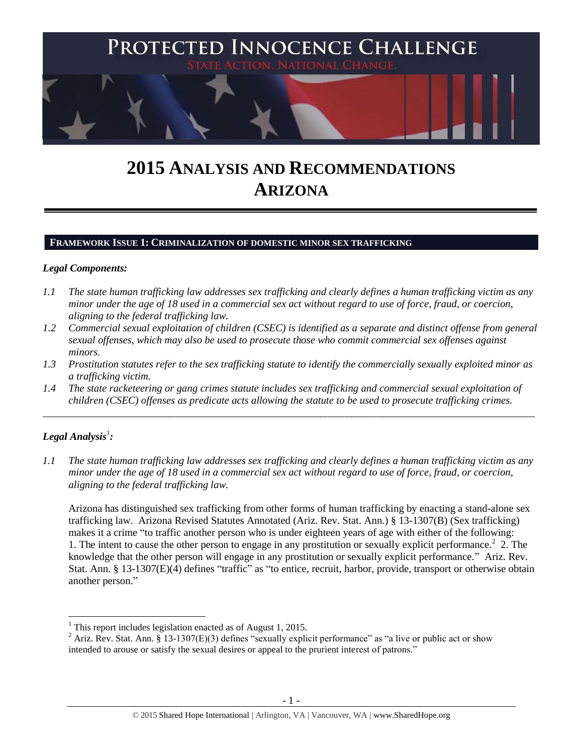# PROTECTED INNOCENCE CHALLENGE

STATE ACTION. NATIONAL CHANGE.

# 2015 ANALYSIS AND RECOMMENDATIONS ARIZONA

## FRAMEWORK ISSUE 1: CRIMINALIZATION OF DOMESTIC MINOR SEX TRAFFICKING

### *Legal Components:*

*1.1 The state human trafficking law addresses sex trafficking and clearly defines a human trafficking victim as any minor under the age of 18 used in a commercial sex act without regard to use of force, fraud, or coercion, aligning to the federal trafficking law.*

*1.2 Commercial sexual exploitation of children (CSEC) is identified as a separate and distinct offense from general sexual offenses, which may also be used to prosecute those who commit commercial sex offenses against minors.*

*1.3 Prostitution statutes refer to the sex trafficking statute to identify the commercially sexually exploited minor as a trafficking victim.*

*1.4 The state racketeering or gang crimes statute includes sex trafficking and commercial sexual exploitation of children (CSEC) offenses as predicate acts allowing the statute to be used to prosecute trafficking crimes.*

---

### *Legal Analysis*[1]*:*

*1.1 The state human trafficking law addresses sex trafficking and clearly defines a human trafficking victim as any minor under the age of 18 used in a commercial sex act without regard to use of force, fraud, or coercion, aligning to the federal trafficking law.*

Arizona has distinguished sex trafficking from other forms of human trafficking by enacting a stand-alone sex trafficking law. Arizona Revised Statutes Annotated (Ariz. Rev. Stat. Ann.) § 13-1307(B) (Sex trafficking) makes it a crime "to traffic another person who is under eighteen years of age with either of the following: 1. The intent to cause the other person to engage in any prostitution or sexually explicit performance.[2] 2. The knowledge that the other person will engage in any prostitution or sexually explicit performance." Ariz. Rev. Stat. Ann. § 13-1307(E)(4) defines "traffic" as "to entice, recruit, harbor, provide, transport or otherwise obtain another person."

---

[1] This report includes legislation enacted as of August 1, 2015.

[2] Ariz. Rev. Stat. Ann. § 13-1307(E)(3) defines "sexually explicit performance" as "a live or public act or show intended to arouse or satisfy the sexual desires or appeal to the prurient interest of patrons."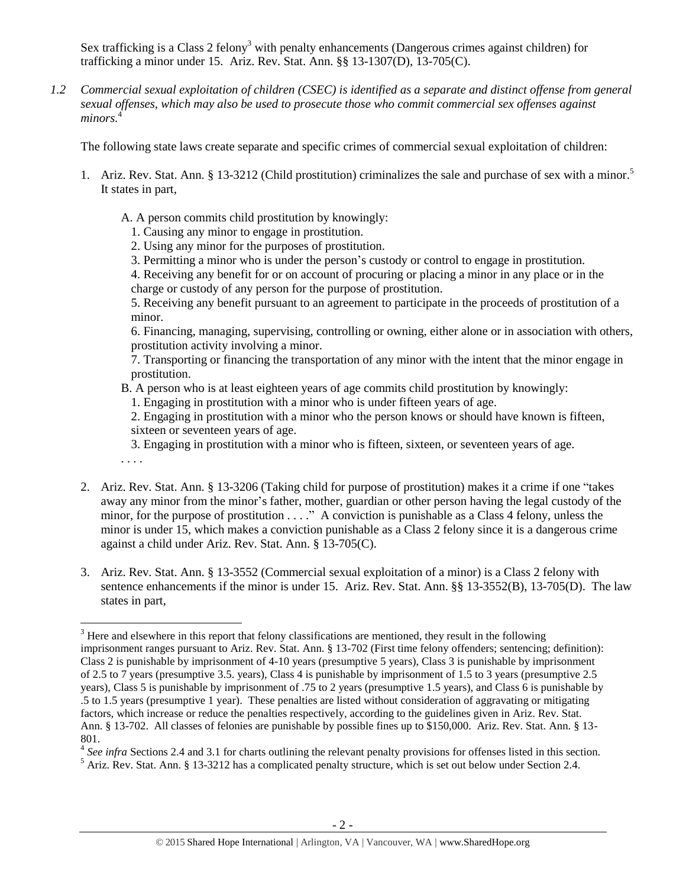Sex trafficking is a Class 2 felony[3] with penalty enhancements (Dangerous crimes against children) for trafficking a minor under 15. Ariz. Rev. Stat. Ann. §§ 13-1307(D), 13-705(C).

*1.2 Commercial sexual exploitation of children (CSEC) is identified as a separate and distinct offense from general sexual offenses, which may also be used to prosecute those who commit commercial sex offenses against minors.*[4]

The following state laws create separate and specific crimes of commercial sexual exploitation of children:

1. Ariz. Rev. Stat. Ann. § 13-3212 (Child prostitution) criminalizes the sale and purchase of sex with a minor.[5] It states in part,

   A. A person commits child prostitution by knowingly:
   1. Causing any minor to engage in prostitution.
   2. Using any minor for the purposes of prostitution.
   3. Permitting a minor who is under the person's custody or control to engage in prostitution.
   4. Receiving any benefit for or on account of procuring or placing a minor in any place or in the charge or custody of any person for the purpose of prostitution.
   5. Receiving any benefit pursuant to an agreement to participate in the proceeds of prostitution of a minor.
   6. Financing, managing, supervising, controlling or owning, either alone or in association with others, prostitution activity involving a minor.
   7. Transporting or financing the transportation of any minor with the intent that the minor engage in prostitution.

   B. A person who is at least eighteen years of age commits child prostitution by knowingly:
   1. Engaging in prostitution with a minor who is under fifteen years of age.
   2. Engaging in prostitution with a minor who the person knows or should have known is fifteen, sixteen or seventeen years of age.
   3. Engaging in prostitution with a minor who is fifteen, sixteen, or seventeen years of age.

   . . . .

2. Ariz. Rev. Stat. Ann. § 13-3206 (Taking child for purpose of prostitution) makes it a crime if one "takes away any minor from the minor's father, mother, guardian or other person having the legal custody of the minor, for the purpose of prostitution . . . ." A conviction is punishable as a Class 4 felony, unless the minor is under 15, which makes a conviction punishable as a Class 2 felony since it is a dangerous crime against a child under Ariz. Rev. Stat. Ann. § 13-705(C).

3. Ariz. Rev. Stat. Ann. § 13-3552 (Commercial sexual exploitation of a minor) is a Class 2 felony with sentence enhancements if the minor is under 15. Ariz. Rev. Stat. Ann. §§ 13-3552(B), 13-705(D). The law states in part,

---

[3] Here and elsewhere in this report that felony classifications are mentioned, they result in the following imprisonment ranges pursuant to Ariz. Rev. Stat. Ann. § 13-702 (First time felony offenders; sentencing; definition): Class 2 is punishable by imprisonment of 4-10 years (presumptive 5 years), Class 3 is punishable by imprisonment of 2.5 to 7 years (presumptive 3.5. years), Class 4 is punishable by imprisonment of 1.5 to 3 years (presumptive 2.5 years), Class 5 is punishable by imprisonment of .75 to 2 years (presumptive 1.5 years), and Class 6 is punishable by .5 to 1.5 years (presumptive 1 year). These penalties are listed without consideration of aggravating or mitigating factors, which increase or reduce the penalties respectively, according to the guidelines given in Ariz. Rev. Stat. Ann. § 13-702. All classes of felonies are punishable by possible fines up to $150,000. Ariz. Rev. Stat. Ann. § 13-801.

[4] *See infra* Sections 2.4 and 3.1 for charts outlining the relevant penalty provisions for offenses listed in this section.

[5] Ariz. Rev. Stat. Ann. § 13-3212 has a complicated penalty structure, which is set out below under Section 2.4.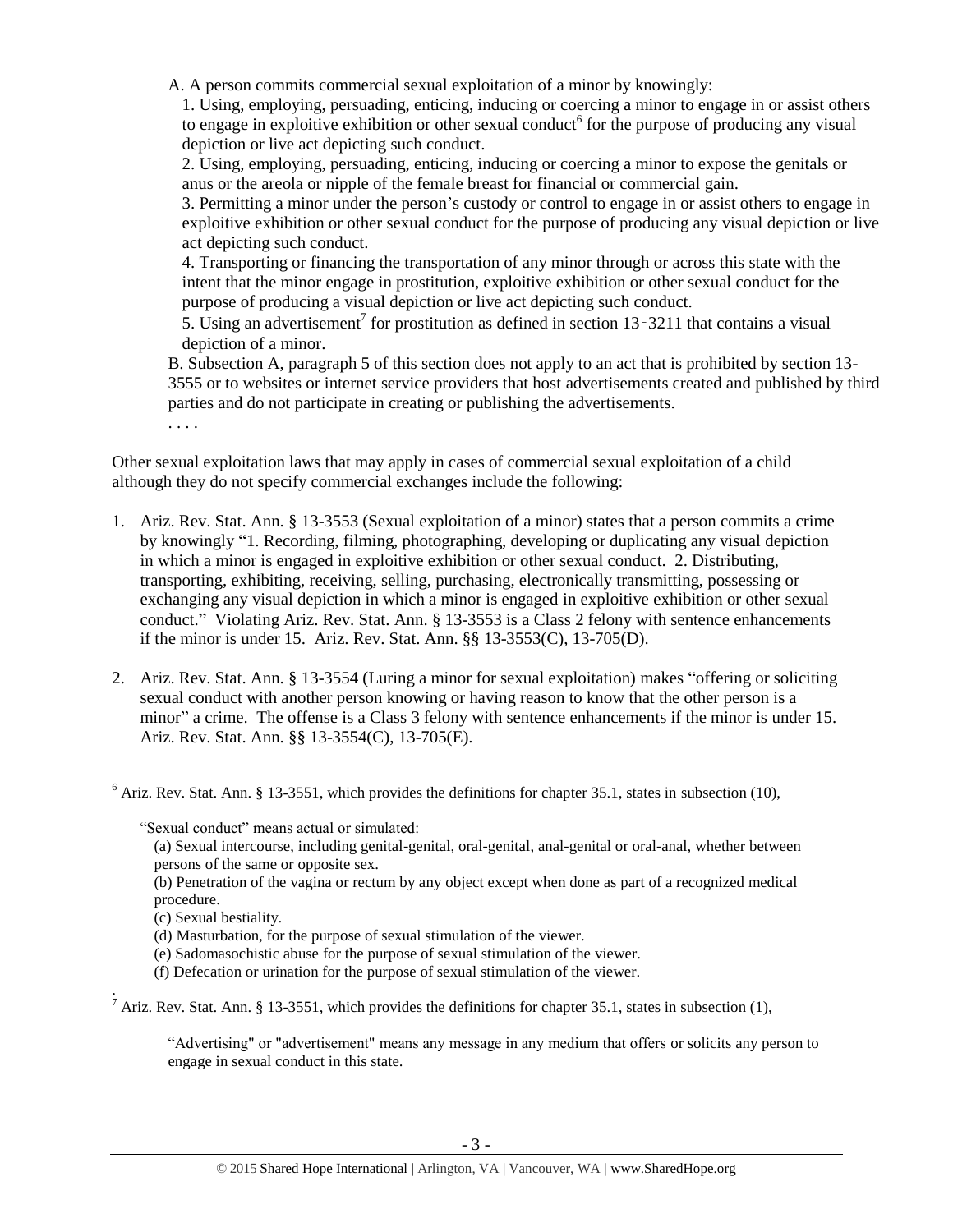A. A person commits commercial sexual exploitation of a minor by knowingly:

1. Using, employing, persuading, enticing, inducing or coercing a minor to engage in or assist others to engage in exploitive exhibition or other sexual conduct[6] for the purpose of producing any visual depiction or live act depicting such conduct.

2. Using, employing, persuading, enticing, inducing or coercing a minor to expose the genitals or anus or the areola or nipple of the female breast for financial or commercial gain.

3. Permitting a minor under the person's custody or control to engage in or assist others to engage in exploitive exhibition or other sexual conduct for the purpose of producing any visual depiction or live act depicting such conduct.

4. Transporting or financing the transportation of any minor through or across this state with the intent that the minor engage in prostitution, exploitive exhibition or other sexual conduct for the purpose of producing a visual depiction or live act depicting such conduct.

5. Using an advertisement[7] for prostitution as defined in section 13‑3211 that contains a visual depiction of a minor.

B. Subsection A, paragraph 5 of this section does not apply to an act that is prohibited by section 13-3555 or to websites or internet service providers that host advertisements created and published by third parties and do not participate in creating or publishing the advertisements.

. . . .

Other sexual exploitation laws that may apply in cases of commercial sexual exploitation of a child although they do not specify commercial exchanges include the following:

1. Ariz. Rev. Stat. Ann. § 13-3553 (Sexual exploitation of a minor) states that a person commits a crime by knowingly "1. Recording, filming, photographing, developing or duplicating any visual depiction in which a minor is engaged in exploitive exhibition or other sexual conduct. 2. Distributing, transporting, exhibiting, receiving, selling, purchasing, electronically transmitting, possessing or exchanging any visual depiction in which a minor is engaged in exploitive exhibition or other sexual conduct." Violating Ariz. Rev. Stat. Ann. § 13-3553 is a Class 2 felony with sentence enhancements if the minor is under 15. Ariz. Rev. Stat. Ann. §§ 13-3553(C), 13-705(D).

2. Ariz. Rev. Stat. Ann. § 13-3554 (Luring a minor for sexual exploitation) makes "offering or soliciting sexual conduct with another person knowing or having reason to know that the other person is a minor" a crime. The offense is a Class 3 felony with sentence enhancements if the minor is under 15. Ariz. Rev. Stat. Ann. §§ 13-3554(C), 13-705(E).

---

[6] Ariz. Rev. Stat. Ann. § 13-3551, which provides the definitions for chapter 35.1, states in subsection (10),

> "Sexual conduct" means actual or simulated:
>
> (a) Sexual intercourse, including genital-genital, oral-genital, anal-genital or oral-anal, whether between persons of the same or opposite sex.
>
> (b) Penetration of the vagina or rectum by any object except when done as part of a recognized medical procedure.
>
> (c) Sexual bestiality.
>
> (d) Masturbation, for the purpose of sexual stimulation of the viewer.
>
> (e) Sadomasochistic abuse for the purpose of sexual stimulation of the viewer.
>
> (f) Defecation or urination for the purpose of sexual stimulation of the viewer.

[7] Ariz. Rev. Stat. Ann. § 13-3551, which provides the definitions for chapter 35.1, states in subsection (1),

> "Advertising" or "advertisement" means any message in any medium that offers or solicits any person to engage in sexual conduct in this state.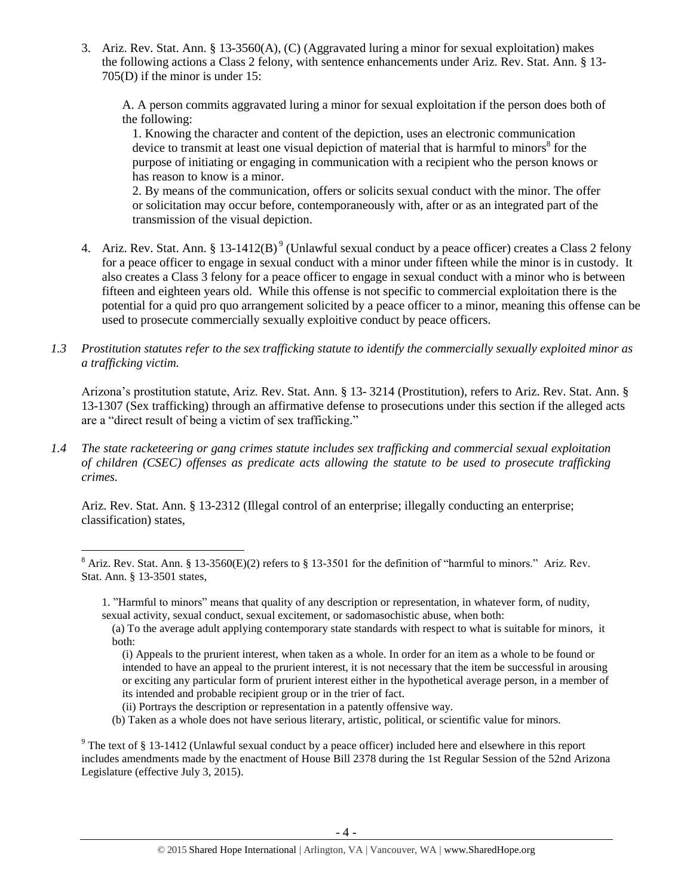3. Ariz. Rev. Stat. Ann. § 13-3560(A), (C) (Aggravated luring a minor for sexual exploitation) makes the following actions a Class 2 felony, with sentence enhancements under Ariz. Rev. Stat. Ann. § 13-705(D) if the minor is under 15:

   A. A person commits aggravated luring a minor for sexual exploitation if the person does both of the following:

   1. Knowing the character and content of the depiction, uses an electronic communication device to transmit at least one visual depiction of material that is harmful to minors[8] for the purpose of initiating or engaging in communication with a recipient who the person knows or has reason to know is a minor.
   2. By means of the communication, offers or solicits sexual conduct with the minor. The offer or solicitation may occur before, contemporaneously with, after or as an integrated part of the transmission of the visual depiction.

4. Ariz. Rev. Stat. Ann. § 13-1412(B)[9] (Unlawful sexual conduct by a peace officer) creates a Class 2 felony for a peace officer to engage in sexual conduct with a minor under fifteen while the minor is in custody. It also creates a Class 3 felony for a peace officer to engage in sexual conduct with a minor who is between fifteen and eighteen years old. While this offense is not specific to commercial exploitation there is the potential for a quid pro quo arrangement solicited by a peace officer to a minor, meaning this offense can be used to prosecute commercially sexually exploitive conduct by peace officers.

*1.3 Prostitution statutes refer to the sex trafficking statute to identify the commercially sexually exploited minor as a trafficking victim.*

Arizona's prostitution statute, Ariz. Rev. Stat. Ann. § 13- 3214 (Prostitution), refers to Ariz. Rev. Stat. Ann. § 13-1307 (Sex trafficking) through an affirmative defense to prosecutions under this section if the alleged acts are a "direct result of being a victim of sex trafficking."

*1.4 The state racketeering or gang crimes statute includes sex trafficking and commercial sexual exploitation of children (CSEC) offenses as predicate acts allowing the statute to be used to prosecute trafficking crimes.*

Ariz. Rev. Stat. Ann. § 13-2312 (Illegal control of an enterprise; illegally conducting an enterprise; classification) states,

---

[8] Ariz. Rev. Stat. Ann. § 13-3560(E)(2) refers to § 13-3501 for the definition of "harmful to minors." Ariz. Rev. Stat. Ann. § 13-3501 states,

> 1. "Harmful to minors" means that quality of any description or representation, in whatever form, of nudity, sexual activity, sexual conduct, sexual excitement, or sadomasochistic abuse, when both:
>    (a) To the average adult applying contemporary state standards with respect to what is suitable for minors, it both:
>       (i) Appeals to the prurient interest, when taken as a whole. In order for an item as a whole to be found or intended to have an appeal to the prurient interest, it is not necessary that the item be successful in arousing or exciting any particular form of prurient interest either in the hypothetical average person, in a member of its intended and probable recipient group or in the trier of fact.
>       (ii) Portrays the description or representation in a patently offensive way.
>    (b) Taken as a whole does not have serious literary, artistic, political, or scientific value for minors.

[9] The text of § 13-1412 (Unlawful sexual conduct by a peace officer) included here and elsewhere in this report includes amendments made by the enactment of House Bill 2378 during the 1st Regular Session of the 52nd Arizona Legislature (effective July 3, 2015).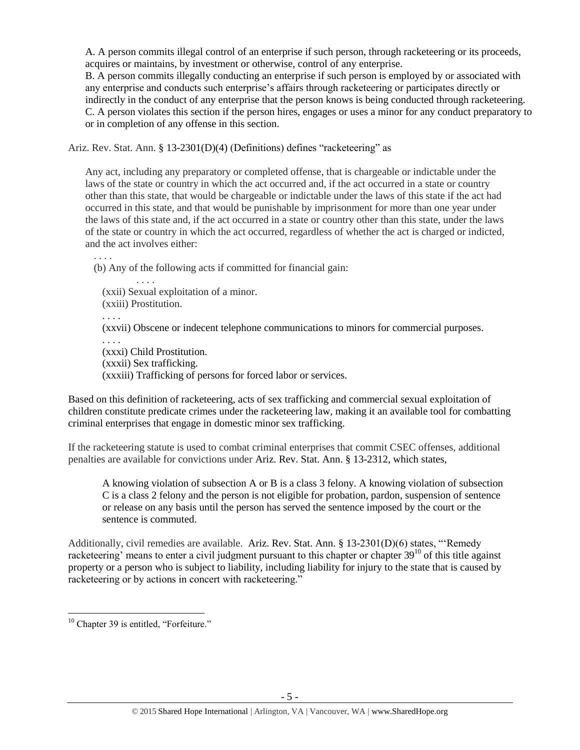> A. A person commits illegal control of an enterprise if such person, through racketeering or its proceeds, acquires or maintains, by investment or otherwise, control of any enterprise.
> B. A person commits illegally conducting an enterprise if such person is employed by or associated with any enterprise and conducts such enterprise's affairs through racketeering or participates directly or indirectly in the conduct of any enterprise that the person knows is being conducted through racketeering.
> C. A person violates this section if the person hires, engages or uses a minor for any conduct preparatory to or in completion of any offense in this section.

Ariz. Rev. Stat. Ann. § 13-2301(D)(4) (Definitions) defines "racketeering" as

> Any act, including any preparatory or completed offense, that is chargeable or indictable under the laws of the state or country in which the act occurred and, if the act occurred in a state or country other than this state, that would be chargeable or indictable under the laws of this state if the act had occurred in this state, and that would be punishable by imprisonment for more than one year under the laws of this state and, if the act occurred in a state or country other than this state, under the laws of the state or country in which the act occurred, regardless of whether the act is charged or indicted, and the act involves either:
>
> . . . .
>
> (b) Any of the following acts if committed for financial gain:
>
> . . . .
>
> (xxii) Sexual exploitation of a minor.
> (xxiii) Prostitution.
> . . . .
> (xxvii) Obscene or indecent telephone communications to minors for commercial purposes.
> . . . .
> (xxxi) Child Prostitution.
> (xxxii) Sex trafficking.
> (xxxiii) Trafficking of persons for forced labor or services.

Based on this definition of racketeering, acts of sex trafficking and commercial sexual exploitation of children constitute predicate crimes under the racketeering law, making it an available tool for combatting criminal enterprises that engage in domestic minor sex trafficking.

If the racketeering statute is used to combat criminal enterprises that commit CSEC offenses, additional penalties are available for convictions under Ariz. Rev. Stat. Ann. § 13-2312, which states,

> A knowing violation of subsection A or B is a class 3 felony. A knowing violation of subsection C is a class 2 felony and the person is not eligible for probation, pardon, suspension of sentence or release on any basis until the person has served the sentence imposed by the court or the sentence is commuted.

Additionally, civil remedies are available. Ariz. Rev. Stat. Ann. § 13-2301(D)(6) states, "'Remedy racketeering' means to enter a civil judgment pursuant to this chapter or chapter 39[10] of this title against property or a person who is subject to liability, including liability for injury to the state that is caused by racketeering or by actions in concert with racketeering."

---

[10] Chapter 39 is entitled, "Forfeiture."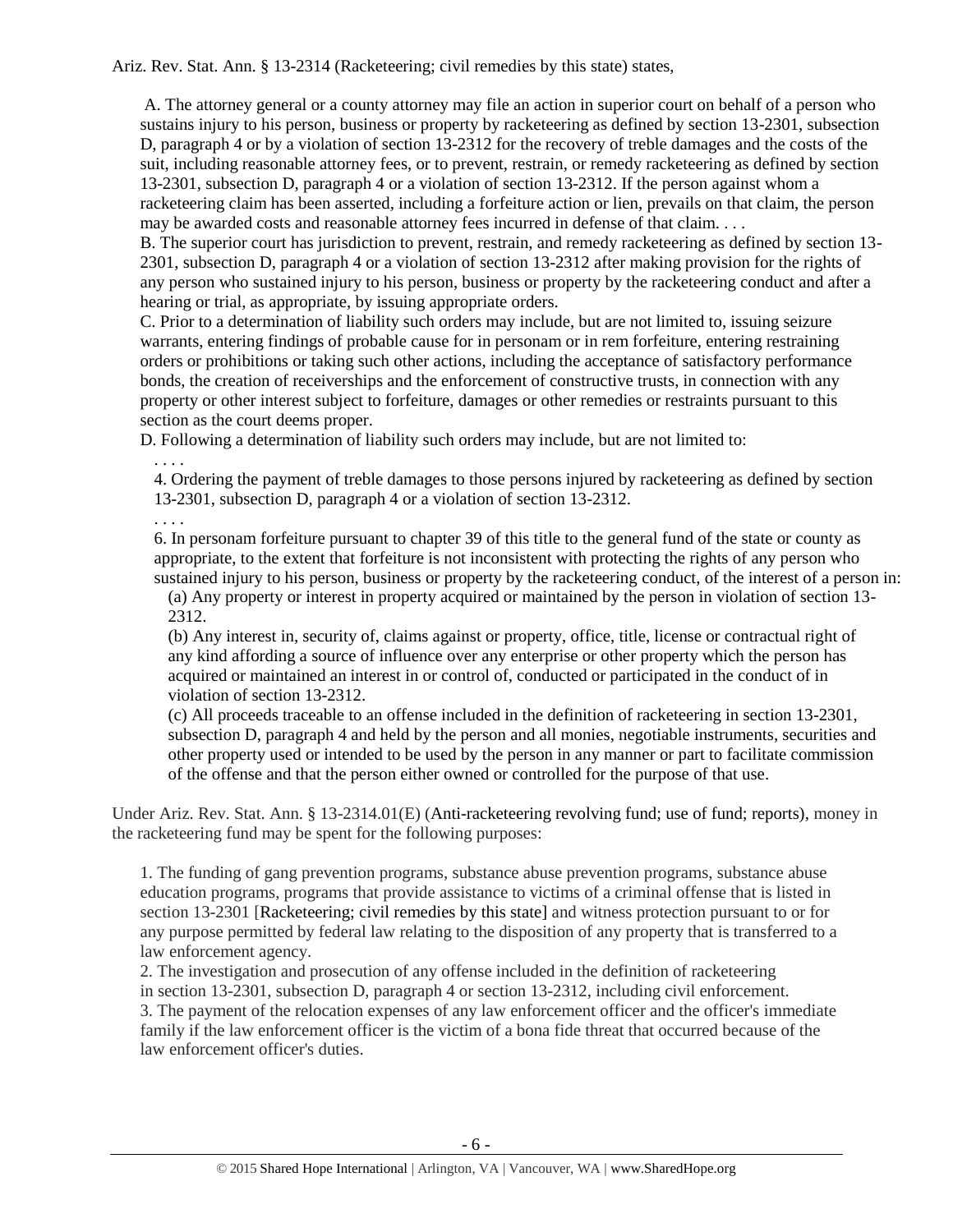Ariz. Rev. Stat. Ann. § 13-2314 (Racketeering; civil remedies by this state) states,

> A. The attorney general or a county attorney may file an action in superior court on behalf of a person who sustains injury to his person, business or property by racketeering as defined by section 13-2301, subsection D, paragraph 4 or by a violation of section 13-2312 for the recovery of treble damages and the costs of the suit, including reasonable attorney fees, or to prevent, restrain, or remedy racketeering as defined by section 13-2301, subsection D, paragraph 4 or a violation of section 13-2312. If the person against whom a racketeering claim has been asserted, including a forfeiture action or lien, prevails on that claim, the person may be awarded costs and reasonable attorney fees incurred in defense of that claim. . . .
>
> B. The superior court has jurisdiction to prevent, restrain, and remedy racketeering as defined by section 13-2301, subsection D, paragraph 4 or a violation of section 13-2312 after making provision for the rights of any person who sustained injury to his person, business or property by the racketeering conduct and after a hearing or trial, as appropriate, by issuing appropriate orders.
>
> C. Prior to a determination of liability such orders may include, but are not limited to, issuing seizure warrants, entering findings of probable cause for in personam or in rem forfeiture, entering restraining orders or prohibitions or taking such other actions, including the acceptance of satisfactory performance bonds, the creation of receiverships and the enforcement of constructive trusts, in connection with any property or other interest subject to forfeiture, damages or other remedies or restraints pursuant to this section as the court deems proper.
>
> D. Following a determination of liability such orders may include, but are not limited to:
>
> . . . .
>
> 4. Ordering the payment of treble damages to those persons injured by racketeering as defined by section 13-2301, subsection D, paragraph 4 or a violation of section 13-2312.
>
> . . . .
>
> 6. In personam forfeiture pursuant to chapter 39 of this title to the general fund of the state or county as appropriate, to the extent that forfeiture is not inconsistent with protecting the rights of any person who sustained injury to his person, business or property by the racketeering conduct, of the interest of a person in:
>
> (a) Any property or interest in property acquired or maintained by the person in violation of section 13-2312.
>
> (b) Any interest in, security of, claims against or property, office, title, license or contractual right of any kind affording a source of influence over any enterprise or other property which the person has acquired or maintained an interest in or control of, conducted or participated in the conduct of in violation of section 13-2312.
>
> (c) All proceeds traceable to an offense included in the definition of racketeering in section 13-2301, subsection D, paragraph 4 and held by the person and all monies, negotiable instruments, securities and other property used or intended to be used by the person in any manner or part to facilitate commission of the offense and that the person either owned or controlled for the purpose of that use.

Under Ariz. Rev. Stat. Ann. § 13-2314.01(E) (Anti-racketeering revolving fund; use of fund; reports), money in the racketeering fund may be spent for the following purposes:

> 1. The funding of gang prevention programs, substance abuse prevention programs, substance abuse education programs, programs that provide assistance to victims of a criminal offense that is listed in section 13-2301 [Racketeering; civil remedies by this state] and witness protection pursuant to or for any purpose permitted by federal law relating to the disposition of any property that is transferred to a law enforcement agency.
>
> 2. The investigation and prosecution of any offense included in the definition of racketeering in section 13-2301, subsection D, paragraph 4 or section 13-2312, including civil enforcement.
>
> 3. The payment of the relocation expenses of any law enforcement officer and the officer's immediate family if the law enforcement officer is the victim of a bona fide threat that occurred because of the law enforcement officer's duties.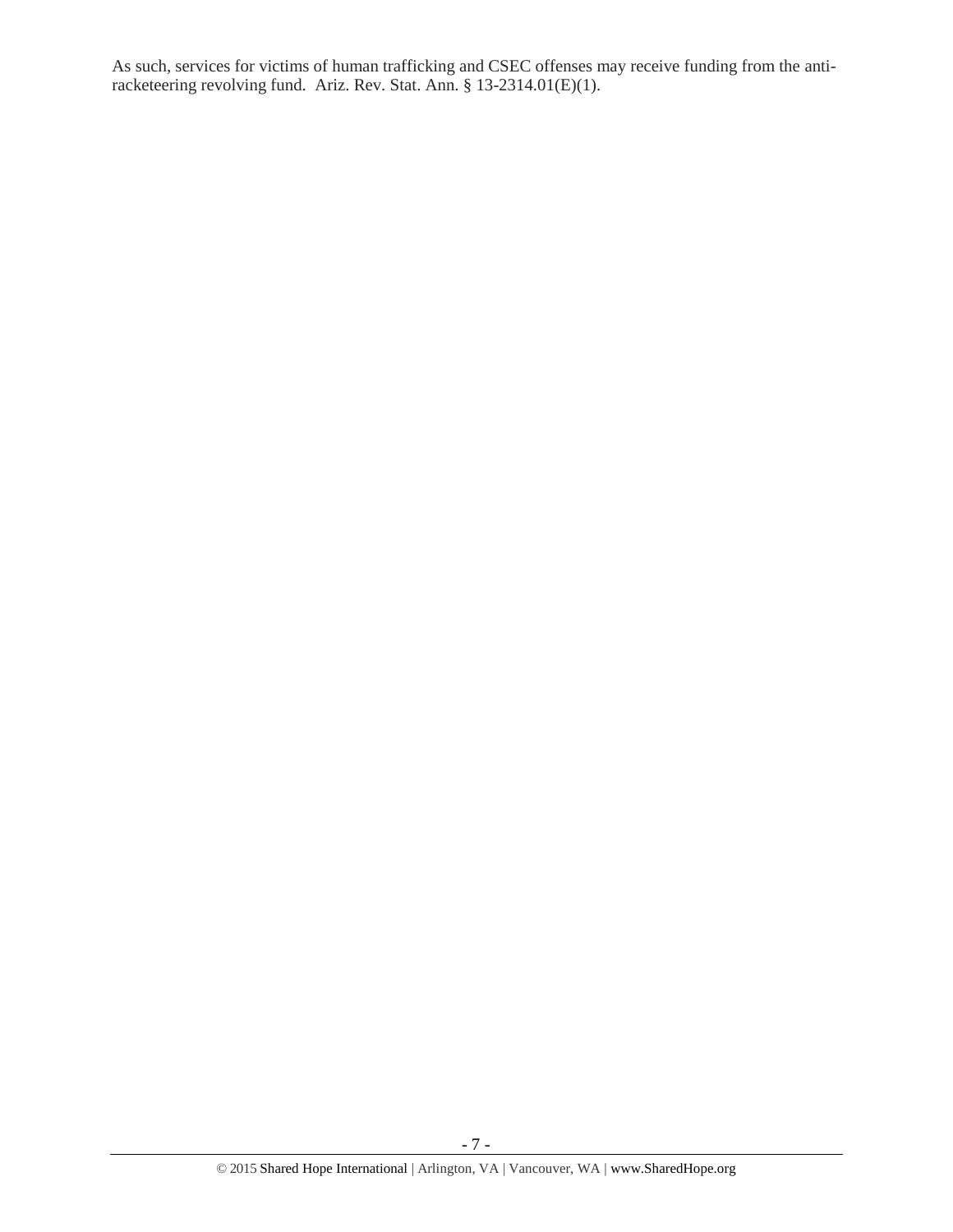As such, services for victims of human trafficking and CSEC offenses may receive funding from the anti-racketeering revolving fund. Ariz. Rev. Stat. Ann. § 13-2314.01(E)(1).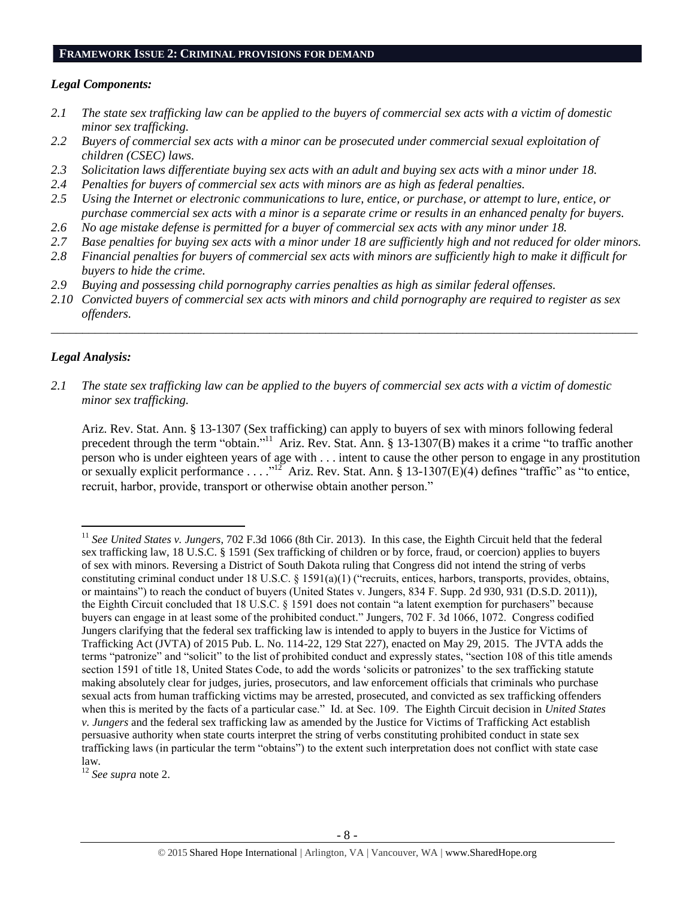## FRAMEWORK ISSUE 2: CRIMINAL PROVISIONS FOR DEMAND

### *Legal Components:*

*2.1 The state sex trafficking law can be applied to the buyers of commercial sex acts with a victim of domestic minor sex trafficking.*

*2.2 Buyers of commercial sex acts with a minor can be prosecuted under commercial sexual exploitation of children (CSEC) laws.*

*2.3 Solicitation laws differentiate buying sex acts with an adult and buying sex acts with a minor under 18.*

*2.4 Penalties for buyers of commercial sex acts with minors are as high as federal penalties.*

*2.5 Using the Internet or electronic communications to lure, entice, or purchase, or attempt to lure, entice, or purchase commercial sex acts with a minor is a separate crime or results in an enhanced penalty for buyers.*

*2.6 No age mistake defense is permitted for a buyer of commercial sex acts with any minor under 18.*

*2.7 Base penalties for buying sex acts with a minor under 18 are sufficiently high and not reduced for older minors.*

*2.8 Financial penalties for buyers of commercial sex acts with minors are sufficiently high to make it difficult for buyers to hide the crime.*

*2.9 Buying and possessing child pornography carries penalties as high as similar federal offenses.*

*2.10 Convicted buyers of commercial sex acts with minors and child pornography are required to register as sex offenders.*

---

### *Legal Analysis:*

*2.1 The state sex trafficking law can be applied to the buyers of commercial sex acts with a victim of domestic minor sex trafficking.*

Ariz. Rev. Stat. Ann. § 13-1307 (Sex trafficking) can apply to buyers of sex with minors following federal precedent through the term "obtain."[11] Ariz. Rev. Stat. Ann. § 13-1307(B) makes it a crime "to traffic another person who is under eighteen years of age with . . . intent to cause the other person to engage in any prostitution or sexually explicit performance . . . ."[12] Ariz. Rev. Stat. Ann. § 13-1307(E)(4) defines "traffic" as "to entice, recruit, harbor, provide, transport or otherwise obtain another person."

---

[11] *See United States v. Jungers*, 702 F.3d 1066 (8th Cir. 2013). In this case, the Eighth Circuit held that the federal sex trafficking law, 18 U.S.C. § 1591 (Sex trafficking of children or by force, fraud, or coercion) applies to buyers of sex with minors. Reversing a District of South Dakota ruling that Congress did not intend the string of verbs constituting criminal conduct under 18 U.S.C. § 1591(a)(1) ("recruits, entices, harbors, transports, provides, obtains, or maintains") to reach the conduct of buyers (United States v. Jungers, 834 F. Supp. 2d 930, 931 (D.S.D. 2011)), the Eighth Circuit concluded that 18 U.S.C. § 1591 does not contain "a latent exemption for purchasers" because buyers can engage in at least some of the prohibited conduct." Jungers, 702 F. 3d 1066, 1072. Congress codified Jungers clarifying that the federal sex trafficking law is intended to apply to buyers in the Justice for Victims of Trafficking Act (JVTA) of 2015 Pub. L. No. 114-22, 129 Stat 227), enacted on May 29, 2015. The JVTA adds the terms "patronize" and "solicit" to the list of prohibited conduct and expressly states, "section 108 of this title amends section 1591 of title 18, United States Code, to add the words 'solicits or patronizes' to the sex trafficking statute making absolutely clear for judges, juries, prosecutors, and law enforcement officials that criminals who purchase sexual acts from human trafficking victims may be arrested, prosecuted, and convicted as sex trafficking offenders when this is merited by the facts of a particular case." Id. at Sec. 109. The Eighth Circuit decision in *United States v. Jungers* and the federal sex trafficking law as amended by the Justice for Victims of Trafficking Act establish persuasive authority when state courts interpret the string of verbs constituting prohibited conduct in state sex trafficking laws (in particular the term "obtains") to the extent such interpretation does not conflict with state case law.

[12] *See supra* note 2.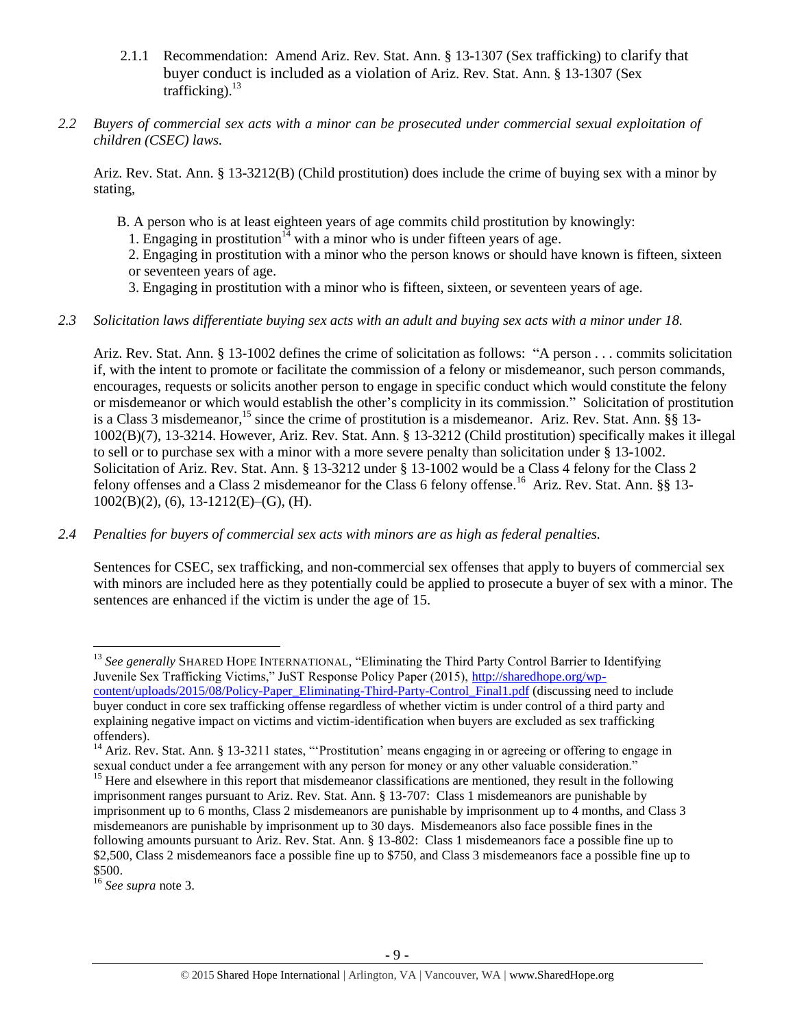2.1.1 Recommendation: Amend Ariz. Rev. Stat. Ann. § 13-1307 (Sex trafficking) to clarify that buyer conduct is included as a violation of Ariz. Rev. Stat. Ann. § 13-1307 (Sex trafficking).[13]

*2.2 Buyers of commercial sex acts with a minor can be prosecuted under commercial sexual exploitation of children (CSEC) laws.*

Ariz. Rev. Stat. Ann. § 13-3212(B) (Child prostitution) does include the crime of buying sex with a minor by stating,

> B. A person who is at least eighteen years of age commits child prostitution by knowingly:
> 1. Engaging in prostitution[14] with a minor who is under fifteen years of age.
> 2. Engaging in prostitution with a minor who the person knows or should have known is fifteen, sixteen or seventeen years of age.
> 3. Engaging in prostitution with a minor who is fifteen, sixteen, or seventeen years of age.

*2.3 Solicitation laws differentiate buying sex acts with an adult and buying sex acts with a minor under 18.*

Ariz. Rev. Stat. Ann. § 13-1002 defines the crime of solicitation as follows: "A person . . . commits solicitation if, with the intent to promote or facilitate the commission of a felony or misdemeanor, such person commands, encourages, requests or solicits another person to engage in specific conduct which would constitute the felony or misdemeanor or which would establish the other's complicity in its commission." Solicitation of prostitution is a Class 3 misdemeanor,[15] since the crime of prostitution is a misdemeanor. Ariz. Rev. Stat. Ann. §§ 13-1002(B)(7), 13-3214. However, Ariz. Rev. Stat. Ann. § 13-3212 (Child prostitution) specifically makes it illegal to sell or to purchase sex with a minor with a more severe penalty than solicitation under § 13-1002. Solicitation of Ariz. Rev. Stat. Ann. § 13-3212 under § 13-1002 would be a Class 4 felony for the Class 2 felony offenses and a Class 2 misdemeanor for the Class 6 felony offense.[16] Ariz. Rev. Stat. Ann. §§ 13-1002(B)(2), (6), 13-1212(E)–(G), (H).

*2.4 Penalties for buyers of commercial sex acts with minors are as high as federal penalties.*

Sentences for CSEC, sex trafficking, and non-commercial sex offenses that apply to buyers of commercial sex with minors are included here as they potentially could be applied to prosecute a buyer of sex with a minor. The sentences are enhanced if the victim is under the age of 15.

---

[13] *See generally* Shared Hope International, "Eliminating the Third Party Control Barrier to Identifying Juvenile Sex Trafficking Victims," JuST Response Policy Paper (2015), http://sharedhope.org/wp-content/uploads/2015/08/Policy-Paper_Eliminating-Third-Party-Control_Final1.pdf (discussing need to include buyer conduct in core sex trafficking offense regardless of whether victim is under control of a third party and explaining negative impact on victims and victim-identification when buyers are excluded as sex trafficking offenders).

[14] Ariz. Rev. Stat. Ann. § 13-3211 states, "'Prostitution' means engaging in or agreeing or offering to engage in sexual conduct under a fee arrangement with any person for money or any other valuable consideration."

[15] Here and elsewhere in this report that misdemeanor classifications are mentioned, they result in the following imprisonment ranges pursuant to Ariz. Rev. Stat. Ann. § 13-707: Class 1 misdemeanors are punishable by imprisonment up to 6 months, Class 2 misdemeanors are punishable by imprisonment up to 4 months, and Class 3 misdemeanors are punishable by imprisonment up to 30 days. Misdemeanors also face possible fines in the following amounts pursuant to Ariz. Rev. Stat. Ann. § 13-802: Class 1 misdemeanors face a possible fine up to $2,500, Class 2 misdemeanors face a possible fine up to $750, and Class 3 misdemeanors face a possible fine up to $500.

[16] *See supra* note 3.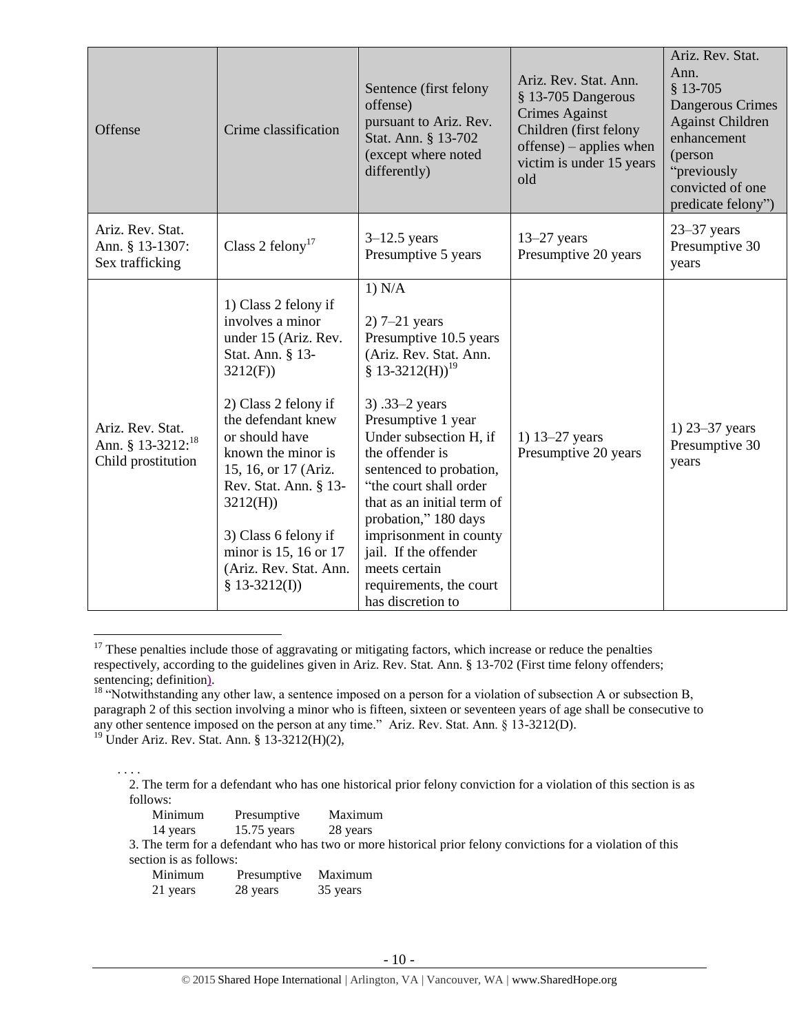| Offense | Crime classification | Sentence (first felony offense) pursuant to Ariz. Rev. Stat. Ann. § 13-702 (except where noted differently) | Ariz. Rev. Stat. Ann. § 13-705 Dangerous Crimes Against Children (first felony offense) – applies when victim is under 15 years old | Ariz. Rev. Stat. Ann. § 13-705 Dangerous Crimes Against Children enhancement (person "previously convicted of one predicate felony") |
|---|---|---|---|---|
| Ariz. Rev. Stat. Ann. § 13-1307: Sex trafficking | Class 2 felony[17] | 3–12.5 years Presumptive 5 years | 13–27 years Presumptive 20 years | 23–37 years Presumptive 30 years |
| Ariz. Rev. Stat. Ann. § 13-3212:[18] Child prostitution | 1) Class 2 felony if involves a minor under 15 (Ariz. Rev. Stat. Ann. § 13-3212(F))<br><br>2) Class 2 felony if the defendant knew or should have known the minor is 15, 16, or 17 (Ariz. Rev. Stat. Ann. § 13-3212(H))<br><br>3) Class 6 felony if minor is 15, 16 or 17 (Ariz. Rev. Stat. Ann. § 13-3212(I)) | 1) N/A<br><br>2) 7–21 years Presumptive 10.5 years (Ariz. Rev. Stat. Ann. § 13-3212(H))[19]<br><br>3) .33–2 years Presumptive 1 year Under subsection H, if the offender is sentenced to probation, "the court shall order that as an initial term of probation," 180 days imprisonment in county jail. If the offender meets certain requirements, the court has discretion to | 1) 13–27 years Presumptive 20 years | 1) 23–37 years Presumptive 30 years |

[17] These penalties include those of aggravating or mitigating factors, which increase or reduce the penalties respectively, according to the guidelines given in Ariz. Rev. Stat. Ann. § 13-702 (First time felony offenders; sentencing; definition).

[18] "Notwithstanding any other law, a sentence imposed on a person for a violation of subsection A or subsection B, paragraph 2 of this section involving a minor who is fifteen, sixteen or seventeen years of age shall be consecutive to any other sentence imposed on the person at any time." Ariz. Rev. Stat. Ann. § 13-3212(D).

[19] Under Ariz. Rev. Stat. Ann. § 13-3212(H)(2),

> . . . .
> 2. The term for a defendant who has one historical prior felony conviction for a violation of this section is as follows:
>
> | Minimum | Presumptive | Maximum |
> |---|---|---|
> | 14 years | 15.75 years | 28 years |
>
> 3. The term for a defendant who has two or more historical prior felony convictions for a violation of this section is as follows:
>
> | Minimum | Presumptive | Maximum |
> |---|---|---|
> | 21 years | 28 years | 35 years |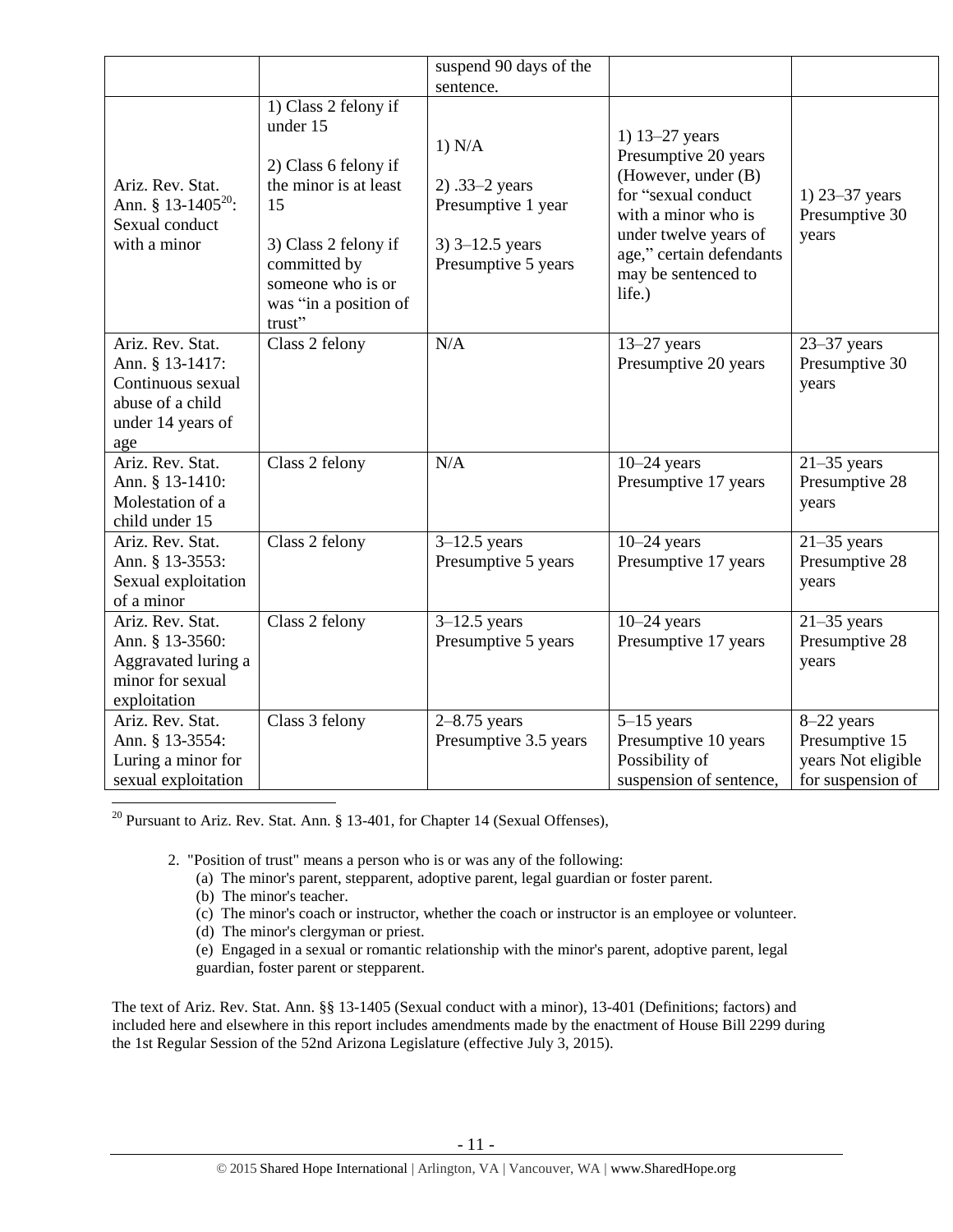| | | suspend 90 days of the sentence. | | |
|---|---|---|---|---|
| Ariz. Rev. Stat. Ann. § 13-1405[20]: Sexual conduct with a minor | 1) Class 2 felony if under 15<br><br>2) Class 6 felony if the minor is at least 15<br><br>3) Class 2 felony if committed by someone who is or was "in a position of trust" | 1) N/A<br><br>2) .33–2 years Presumptive 1 year<br><br>3) 3–12.5 years Presumptive 5 years | 1) 13–27 years Presumptive 20 years (However, under (B) for "sexual conduct with a minor who is under twelve years of age," certain defendants may be sentenced to life.) | 1) 23–37 years Presumptive 30 years |
| Ariz. Rev. Stat. Ann. § 13-1417: Continuous sexual abuse of a child under 14 years of age | Class 2 felony | N/A | 13–27 years Presumptive 20 years | 23–37 years Presumptive 30 years |
| Ariz. Rev. Stat. Ann. § 13-1410: Molestation of a child under 15 | Class 2 felony | N/A | 10–24 years Presumptive 17 years | 21–35 years Presumptive 28 years |
| Ariz. Rev. Stat. Ann. § 13-3553: Sexual exploitation of a minor | Class 2 felony | 3–12.5 years Presumptive 5 years | 10–24 years Presumptive 17 years | 21–35 years Presumptive 28 years |
| Ariz. Rev. Stat. Ann. § 13-3560: Aggravated luring a minor for sexual exploitation | Class 2 felony | 3–12.5 years Presumptive 5 years | 10–24 years Presumptive 17 years | 21–35 years Presumptive 28 years |
| Ariz. Rev. Stat. Ann. § 13-3554: Luring a minor for sexual exploitation | Class 3 felony | 2–8.75 years Presumptive 3.5 years | 5–15 years Presumptive 10 years Possibility of suspension of sentence, | 8–22 years Presumptive 15 years Not eligible for suspension of |

[20] Pursuant to Ariz. Rev. Stat. Ann. § 13-401, for Chapter 14 (Sexual Offenses),

2. "Position of trust" means a person who is or was any of the following:
   (a) The minor's parent, stepparent, adoptive parent, legal guardian or foster parent.
   (b) The minor's teacher.
   (c) The minor's coach or instructor, whether the coach or instructor is an employee or volunteer.
   (d) The minor's clergyman or priest.
   (e) Engaged in a sexual or romantic relationship with the minor's parent, adoptive parent, legal guardian, foster parent or stepparent.

The text of Ariz. Rev. Stat. Ann. §§ 13-1405 (Sexual conduct with a minor), 13-401 (Definitions; factors) and included here and elsewhere in this report includes amendments made by the enactment of House Bill 2299 during the 1st Regular Session of the 52nd Arizona Legislature (effective July 3, 2015).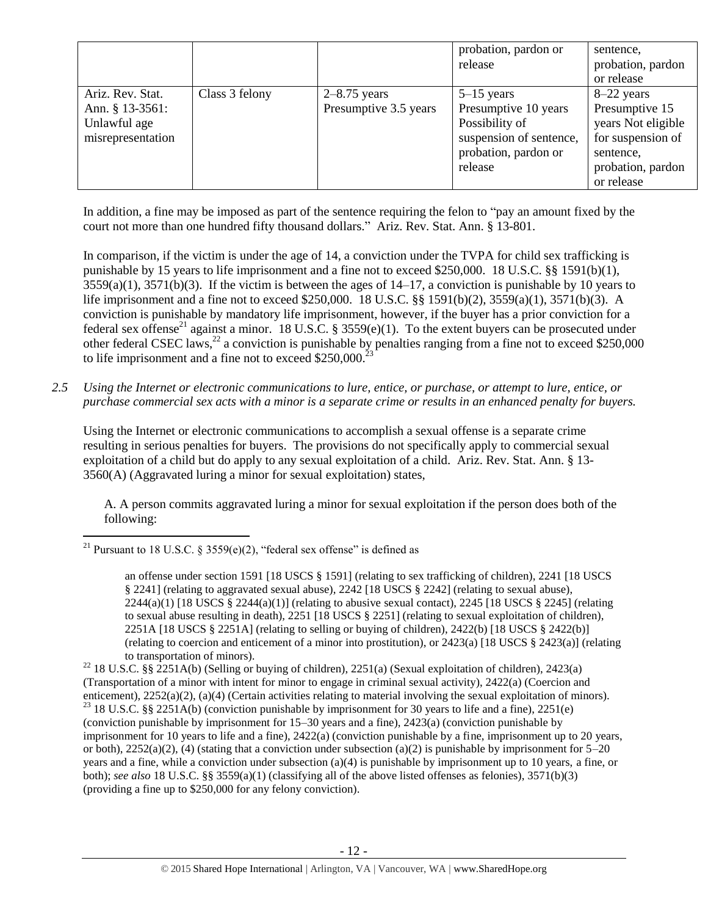|  |  |  | probation, pardon or release | sentence, probation, pardon or release |
|---|---|---|---|---|
| Ariz. Rev. Stat. Ann. § 13-3561: Unlawful age misrepresentation | Class 3 felony | 2–8.75 years Presumptive 3.5 years | 5–15 years Presumptive 10 years Possibility of suspension of sentence, probation, pardon or release | 8–22 years Presumptive 15 years Not eligible for suspension of sentence, probation, pardon or release |

In addition, a fine may be imposed as part of the sentence requiring the felon to "pay an amount fixed by the court not more than one hundred fifty thousand dollars." Ariz. Rev. Stat. Ann. § 13-801.

In comparison, if the victim is under the age of 14, a conviction under the TVPA for child sex trafficking is punishable by 15 years to life imprisonment and a fine not to exceed $250,000. 18 U.S.C. §§ 1591(b)(1), 3559(a)(1), 3571(b)(3). If the victim is between the ages of 14–17, a conviction is punishable by 10 years to life imprisonment and a fine not to exceed $250,000. 18 U.S.C. §§ 1591(b)(2), 3559(a)(1), 3571(b)(3). A conviction is punishable by mandatory life imprisonment, however, if the buyer has a prior conviction for a federal sex offense[21] against a minor. 18 U.S.C. § 3559(e)(1). To the extent buyers can be prosecuted under other federal CSEC laws,[22] a conviction is punishable by penalties ranging from a fine not to exceed $250,000 to life imprisonment and a fine not to exceed $250,000.[23]

*2.5 Using the Internet or electronic communications to lure, entice, or purchase, or attempt to lure, entice, or purchase commercial sex acts with a minor is a separate crime or results in an enhanced penalty for buyers.*

Using the Internet or electronic communications to accomplish a sexual offense is a separate crime resulting in serious penalties for buyers. The provisions do not specifically apply to commercial sexual exploitation of a child but do apply to any sexual exploitation of a child. Ariz. Rev. Stat. Ann. § 13-3560(A) (Aggravated luring a minor for sexual exploitation) states,

> A. A person commits aggravated luring a minor for sexual exploitation if the person does both of the following:

---

[21] Pursuant to 18 U.S.C. § 3559(e)(2), "federal sex offense" is defined as

> an offense under section 1591 [18 USCS § 1591] (relating to sex trafficking of children), 2241 [18 USCS § 2241] (relating to aggravated sexual abuse), 2242 [18 USCS § 2242] (relating to sexual abuse), 2244(a)(1) [18 USCS § 2244(a)(1)] (relating to abusive sexual contact), 2245 [18 USCS § 2245] (relating to sexual abuse resulting in death), 2251 [18 USCS § 2251] (relating to sexual exploitation of children), 2251A [18 USCS § 2251A] (relating to selling or buying of children), 2422(b) [18 USCS § 2422(b)] (relating to coercion and enticement of a minor into prostitution), or 2423(a) [18 USCS § 2423(a)] (relating to transportation of minors).

[22] 18 U.S.C. §§ 2251A(b) (Selling or buying of children), 2251(a) (Sexual exploitation of children), 2423(a) (Transportation of a minor with intent for minor to engage in criminal sexual activity), 2422(a) (Coercion and enticement), 2252(a)(2), (a)(4) (Certain activities relating to material involving the sexual exploitation of minors).

[23] 18 U.S.C. §§ 2251A(b) (conviction punishable by imprisonment for 30 years to life and a fine), 2251(e) (conviction punishable by imprisonment for 15–30 years and a fine), 2423(a) (conviction punishable by imprisonment for 10 years to life and a fine), 2422(a) (conviction punishable by a fine, imprisonment up to 20 years, or both), 2252(a)(2), (4) (stating that a conviction under subsection (a)(2) is punishable by imprisonment for 5–20 years and a fine, while a conviction under subsection (a)(4) is punishable by imprisonment up to 10 years, a fine, or both); *see also* 18 U.S.C. §§ 3559(a)(1) (classifying all of the above listed offenses as felonies), 3571(b)(3) (providing a fine up to $250,000 for any felony conviction).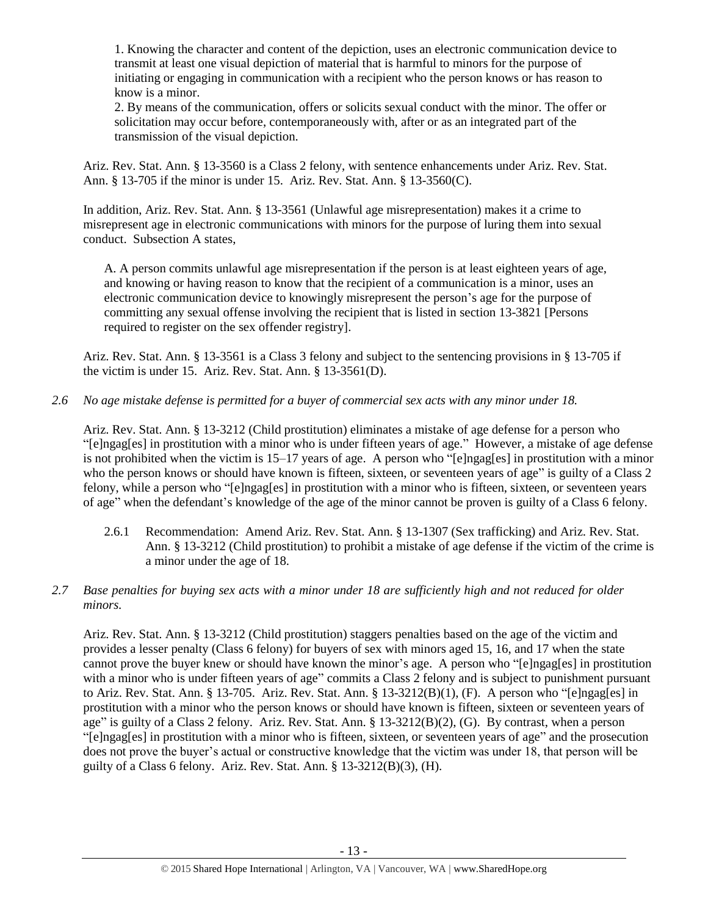1. Knowing the character and content of the depiction, uses an electronic communication device to transmit at least one visual depiction of material that is harmful to minors for the purpose of initiating or engaging in communication with a recipient who the person knows or has reason to know is a minor.

2. By means of the communication, offers or solicits sexual conduct with the minor. The offer or solicitation may occur before, contemporaneously with, after or as an integrated part of the transmission of the visual depiction.

Ariz. Rev. Stat. Ann. § 13-3560 is a Class 2 felony, with sentence enhancements under Ariz. Rev. Stat. Ann. § 13-705 if the minor is under 15. Ariz. Rev. Stat. Ann. § 13-3560(C).

In addition, Ariz. Rev. Stat. Ann. § 13-3561 (Unlawful age misrepresentation) makes it a crime to misrepresent age in electronic communications with minors for the purpose of luring them into sexual conduct. Subsection A states,

> A. A person commits unlawful age misrepresentation if the person is at least eighteen years of age, and knowing or having reason to know that the recipient of a communication is a minor, uses an electronic communication device to knowingly misrepresent the person's age for the purpose of committing any sexual offense involving the recipient that is listed in section 13-3821 [Persons required to register on the sex offender registry].

Ariz. Rev. Stat. Ann. § 13-3561 is a Class 3 felony and subject to the sentencing provisions in § 13-705 if the victim is under 15. Ariz. Rev. Stat. Ann. § 13-3561(D).

*2.6 No age mistake defense is permitted for a buyer of commercial sex acts with any minor under 18.*

Ariz. Rev. Stat. Ann. § 13-3212 (Child prostitution) eliminates a mistake of age defense for a person who "[e]ngag[es] in prostitution with a minor who is under fifteen years of age." However, a mistake of age defense is not prohibited when the victim is 15–17 years of age. A person who "[e]ngag[es] in prostitution with a minor who the person knows or should have known is fifteen, sixteen, or seventeen years of age" is guilty of a Class 2 felony, while a person who "[e]ngag[es] in prostitution with a minor who is fifteen, sixteen, or seventeen years of age" when the defendant's knowledge of the age of the minor cannot be proven is guilty of a Class 6 felony.

2.6.1 Recommendation: Amend Ariz. Rev. Stat. Ann. § 13-1307 (Sex trafficking) and Ariz. Rev. Stat. Ann. § 13-3212 (Child prostitution) to prohibit a mistake of age defense if the victim of the crime is a minor under the age of 18.

*2.7 Base penalties for buying sex acts with a minor under 18 are sufficiently high and not reduced for older minors.*

Ariz. Rev. Stat. Ann. § 13-3212 (Child prostitution) staggers penalties based on the age of the victim and provides a lesser penalty (Class 6 felony) for buyers of sex with minors aged 15, 16, and 17 when the state cannot prove the buyer knew or should have known the minor's age. A person who "[e]ngag[es] in prostitution with a minor who is under fifteen years of age" commits a Class 2 felony and is subject to punishment pursuant to Ariz. Rev. Stat. Ann. § 13-705. Ariz. Rev. Stat. Ann. § 13-3212(B)(1), (F). A person who "[e]ngag[es] in prostitution with a minor who the person knows or should have known is fifteen, sixteen or seventeen years of age" is guilty of a Class 2 felony. Ariz. Rev. Stat. Ann. § 13-3212(B)(2), (G). By contrast, when a person "[e]ngag[es] in prostitution with a minor who is fifteen, sixteen, or seventeen years of age" and the prosecution does not prove the buyer's actual or constructive knowledge that the victim was under 18, that person will be guilty of a Class 6 felony. Ariz. Rev. Stat. Ann. § 13-3212(B)(3), (H).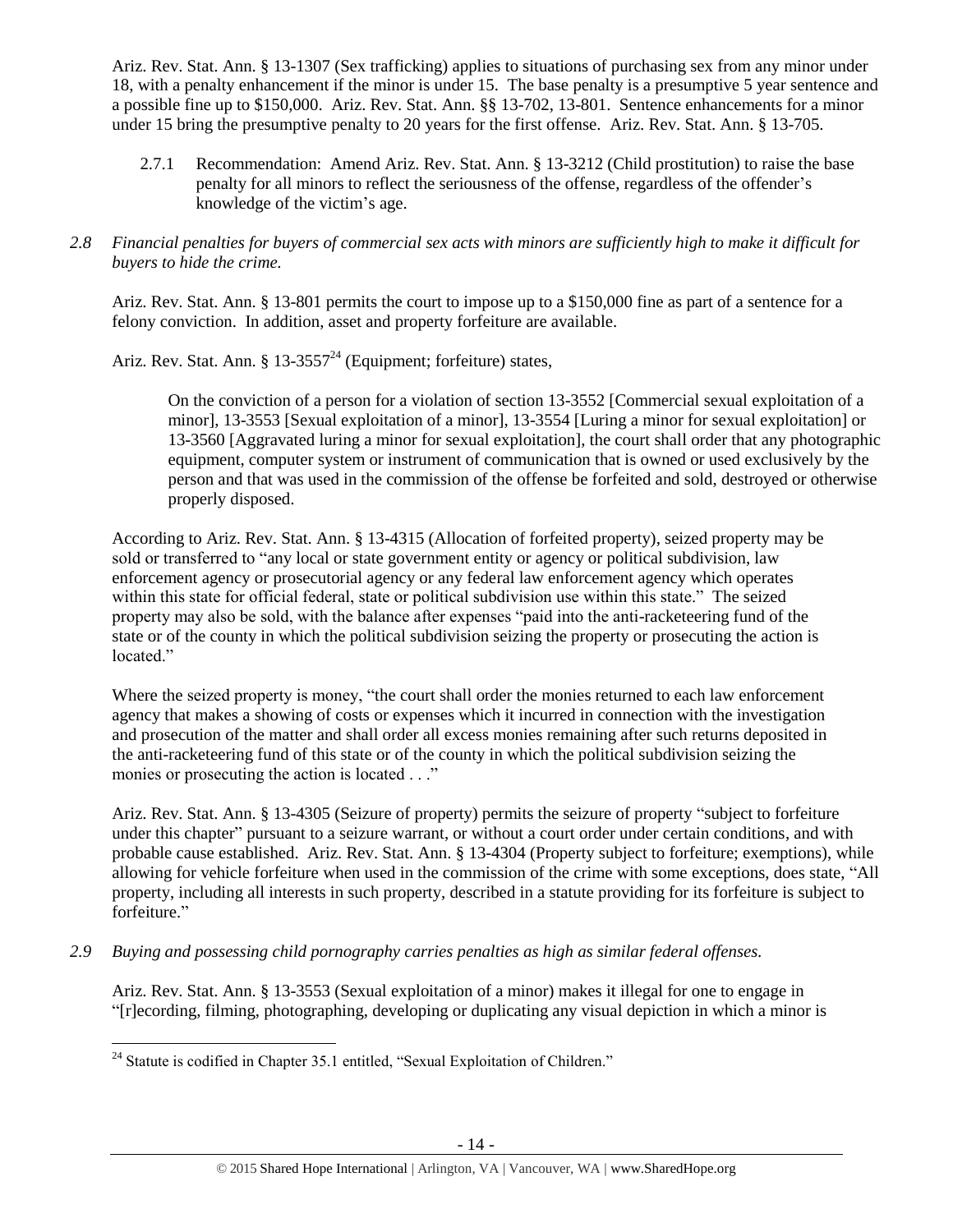Ariz. Rev. Stat. Ann. § 13-1307 (Sex trafficking) applies to situations of purchasing sex from any minor under 18, with a penalty enhancement if the minor is under 15. The base penalty is a presumptive 5 year sentence and a possible fine up to $150,000. Ariz. Rev. Stat. Ann. §§ 13-702, 13-801. Sentence enhancements for a minor under 15 bring the presumptive penalty to 20 years for the first offense. Ariz. Rev. Stat. Ann. § 13-705.

2.7.1 Recommendation: Amend Ariz. Rev. Stat. Ann. § 13-3212 (Child prostitution) to raise the base penalty for all minors to reflect the seriousness of the offense, regardless of the offender's knowledge of the victim's age.

*2.8 Financial penalties for buyers of commercial sex acts with minors are sufficiently high to make it difficult for buyers to hide the crime.*

Ariz. Rev. Stat. Ann. § 13-801 permits the court to impose up to a $150,000 fine as part of a sentence for a felony conviction. In addition, asset and property forfeiture are available.

Ariz. Rev. Stat. Ann. § 13-3557[24] (Equipment; forfeiture) states,

> On the conviction of a person for a violation of section 13-3552 [Commercial sexual exploitation of a minor], 13-3553 [Sexual exploitation of a minor], 13-3554 [Luring a minor for sexual exploitation] or 13-3560 [Aggravated luring a minor for sexual exploitation], the court shall order that any photographic equipment, computer system or instrument of communication that is owned or used exclusively by the person and that was used in the commission of the offense be forfeited and sold, destroyed or otherwise properly disposed.

According to Ariz. Rev. Stat. Ann. § 13-4315 (Allocation of forfeited property), seized property may be sold or transferred to "any local or state government entity or agency or political subdivision, law enforcement agency or prosecutorial agency or any federal law enforcement agency which operates within this state for official federal, state or political subdivision use within this state." The seized property may also be sold, with the balance after expenses "paid into the anti-racketeering fund of the state or of the county in which the political subdivision seizing the property or prosecuting the action is located."

Where the seized property is money, "the court shall order the monies returned to each law enforcement agency that makes a showing of costs or expenses which it incurred in connection with the investigation and prosecution of the matter and shall order all excess monies remaining after such returns deposited in the anti-racketeering fund of this state or of the county in which the political subdivision seizing the monies or prosecuting the action is located . . ."

Ariz. Rev. Stat. Ann. § 13-4305 (Seizure of property) permits the seizure of property "subject to forfeiture under this chapter" pursuant to a seizure warrant, or without a court order under certain conditions, and with probable cause established. Ariz. Rev. Stat. Ann. § 13-4304 (Property subject to forfeiture; exemptions), while allowing for vehicle forfeiture when used in the commission of the crime with some exceptions, does state, "All property, including all interests in such property, described in a statute providing for its forfeiture is subject to forfeiture."

*2.9 Buying and possessing child pornography carries penalties as high as similar federal offenses.*

Ariz. Rev. Stat. Ann. § 13-3553 (Sexual exploitation of a minor) makes it illegal for one to engage in "[r]ecording, filming, photographing, developing or duplicating any visual depiction in which a minor is

---

[24] Statute is codified in Chapter 35.1 entitled, "Sexual Exploitation of Children."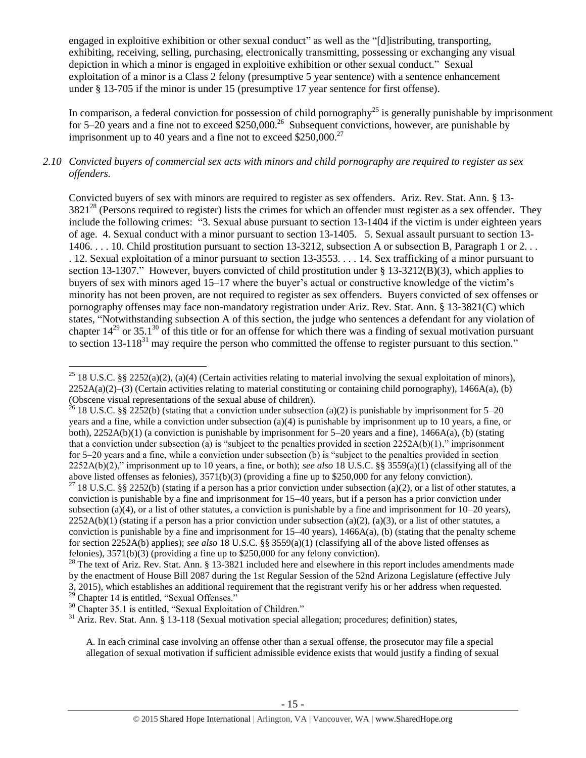engaged in exploitive exhibition or other sexual conduct" as well as the "[d]istributing, transporting, exhibiting, receiving, selling, purchasing, electronically transmitting, possessing or exchanging any visual depiction in which a minor is engaged in exploitive exhibition or other sexual conduct." Sexual exploitation of a minor is a Class 2 felony (presumptive 5 year sentence) with a sentence enhancement under § 13-705 if the minor is under 15 (presumptive 17 year sentence for first offense).

In comparison, a federal conviction for possession of child pornography[25] is generally punishable by imprisonment for 5–20 years and a fine not to exceed $250,000.[26] Subsequent convictions, however, are punishable by imprisonment up to 40 years and a fine not to exceed $250,000.[27]

*2.10 Convicted buyers of commercial sex acts with minors and child pornography are required to register as sex offenders.*

Convicted buyers of sex with minors are required to register as sex offenders. Ariz. Rev. Stat. Ann. § 13-3821[28] (Persons required to register) lists the crimes for which an offender must register as a sex offender. They include the following crimes: "3. Sexual abuse pursuant to section 13-1404 if the victim is under eighteen years of age. 4. Sexual conduct with a minor pursuant to section 13-1405. 5. Sexual assault pursuant to section 13-1406. . . . 10. Child prostitution pursuant to section 13-3212, subsection A or subsection B, Paragraph 1 or 2. . . . 12. Sexual exploitation of a minor pursuant to section 13-3553. . . . 14. Sex trafficking of a minor pursuant to section 13-1307." However, buyers convicted of child prostitution under § 13-3212(B)(3), which applies to buyers of sex with minors aged 15–17 where the buyer's actual or constructive knowledge of the victim's minority has not been proven, are not required to register as sex offenders. Buyers convicted of sex offenses or pornography offenses may face non-mandatory registration under Ariz. Rev. Stat. Ann. § 13-3821(C) which states, "Notwithstanding subsection A of this section, the judge who sentences a defendant for any violation of chapter 14[29] or 35.1[30] of this title or for an offense for which there was a finding of sexual motivation pursuant to section 13-118[31] may require the person who committed the offense to register pursuant to this section."

---

[25] 18 U.S.C. §§ 2252(a)(2), (a)(4) (Certain activities relating to material involving the sexual exploitation of minors), 2252A(a)(2)–(3) (Certain activities relating to material constituting or containing child pornography), 1466A(a), (b) (Obscene visual representations of the sexual abuse of children).

[26] 18 U.S.C. §§ 2252(b) (stating that a conviction under subsection (a)(2) is punishable by imprisonment for 5–20 years and a fine, while a conviction under subsection (a)(4) is punishable by imprisonment up to 10 years, a fine, or both), 2252A(b)(1) (a conviction is punishable by imprisonment for 5–20 years and a fine), 1466A(a), (b) (stating that a conviction under subsection (a) is "subject to the penalties provided in section 2252A(b)(1)," imprisonment for 5–20 years and a fine, while a conviction under subsection (b) is "subject to the penalties provided in section 2252A(b)(2)," imprisonment up to 10 years, a fine, or both); *see also* 18 U.S.C. §§ 3559(a)(1) (classifying all of the above listed offenses as felonies), 3571(b)(3) (providing a fine up to $250,000 for any felony conviction).

[27] 18 U.S.C. §§ 2252(b) (stating if a person has a prior conviction under subsection (a)(2), or a list of other statutes, a conviction is punishable by a fine and imprisonment for 15–40 years, but if a person has a prior conviction under subsection (a)(4), or a list of other statutes, a conviction is punishable by a fine and imprisonment for 10–20 years), 2252A(b)(1) (stating if a person has a prior conviction under subsection (a)(2), (a)(3), or a list of other statutes, a conviction is punishable by a fine and imprisonment for 15–40 years), 1466A(a), (b) (stating that the penalty scheme for section 2252A(b) applies); *see also* 18 U.S.C. §§ 3559(a)(1) (classifying all of the above listed offenses as felonies), 3571(b)(3) (providing a fine up to $250,000 for any felony conviction).

[28] The text of Ariz. Rev. Stat. Ann. § 13-3821 included here and elsewhere in this report includes amendments made by the enactment of House Bill 2087 during the 1st Regular Session of the 52nd Arizona Legislature (effective July 3, 2015), which establishes an additional requirement that the registrant verify his or her address when requested.

[29] Chapter 14 is entitled, "Sexual Offenses."

[30] Chapter 35.1 is entitled, "Sexual Exploitation of Children."

[31] Ariz. Rev. Stat. Ann. § 13-118 (Sexual motivation special allegation; procedures; definition) states,

> A. In each criminal case involving an offense other than a sexual offense, the prosecutor may file a special allegation of sexual motivation if sufficient admissible evidence exists that would justify a finding of sexual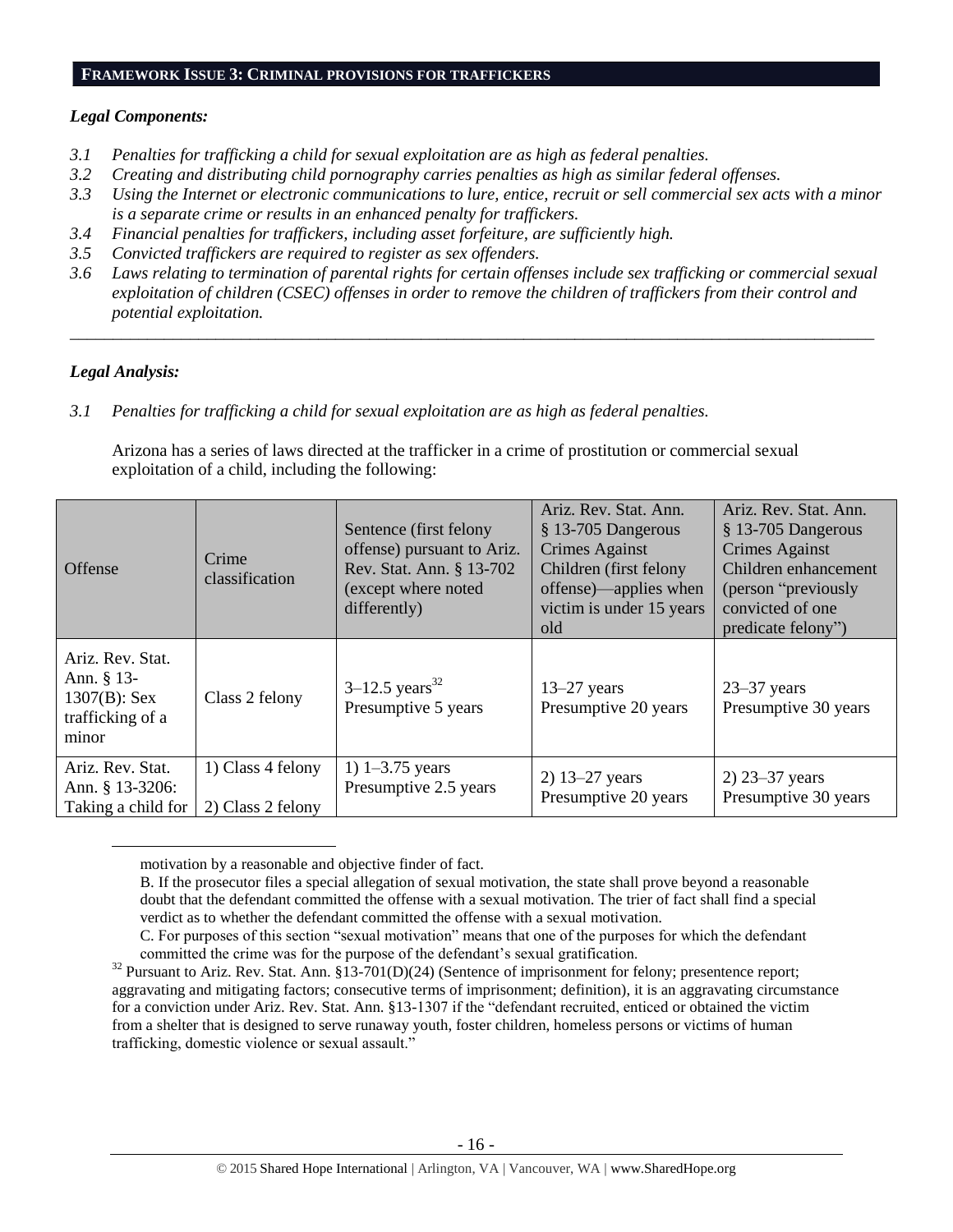**FRAMEWORK ISSUE 3: CRIMINAL PROVISIONS FOR TRAFFICKERS**

***Legal Components:***

- *3.1 Penalties for trafficking a child for sexual exploitation are as high as federal penalties.*
- *3.2 Creating and distributing child pornography carries penalties as high as similar federal offenses.*
- *3.3 Using the Internet or electronic communications to lure, entice, recruit or sell commercial sex acts with a minor is a separate crime or results in an enhanced penalty for traffickers.*
- *3.4 Financial penalties for traffickers, including asset forfeiture, are sufficiently high.*
- *3.5 Convicted traffickers are required to register as sex offenders.*
- *3.6 Laws relating to termination of parental rights for certain offenses include sex trafficking or commercial sexual exploitation of children (CSEC) offenses in order to remove the children of traffickers from their control and potential exploitation.*

---

***Legal Analysis:***

*3.1 Penalties for trafficking a child for sexual exploitation are as high as federal penalties.*

Arizona has a series of laws directed at the trafficker in a crime of prostitution or commercial sexual exploitation of a child, including the following:

| Offense | Crime classification | Sentence (first felony offense) pursuant to Ariz. Rev. Stat. Ann. § 13-702 (except where noted differently) | Ariz. Rev. Stat. Ann. § 13-705 Dangerous Crimes Against Children (first felony offense)—applies when victim is under 15 years old | Ariz. Rev. Stat. Ann. § 13-705 Dangerous Crimes Against Children enhancement (person "previously convicted of one predicate felony") |
|---|---|---|---|---|
| Ariz. Rev. Stat. Ann. § 13-1307(B): Sex trafficking of a minor | Class 2 felony | 3–12.5 years[32] Presumptive 5 years | 13–27 years Presumptive 20 years | 23–37 years Presumptive 30 years |
| Ariz. Rev. Stat. Ann. § 13-3206: Taking a child for | 1) Class 4 felony 2) Class 2 felony | 1) 1–3.75 years Presumptive 2.5 years | 2) 13–27 years Presumptive 20 years | 2) 23–37 years Presumptive 30 years |

motivation by a reasonable and objective finder of fact.

B. If the prosecutor files a special allegation of sexual motivation, the state shall prove beyond a reasonable doubt that the defendant committed the offense with a sexual motivation. The trier of fact shall find a special verdict as to whether the defendant committed the offense with a sexual motivation.

C. For purposes of this section "sexual motivation" means that one of the purposes for which the defendant committed the crime was for the purpose of the defendant's sexual gratification.

[32] Pursuant to Ariz. Rev. Stat. Ann. §13-701(D)(24) (Sentence of imprisonment for felony; presentence report; aggravating and mitigating factors; consecutive terms of imprisonment; definition), it is an aggravating circumstance for a conviction under Ariz. Rev. Stat. Ann. §13-1307 if the "defendant recruited, enticed or obtained the victim from a shelter that is designed to serve runaway youth, foster children, homeless persons or victims of human trafficking, domestic violence or sexual assault."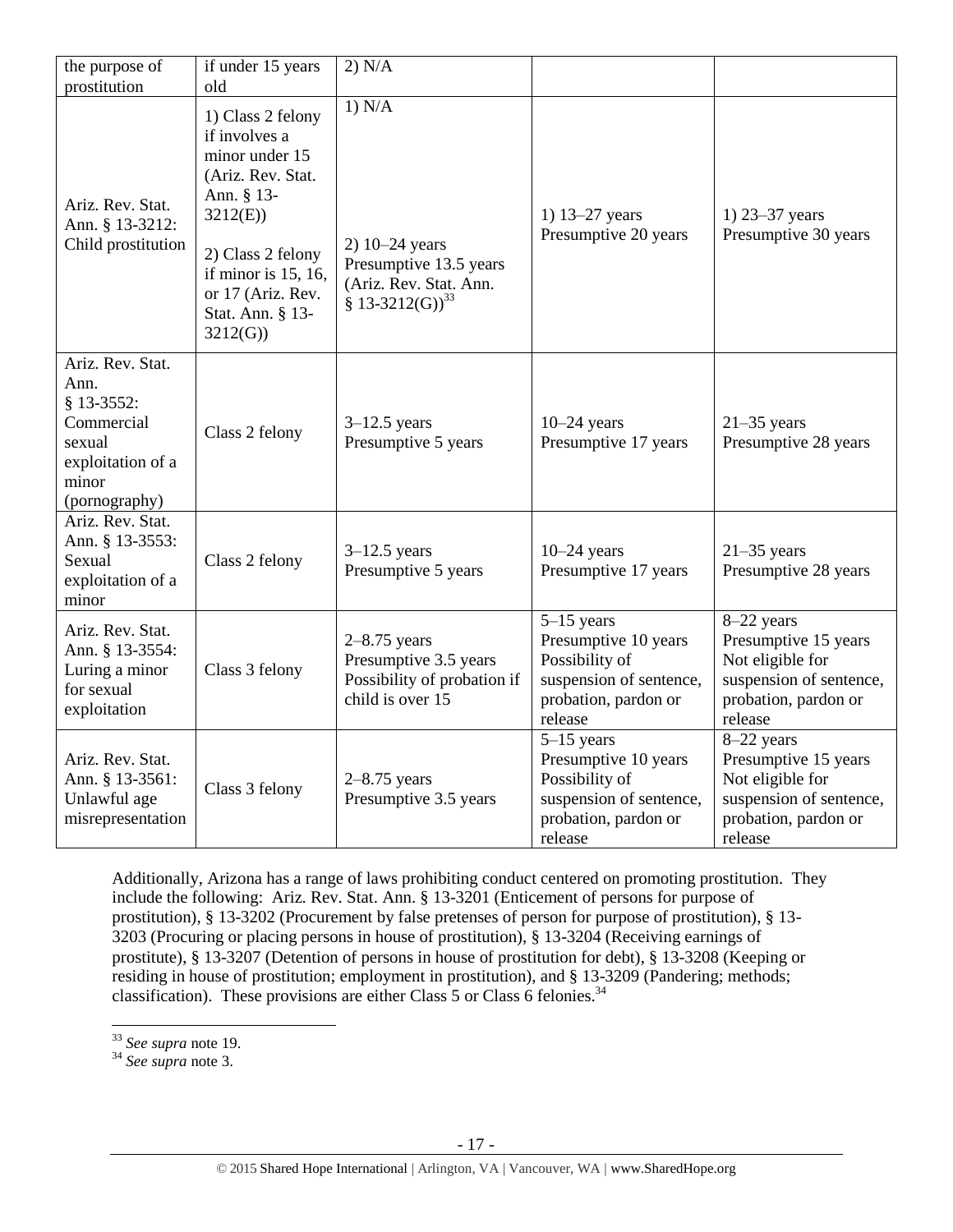| the purpose of prostitution | if under 15 years old | 2) N/A | | |
|---|---|---|---|---|
| Ariz. Rev. Stat. Ann. § 13-3212: Child prostitution | 1) Class 2 felony if involves a minor under 15 (Ariz. Rev. Stat. Ann. § 13-3212(E))<br><br>2) Class 2 felony if minor is 15, 16, or 17 (Ariz. Rev. Stat. Ann. § 13-3212(G)) | 1) N/A<br><br>2) 10–24 years Presumptive 13.5 years (Ariz. Rev. Stat. Ann. § 13-3212(G))[33] | 1) 13–27 years Presumptive 20 years | 1) 23–37 years Presumptive 30 years |
| Ariz. Rev. Stat. Ann. § 13-3552: Commercial sexual exploitation of a minor (pornography) | Class 2 felony | 3–12.5 years Presumptive 5 years | 10–24 years Presumptive 17 years | 21–35 years Presumptive 28 years |
| Ariz. Rev. Stat. Ann. § 13-3553: Sexual exploitation of a minor | Class 2 felony | 3–12.5 years Presumptive 5 years | 10–24 years Presumptive 17 years | 21–35 years Presumptive 28 years |
| Ariz. Rev. Stat. Ann. § 13-3554: Luring a minor for sexual exploitation | Class 3 felony | 2–8.75 years Presumptive 3.5 years Possibility of probation if child is over 15 | 5–15 years Presumptive 10 years Possibility of suspension of sentence, probation, pardon or release | 8–22 years Presumptive 15 years Not eligible for suspension of sentence, probation, pardon or release |
| Ariz. Rev. Stat. Ann. § 13-3561: Unlawful age misrepresentation | Class 3 felony | 2–8.75 years Presumptive 3.5 years | 5–15 years Presumptive 10 years Possibility of suspension of sentence, probation, pardon or release | 8–22 years Presumptive 15 years Not eligible for suspension of sentence, probation, pardon or release |

Additionally, Arizona has a range of laws prohibiting conduct centered on promoting prostitution. They include the following: Ariz. Rev. Stat. Ann. § 13-3201 (Enticement of persons for purpose of prostitution), § 13-3202 (Procurement by false pretenses of person for purpose of prostitution), § 13-3203 (Procuring or placing persons in house of prostitution), § 13-3204 (Receiving earnings of prostitute), § 13-3207 (Detention of persons in house of prostitution for debt), § 13-3208 (Keeping or residing in house of prostitution; employment in prostitution), and § 13-3209 (Pandering; methods; classification). These provisions are either Class 5 or Class 6 felonies.[34]

[33] *See supra* note 19.

[34] *See supra* note 3.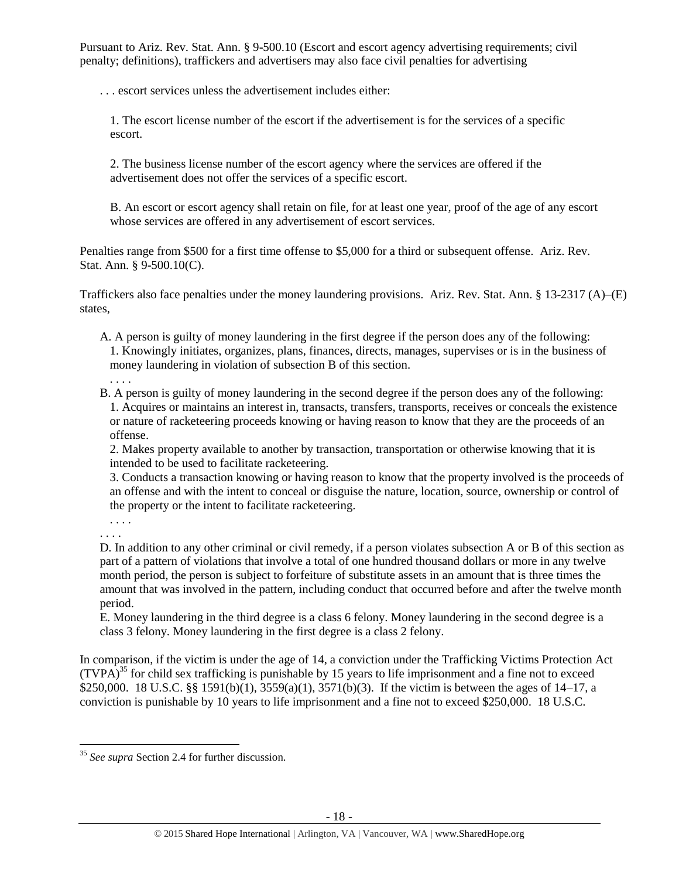Pursuant to Ariz. Rev. Stat. Ann. § 9-500.10 (Escort and escort agency advertising requirements; civil penalty; definitions), traffickers and advertisers may also face civil penalties for advertising

> . . . escort services unless the advertisement includes either:
>
> 1. The escort license number of the escort if the advertisement is for the services of a specific escort.
>
> 2. The business license number of the escort agency where the services are offered if the advertisement does not offer the services of a specific escort.
>
> B. An escort or escort agency shall retain on file, for at least one year, proof of the age of any escort whose services are offered in any advertisement of escort services.

Penalties range from $500 for a first time offense to $5,000 for a third or subsequent offense. Ariz. Rev. Stat. Ann. § 9-500.10(C).

Traffickers also face penalties under the money laundering provisions. Ariz. Rev. Stat. Ann. § 13-2317 (A)–(E) states,

> A. A person is guilty of money laundering in the first degree if the person does any of the following:
> 1. Knowingly initiates, organizes, plans, finances, directs, manages, supervises or is in the business of money laundering in violation of subsection B of this section.
> . . . .
> B. A person is guilty of money laundering in the second degree if the person does any of the following:
> 1. Acquires or maintains an interest in, transacts, transfers, transports, receives or conceals the existence or nature of racketeering proceeds knowing or having reason to know that they are the proceeds of an offense.
> 2. Makes property available to another by transaction, transportation or otherwise knowing that it is intended to be used to facilitate racketeering.
> 3. Conducts a transaction knowing or having reason to know that the property involved is the proceeds of an offense and with the intent to conceal or disguise the nature, location, source, ownership or control of the property or the intent to facilitate racketeering.
> . . . .
>
> . . . .
> D. In addition to any other criminal or civil remedy, if a person violates subsection A or B of this section as part of a pattern of violations that involve a total of one hundred thousand dollars or more in any twelve month period, the person is subject to forfeiture of substitute assets in an amount that is three times the amount that was involved in the pattern, including conduct that occurred before and after the twelve month period.
> E. Money laundering in the third degree is a class 6 felony. Money laundering in the second degree is a class 3 felony. Money laundering in the first degree is a class 2 felony.

In comparison, if the victim is under the age of 14, a conviction under the Trafficking Victims Protection Act (TVPA)[35] for child sex trafficking is punishable by 15 years to life imprisonment and a fine not to exceed $250,000. 18 U.S.C. §§ 1591(b)(1), 3559(a)(1), 3571(b)(3). If the victim is between the ages of 14–17, a conviction is punishable by 10 years to life imprisonment and a fine not to exceed $250,000. 18 U.S.C.

---

[35] *See supra* Section 2.4 for further discussion.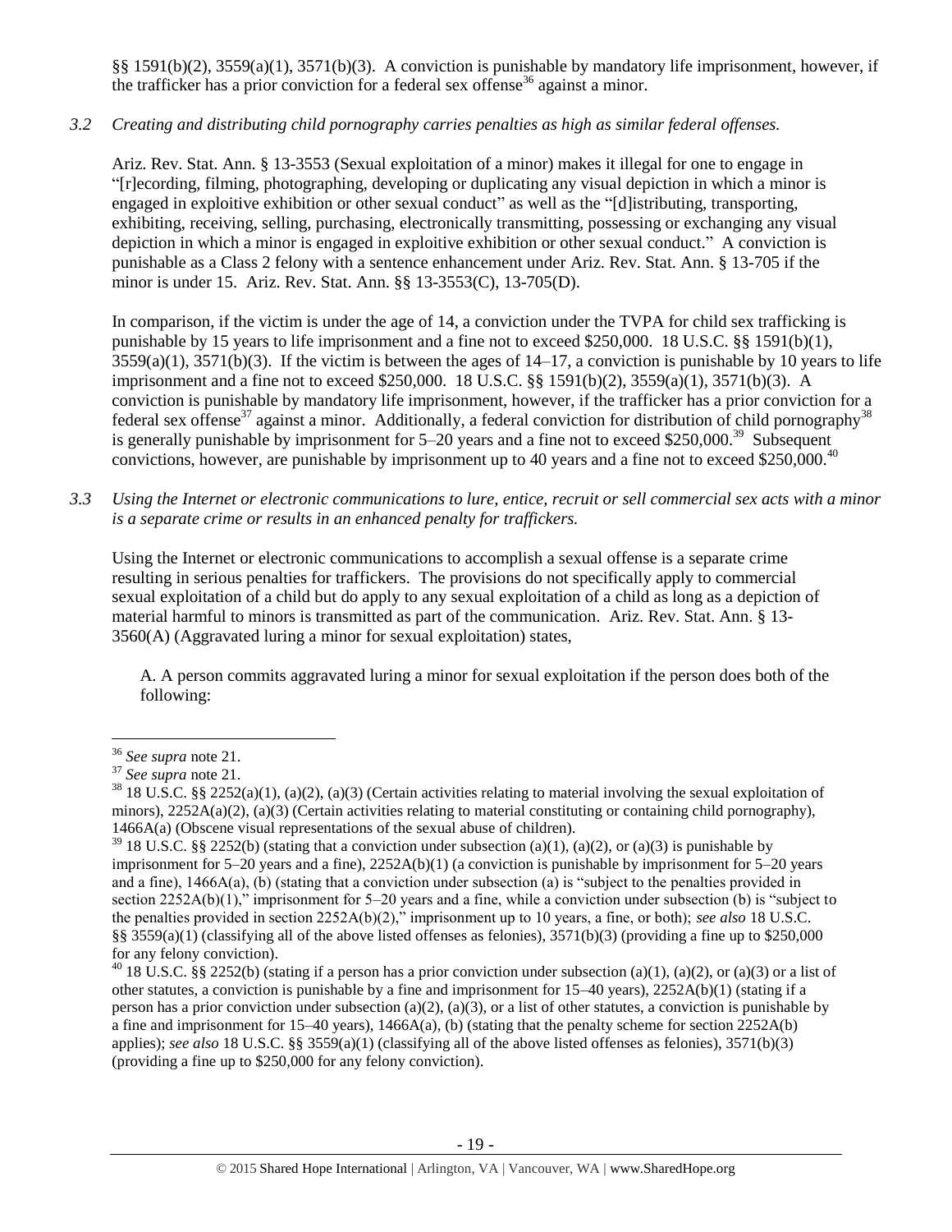§§ 1591(b)(2), 3559(a)(1), 3571(b)(3). A conviction is punishable by mandatory life imprisonment, however, if the trafficker has a prior conviction for a federal sex offense[36] against a minor.

*3.2 Creating and distributing child pornography carries penalties as high as similar federal offenses.*

Ariz. Rev. Stat. Ann. § 13-3553 (Sexual exploitation of a minor) makes it illegal for one to engage in "[r]ecording, filming, photographing, developing or duplicating any visual depiction in which a minor is engaged in exploitive exhibition or other sexual conduct" as well as the "[d]istributing, transporting, exhibiting, receiving, selling, purchasing, electronically transmitting, possessing or exchanging any visual depiction in which a minor is engaged in exploitive exhibition or other sexual conduct." A conviction is punishable as a Class 2 felony with a sentence enhancement under Ariz. Rev. Stat. Ann. § 13-705 if the minor is under 15. Ariz. Rev. Stat. Ann. §§ 13-3553(C), 13-705(D).

In comparison, if the victim is under the age of 14, a conviction under the TVPA for child sex trafficking is punishable by 15 years to life imprisonment and a fine not to exceed $250,000. 18 U.S.C. §§ 1591(b)(1), 3559(a)(1), 3571(b)(3). If the victim is between the ages of 14–17, a conviction is punishable by 10 years to life imprisonment and a fine not to exceed $250,000. 18 U.S.C. §§ 1591(b)(2), 3559(a)(1), 3571(b)(3). A conviction is punishable by mandatory life imprisonment, however, if the trafficker has a prior conviction for a federal sex offense[37] against a minor. Additionally, a federal conviction for distribution of child pornography[38] is generally punishable by imprisonment for 5–20 years and a fine not to exceed $250,000.[39] Subsequent convictions, however, are punishable by imprisonment up to 40 years and a fine not to exceed $250,000.[40]

*3.3 Using the Internet or electronic communications to lure, entice, recruit or sell commercial sex acts with a minor is a separate crime or results in an enhanced penalty for traffickers.*

Using the Internet or electronic communications to accomplish a sexual offense is a separate crime resulting in serious penalties for traffickers. The provisions do not specifically apply to commercial sexual exploitation of a child but do apply to any sexual exploitation of a child as long as a depiction of material harmful to minors is transmitted as part of the communication. Ariz. Rev. Stat. Ann. § 13-3560(A) (Aggravated luring a minor for sexual exploitation) states,

> A. A person commits aggravated luring a minor for sexual exploitation if the person does both of the following:

---

[36] *See supra* note 21.

[37] *See supra* note 21.

[38] 18 U.S.C. §§ 2252(a)(1), (a)(2), (a)(3) (Certain activities relating to material involving the sexual exploitation of minors), 2252A(a)(2), (a)(3) (Certain activities relating to material constituting or containing child pornography), 1466A(a) (Obscene visual representations of the sexual abuse of children).

[39] 18 U.S.C. §§ 2252(b) (stating that a conviction under subsection (a)(1), (a)(2), or (a)(3) is punishable by imprisonment for 5–20 years and a fine), 2252A(b)(1) (a conviction is punishable by imprisonment for 5–20 years and a fine), 1466A(a), (b) (stating that a conviction under subsection (a) is "subject to the penalties provided in section 2252A(b)(1)," imprisonment for 5–20 years and a fine, while a conviction under subsection (b) is "subject to the penalties provided in section 2252A(b)(2)," imprisonment up to 10 years, a fine, or both); *see also* 18 U.S.C. §§ 3559(a)(1) (classifying all of the above listed offenses as felonies), 3571(b)(3) (providing a fine up to $250,000 for any felony conviction).

[40] 18 U.S.C. §§ 2252(b) (stating if a person has a prior conviction under subsection (a)(1), (a)(2), or (a)(3) or a list of other statutes, a conviction is punishable by a fine and imprisonment for 15–40 years), 2252A(b)(1) (stating if a person has a prior conviction under subsection (a)(2), (a)(3), or a list of other statutes, a conviction is punishable by a fine and imprisonment for 15–40 years), 1466A(a), (b) (stating that the penalty scheme for section 2252A(b) applies); *see also* 18 U.S.C. §§ 3559(a)(1) (classifying all of the above listed offenses as felonies), 3571(b)(3) (providing a fine up to $250,000 for any felony conviction).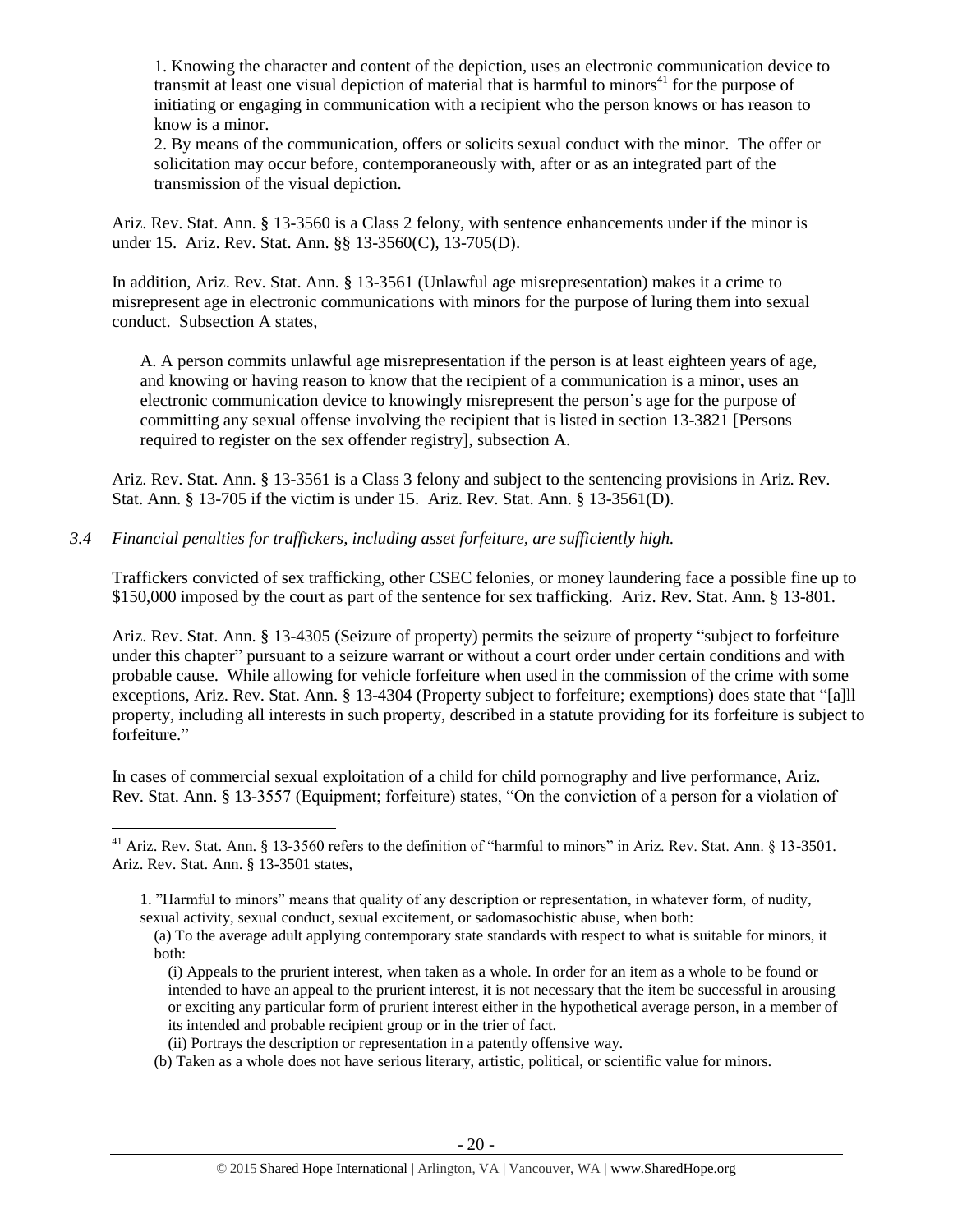1. Knowing the character and content of the depiction, uses an electronic communication device to transmit at least one visual depiction of material that is harmful to minors[41] for the purpose of initiating or engaging in communication with a recipient who the person knows or has reason to know is a minor.

2. By means of the communication, offers or solicits sexual conduct with the minor. The offer or solicitation may occur before, contemporaneously with, after or as an integrated part of the transmission of the visual depiction.

Ariz. Rev. Stat. Ann. § 13-3560 is a Class 2 felony, with sentence enhancements under if the minor is under 15. Ariz. Rev. Stat. Ann. §§ 13-3560(C), 13-705(D).

In addition, Ariz. Rev. Stat. Ann. § 13-3561 (Unlawful age misrepresentation) makes it a crime to misrepresent age in electronic communications with minors for the purpose of luring them into sexual conduct. Subsection A states,

> A. A person commits unlawful age misrepresentation if the person is at least eighteen years of age, and knowing or having reason to know that the recipient of a communication is a minor, uses an electronic communication device to knowingly misrepresent the person's age for the purpose of committing any sexual offense involving the recipient that is listed in section 13-3821 [Persons required to register on the sex offender registry], subsection A.

Ariz. Rev. Stat. Ann. § 13-3561 is a Class 3 felony and subject to the sentencing provisions in Ariz. Rev. Stat. Ann. § 13-705 if the victim is under 15. Ariz. Rev. Stat. Ann. § 13-3561(D).

*3.4 Financial penalties for traffickers, including asset forfeiture, are sufficiently high.*

Traffickers convicted of sex trafficking, other CSEC felonies, or money laundering face a possible fine up to $150,000 imposed by the court as part of the sentence for sex trafficking. Ariz. Rev. Stat. Ann. § 13-801.

Ariz. Rev. Stat. Ann. § 13-4305 (Seizure of property) permits the seizure of property "subject to forfeiture under this chapter" pursuant to a seizure warrant or without a court order under certain conditions and with probable cause. While allowing for vehicle forfeiture when used in the commission of the crime with some exceptions, Ariz. Rev. Stat. Ann. § 13-4304 (Property subject to forfeiture; exemptions) does state that "[a]ll property, including all interests in such property, described in a statute providing for its forfeiture is subject to forfeiture."

In cases of commercial sexual exploitation of a child for child pornography and live performance, Ariz. Rev. Stat. Ann. § 13-3557 (Equipment; forfeiture) states, "On the conviction of a person for a violation of

---

[41] Ariz. Rev. Stat. Ann. § 13-3560 refers to the definition of "harmful to minors" in Ariz. Rev. Stat. Ann. § 13-3501. Ariz. Rev. Stat. Ann. § 13-3501 states,

> 1. "Harmful to minors" means that quality of any description or representation, in whatever form, of nudity, sexual activity, sexual conduct, sexual excitement, or sadomasochistic abuse, when both:
>
> (a) To the average adult applying contemporary state standards with respect to what is suitable for minors, it both:
>
> (i) Appeals to the prurient interest, when taken as a whole. In order for an item as a whole to be found or intended to have an appeal to the prurient interest, it is not necessary that the item be successful in arousing or exciting any particular form of prurient interest either in the hypothetical average person, in a member of its intended and probable recipient group or in the trier of fact.
>
> (ii) Portrays the description or representation in a patently offensive way.
>
> (b) Taken as a whole does not have serious literary, artistic, political, or scientific value for minors.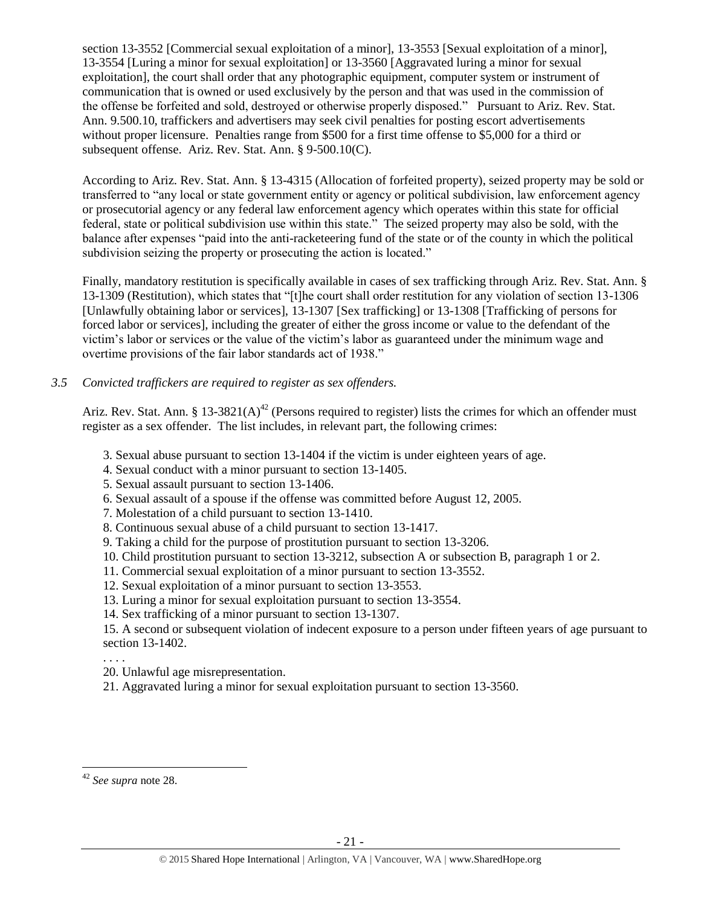section 13-3552 [Commercial sexual exploitation of a minor], 13-3553 [Sexual exploitation of a minor], 13-3554 [Luring a minor for sexual exploitation] or 13-3560 [Aggravated luring a minor for sexual exploitation], the court shall order that any photographic equipment, computer system or instrument of communication that is owned or used exclusively by the person and that was used in the commission of the offense be forfeited and sold, destroyed or otherwise properly disposed." Pursuant to Ariz. Rev. Stat. Ann. 9.500.10, traffickers and advertisers may seek civil penalties for posting escort advertisements without proper licensure. Penalties range from $500 for a first time offense to $5,000 for a third or subsequent offense. Ariz. Rev. Stat. Ann. § 9-500.10(C).

According to Ariz. Rev. Stat. Ann. § 13-4315 (Allocation of forfeited property), seized property may be sold or transferred to "any local or state government entity or agency or political subdivision, law enforcement agency or prosecutorial agency or any federal law enforcement agency which operates within this state for official federal, state or political subdivision use within this state." The seized property may also be sold, with the balance after expenses "paid into the anti-racketeering fund of the state or of the county in which the political subdivision seizing the property or prosecuting the action is located."

Finally, mandatory restitution is specifically available in cases of sex trafficking through Ariz. Rev. Stat. Ann. § 13-1309 (Restitution), which states that "[t]he court shall order restitution for any violation of section 13-1306 [Unlawfully obtaining labor or services], 13-1307 [Sex trafficking] or 13-1308 [Trafficking of persons for forced labor or services], including the greater of either the gross income or value to the defendant of the victim's labor or services or the value of the victim's labor as guaranteed under the minimum wage and overtime provisions of the fair labor standards act of 1938."

*3.5 Convicted traffickers are required to register as sex offenders.*

Ariz. Rev. Stat. Ann. § 13-3821(A)[42] (Persons required to register) lists the crimes for which an offender must register as a sex offender. The list includes, in relevant part, the following crimes:

3. Sexual abuse pursuant to section 13-1404 if the victim is under eighteen years of age.
4. Sexual conduct with a minor pursuant to section 13-1405.
5. Sexual assault pursuant to section 13-1406.
6. Sexual assault of a spouse if the offense was committed before August 12, 2005.
7. Molestation of a child pursuant to section 13-1410.
8. Continuous sexual abuse of a child pursuant to section 13-1417.
9. Taking a child for the purpose of prostitution pursuant to section 13-3206.
10. Child prostitution pursuant to section 13-3212, subsection A or subsection B, paragraph 1 or 2.
11. Commercial sexual exploitation of a minor pursuant to section 13-3552.
12. Sexual exploitation of a minor pursuant to section 13-3553.
13. Luring a minor for sexual exploitation pursuant to section 13-3554.
14. Sex trafficking of a minor pursuant to section 13-1307.
15. A second or subsequent violation of indecent exposure to a person under fifteen years of age pursuant to section 13-1402.

. . . .

20. Unlawful age misrepresentation.
21. Aggravated luring a minor for sexual exploitation pursuant to section 13-3560.

[42] *See supra* note 28.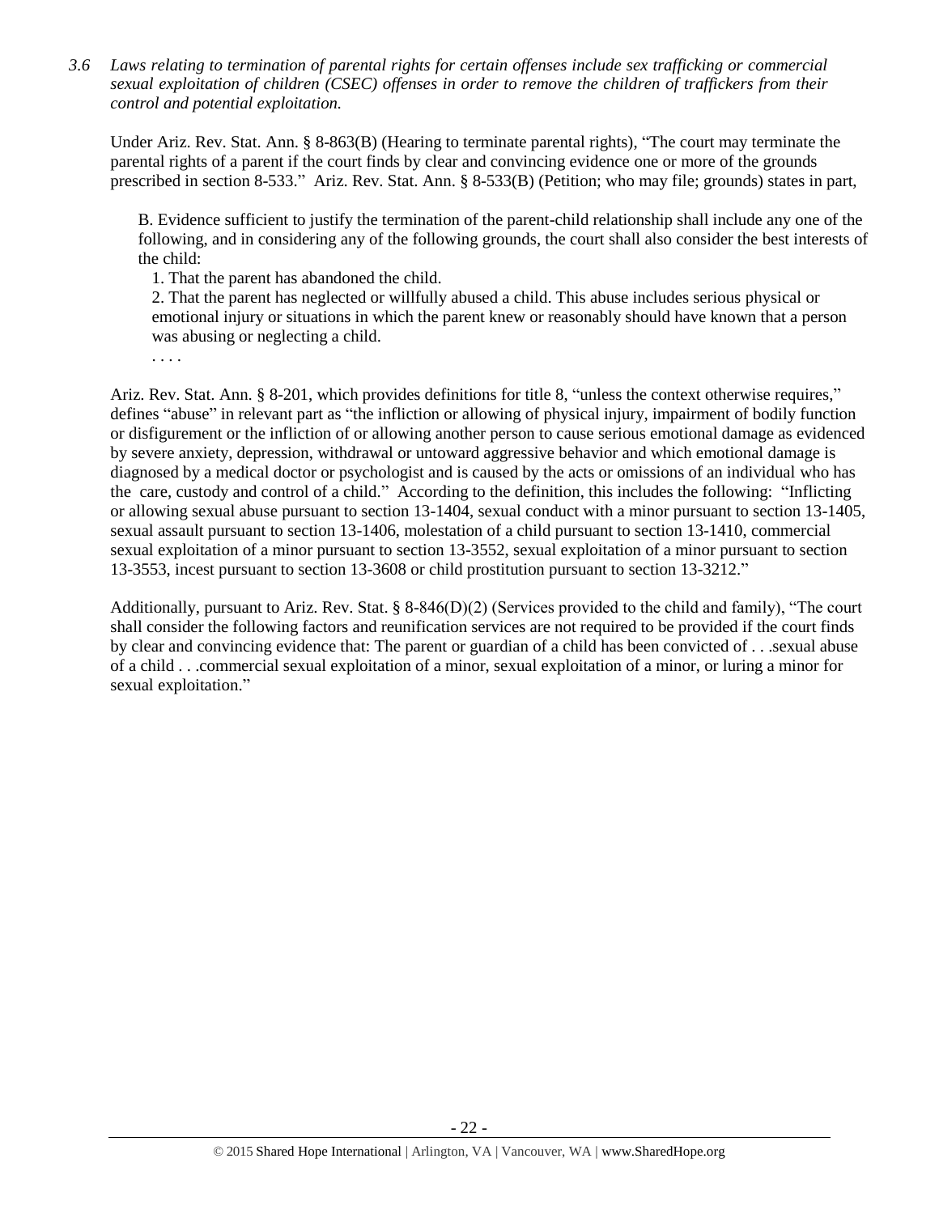*3.6 Laws relating to termination of parental rights for certain offenses include sex trafficking or commercial sexual exploitation of children (CSEC) offenses in order to remove the children of traffickers from their control and potential exploitation.*

Under Ariz. Rev. Stat. Ann. § 8-863(B) (Hearing to terminate parental rights), "The court may terminate the parental rights of a parent if the court finds by clear and convincing evidence one or more of the grounds prescribed in section 8-533." Ariz. Rev. Stat. Ann. § 8-533(B) (Petition; who may file; grounds) states in part,

> B. Evidence sufficient to justify the termination of the parent-child relationship shall include any one of the following, and in considering any of the following grounds, the court shall also consider the best interests of the child:
>
> 1. That the parent has abandoned the child.
> 2. That the parent has neglected or willfully abused a child. This abuse includes serious physical or emotional injury or situations in which the parent knew or reasonably should have known that a person was abusing or neglecting a child.
>
> . . . .

Ariz. Rev. Stat. Ann. § 8-201, which provides definitions for title 8, "unless the context otherwise requires," defines "abuse" in relevant part as "the infliction or allowing of physical injury, impairment of bodily function or disfigurement or the infliction of or allowing another person to cause serious emotional damage as evidenced by severe anxiety, depression, withdrawal or untoward aggressive behavior and which emotional damage is diagnosed by a medical doctor or psychologist and is caused by the acts or omissions of an individual who has the care, custody and control of a child." According to the definition, this includes the following: "Inflicting or allowing sexual abuse pursuant to section 13-1404, sexual conduct with a minor pursuant to section 13-1405, sexual assault pursuant to section 13-1406, molestation of a child pursuant to section 13-1410, commercial sexual exploitation of a minor pursuant to section 13-3552, sexual exploitation of a minor pursuant to section 13-3553, incest pursuant to section 13-3608 or child prostitution pursuant to section 13-3212."

Additionally, pursuant to Ariz. Rev. Stat. § 8-846(D)(2) (Services provided to the child and family), "The court shall consider the following factors and reunification services are not required to be provided if the court finds by clear and convincing evidence that: The parent or guardian of a child has been convicted of . . .sexual abuse of a child . . .commercial sexual exploitation of a minor, sexual exploitation of a minor, or luring a minor for sexual exploitation."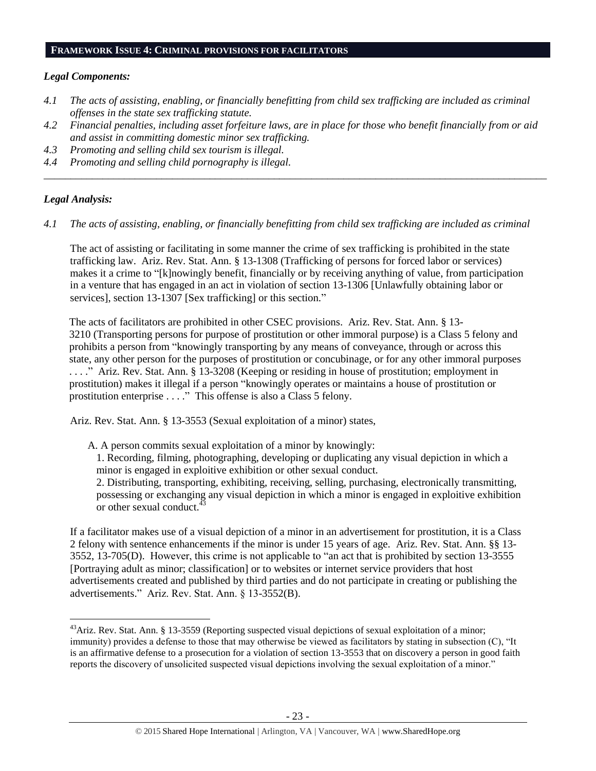## FRAMEWORK ISSUE 4: CRIMINAL PROVISIONS FOR FACILITATORS

### *Legal Components:*

*4.1 The acts of assisting, enabling, or financially benefitting from child sex trafficking are included as criminal offenses in the state sex trafficking statute.*

*4.2 Financial penalties, including asset forfeiture laws, are in place for those who benefit financially from or aid and assist in committing domestic minor sex trafficking.*

*4.3 Promoting and selling child sex tourism is illegal.*

*4.4 Promoting and selling child pornography is illegal.*

---

### *Legal Analysis:*

*4.1 The acts of assisting, enabling, or financially benefitting from child sex trafficking are included as criminal*

The act of assisting or facilitating in some manner the crime of sex trafficking is prohibited in the state trafficking law. Ariz. Rev. Stat. Ann. § 13-1308 (Trafficking of persons for forced labor or services) makes it a crime to "[k]nowingly benefit, financially or by receiving anything of value, from participation in a venture that has engaged in an act in violation of section 13-1306 [Unlawfully obtaining labor or services], section 13-1307 [Sex trafficking] or this section."

The acts of facilitators are prohibited in other CSEC provisions. Ariz. Rev. Stat. Ann. § 13-3210 (Transporting persons for purpose of prostitution or other immoral purpose) is a Class 5 felony and prohibits a person from "knowingly transporting by any means of conveyance, through or across this state, any other person for the purposes of prostitution or concubinage, or for any other immoral purposes . . . ." Ariz. Rev. Stat. Ann. § 13-3208 (Keeping or residing in house of prostitution; employment in prostitution) makes it illegal if a person "knowingly operates or maintains a house of prostitution or prostitution enterprise . . . ." This offense is also a Class 5 felony.

Ariz. Rev. Stat. Ann. § 13-3553 (Sexual exploitation of a minor) states,

> A. A person commits sexual exploitation of a minor by knowingly:
>
> 1. Recording, filming, photographing, developing or duplicating any visual depiction in which a minor is engaged in exploitive exhibition or other sexual conduct.
> 2. Distributing, transporting, exhibiting, receiving, selling, purchasing, electronically transmitting, possessing or exchanging any visual depiction in which a minor is engaged in exploitive exhibition or other sexual conduct.[43]

If a facilitator makes use of a visual depiction of a minor in an advertisement for prostitution, it is a Class 2 felony with sentence enhancements if the minor is under 15 years of age. Ariz. Rev. Stat. Ann. §§ 13-3552, 13-705(D). However, this crime is not applicable to "an act that is prohibited by section 13-3555 [Portraying adult as minor; classification] or to websites or internet service providers that host advertisements created and published by third parties and do not participate in creating or publishing the advertisements." Ariz. Rev. Stat. Ann. § 13-3552(B).

---

[43] Ariz. Rev. Stat. Ann. § 13-3559 (Reporting suspected visual depictions of sexual exploitation of a minor; immunity) provides a defense to those that may otherwise be viewed as facilitators by stating in subsection (C), "It is an affirmative defense to a prosecution for a violation of section 13-3553 that on discovery a person in good faith reports the discovery of unsolicited suspected visual depictions involving the sexual exploitation of a minor."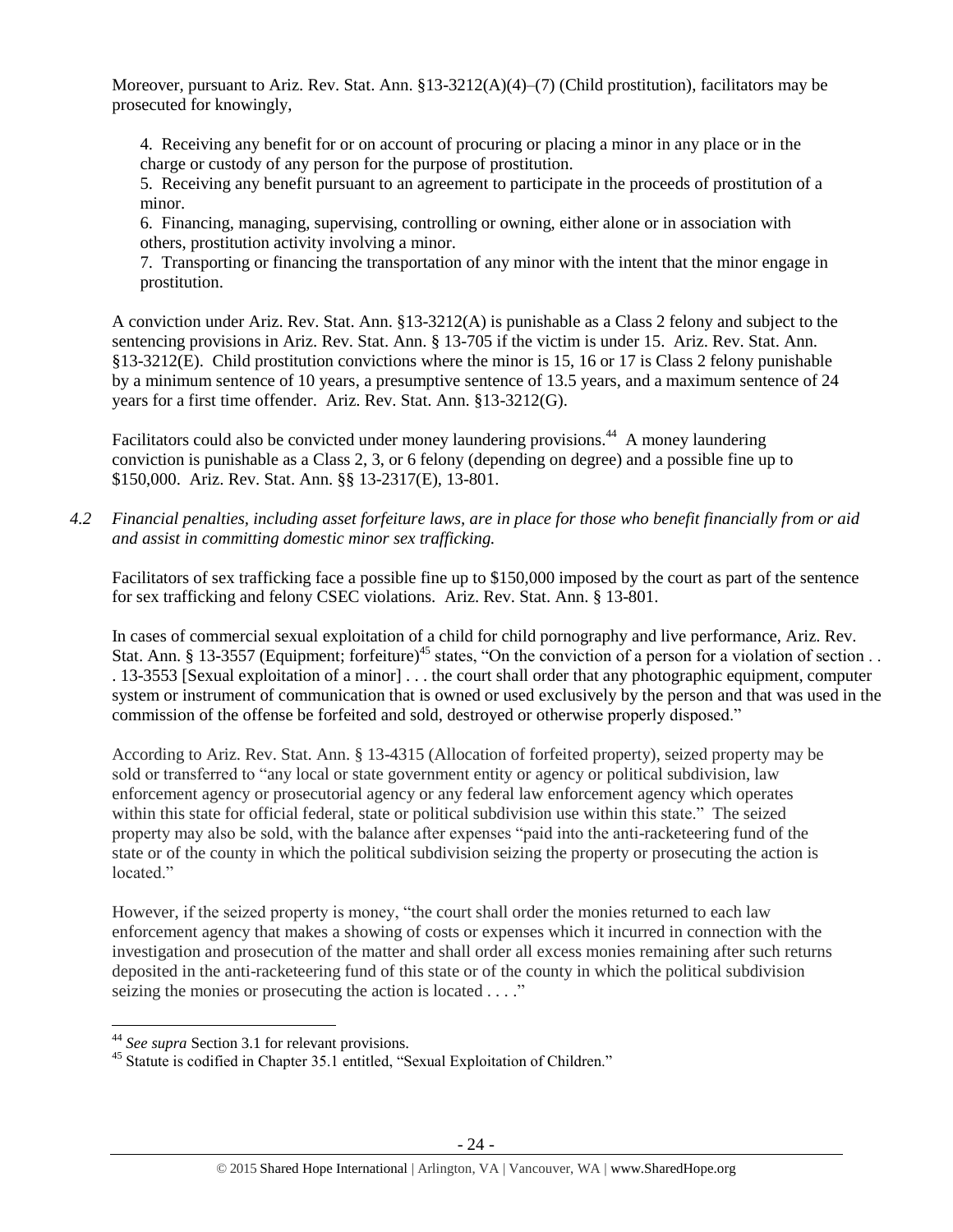Moreover, pursuant to Ariz. Rev. Stat. Ann. §13-3212(A)(4)–(7) (Child prostitution), facilitators may be prosecuted for knowingly,

> 4. Receiving any benefit for or on account of procuring or placing a minor in any place or in the charge or custody of any person for the purpose of prostitution.
> 5. Receiving any benefit pursuant to an agreement to participate in the proceeds of prostitution of a minor.
> 6. Financing, managing, supervising, controlling or owning, either alone or in association with others, prostitution activity involving a minor.
> 7. Transporting or financing the transportation of any minor with the intent that the minor engage in prostitution.

A conviction under Ariz. Rev. Stat. Ann. §13-3212(A) is punishable as a Class 2 felony and subject to the sentencing provisions in Ariz. Rev. Stat. Ann. § 13-705 if the victim is under 15. Ariz. Rev. Stat. Ann. §13-3212(E). Child prostitution convictions where the minor is 15, 16 or 17 is Class 2 felony punishable by a minimum sentence of 10 years, a presumptive sentence of 13.5 years, and a maximum sentence of 24 years for a first time offender. Ariz. Rev. Stat. Ann. §13-3212(G).

Facilitators could also be convicted under money laundering provisions.[44] A money laundering conviction is punishable as a Class 2, 3, or 6 felony (depending on degree) and a possible fine up to $150,000. Ariz. Rev. Stat. Ann. §§ 13-2317(E), 13-801.

*4.2 Financial penalties, including asset forfeiture laws, are in place for those who benefit financially from or aid and assist in committing domestic minor sex trafficking.*

Facilitators of sex trafficking face a possible fine up to $150,000 imposed by the court as part of the sentence for sex trafficking and felony CSEC violations. Ariz. Rev. Stat. Ann. § 13-801.

In cases of commercial sexual exploitation of a child for child pornography and live performance, Ariz. Rev. Stat. Ann. § 13-3557 (Equipment; forfeiture)[45] states, "On the conviction of a person for a violation of section . . . 13-3553 [Sexual exploitation of a minor] . . . the court shall order that any photographic equipment, computer system or instrument of communication that is owned or used exclusively by the person and that was used in the commission of the offense be forfeited and sold, destroyed or otherwise properly disposed."

According to Ariz. Rev. Stat. Ann. § 13-4315 (Allocation of forfeited property), seized property may be sold or transferred to "any local or state government entity or agency or political subdivision, law enforcement agency or prosecutorial agency or any federal law enforcement agency which operates within this state for official federal, state or political subdivision use within this state." The seized property may also be sold, with the balance after expenses "paid into the anti-racketeering fund of the state or of the county in which the political subdivision seizing the property or prosecuting the action is located."

However, if the seized property is money, "the court shall order the monies returned to each law enforcement agency that makes a showing of costs or expenses which it incurred in connection with the investigation and prosecution of the matter and shall order all excess monies remaining after such returns deposited in the anti-racketeering fund of this state or of the county in which the political subdivision seizing the monies or prosecuting the action is located . . . ."

---

[44] *See supra* Section 3.1 for relevant provisions.

[45] Statute is codified in Chapter 35.1 entitled, "Sexual Exploitation of Children."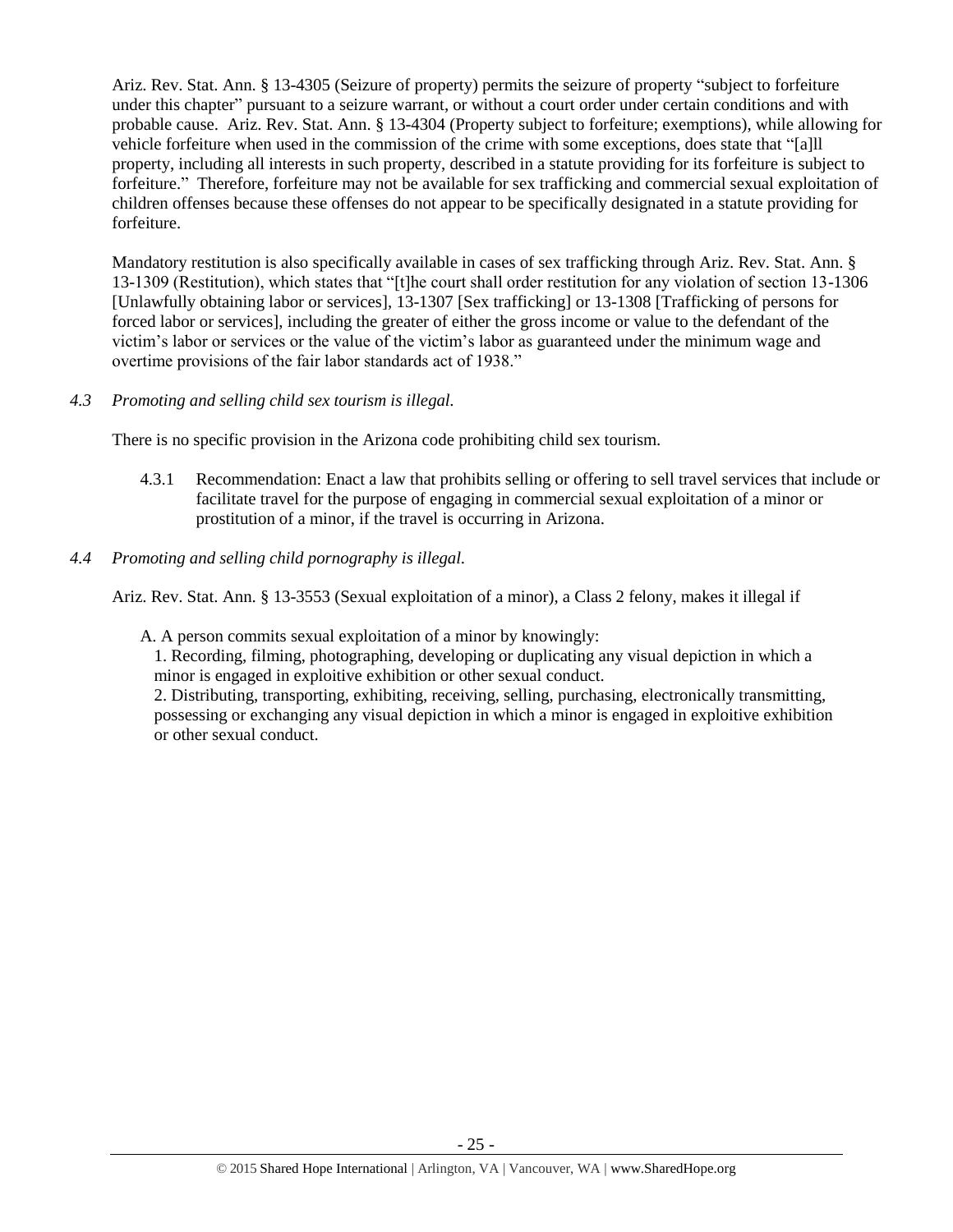Ariz. Rev. Stat. Ann. § 13-4305 (Seizure of property) permits the seizure of property "subject to forfeiture under this chapter" pursuant to a seizure warrant, or without a court order under certain conditions and with probable cause. Ariz. Rev. Stat. Ann. § 13-4304 (Property subject to forfeiture; exemptions), while allowing for vehicle forfeiture when used in the commission of the crime with some exceptions, does state that "[a]ll property, including all interests in such property, described in a statute providing for its forfeiture is subject to forfeiture." Therefore, forfeiture may not be available for sex trafficking and commercial sexual exploitation of children offenses because these offenses do not appear to be specifically designated in a statute providing for forfeiture.

Mandatory restitution is also specifically available in cases of sex trafficking through Ariz. Rev. Stat. Ann. § 13-1309 (Restitution), which states that "[t]he court shall order restitution for any violation of section 13-1306 [Unlawfully obtaining labor or services], 13-1307 [Sex trafficking] or 13-1308 [Trafficking of persons for forced labor or services], including the greater of either the gross income or value to the defendant of the victim's labor or services or the value of the victim's labor as guaranteed under the minimum wage and overtime provisions of the fair labor standards act of 1938."

*4.3 Promoting and selling child sex tourism is illegal.*

There is no specific provision in the Arizona code prohibiting child sex tourism.

4.3.1 Recommendation: Enact a law that prohibits selling or offering to sell travel services that include or facilitate travel for the purpose of engaging in commercial sexual exploitation of a minor or prostitution of a minor, if the travel is occurring in Arizona.

*4.4 Promoting and selling child pornography is illegal.*

Ariz. Rev. Stat. Ann. § 13-3553 (Sexual exploitation of a minor), a Class 2 felony, makes it illegal if

A. A person commits sexual exploitation of a minor by knowingly:

1. Recording, filming, photographing, developing or duplicating any visual depiction in which a minor is engaged in exploitive exhibition or other sexual conduct.

2. Distributing, transporting, exhibiting, receiving, selling, purchasing, electronically transmitting, possessing or exchanging any visual depiction in which a minor is engaged in exploitive exhibition or other sexual conduct.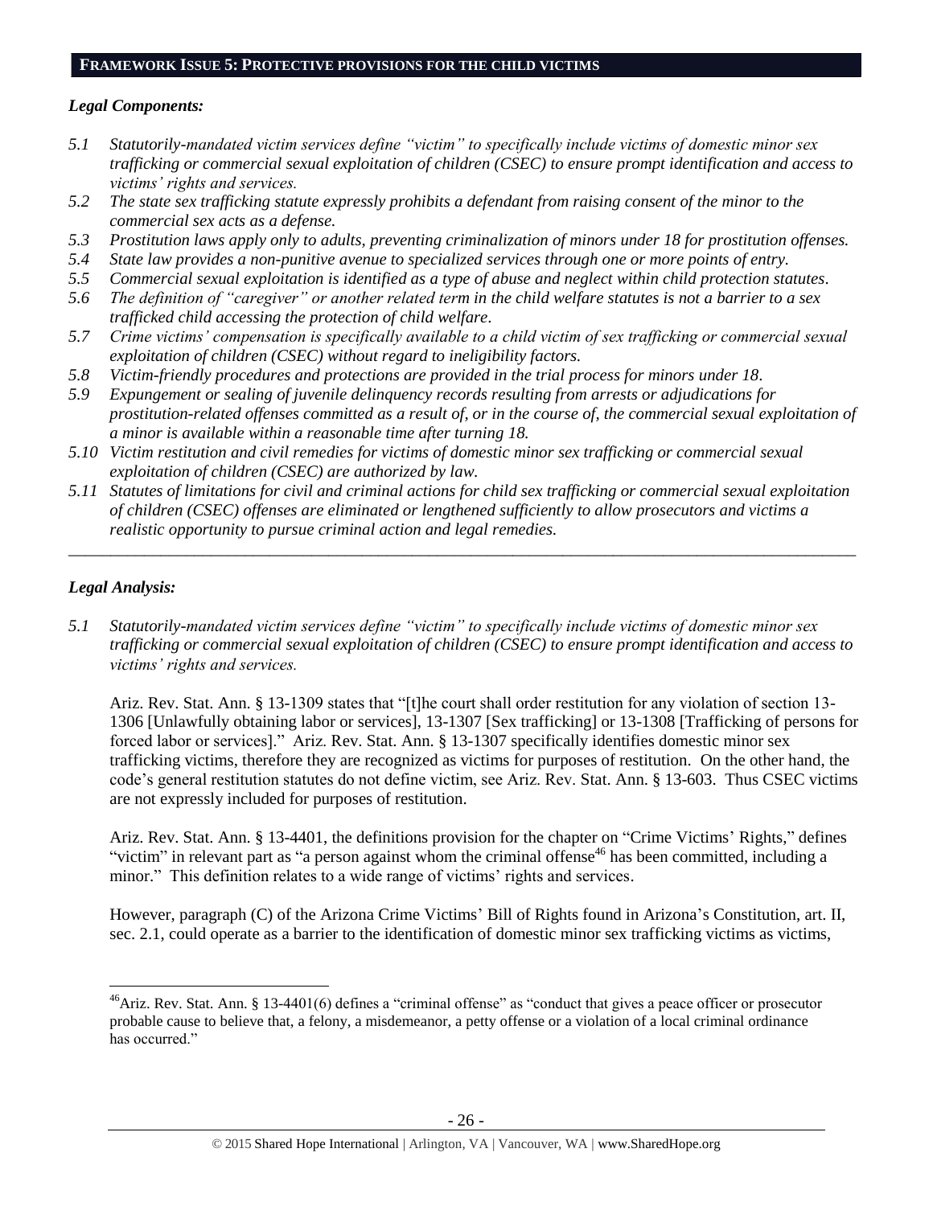## FRAMEWORK ISSUE 5: PROTECTIVE PROVISIONS FOR THE CHILD VICTIMS

### *Legal Components:*

- *5.1 Statutorily-mandated victim services define "victim" to specifically include victims of domestic minor sex trafficking or commercial sexual exploitation of children (CSEC) to ensure prompt identification and access to victims' rights and services.*
- *5.2 The state sex trafficking statute expressly prohibits a defendant from raising consent of the minor to the commercial sex acts as a defense.*
- *5.3 Prostitution laws apply only to adults, preventing criminalization of minors under 18 for prostitution offenses.*
- *5.4 State law provides a non-punitive avenue to specialized services through one or more points of entry.*
- *5.5 Commercial sexual exploitation is identified as a type of abuse and neglect within child protection statutes.*
- *5.6 The definition of "caregiver" or another related term in the child welfare statutes is not a barrier to a sex trafficked child accessing the protection of child welfare.*
- *5.7 Crime victims' compensation is specifically available to a child victim of sex trafficking or commercial sexual exploitation of children (CSEC) without regard to ineligibility factors.*
- *5.8 Victim-friendly procedures and protections are provided in the trial process for minors under 18.*
- *5.9 Expungement or sealing of juvenile delinquency records resulting from arrests or adjudications for prostitution-related offenses committed as a result of, or in the course of, the commercial sexual exploitation of a minor is available within a reasonable time after turning 18.*
- *5.10 Victim restitution and civil remedies for victims of domestic minor sex trafficking or commercial sexual exploitation of children (CSEC) are authorized by law.*
- *5.11 Statutes of limitations for civil and criminal actions for child sex trafficking or commercial sexual exploitation of children (CSEC) offenses are eliminated or lengthened sufficiently to allow prosecutors and victims a realistic opportunity to pursue criminal action and legal remedies.*

---

### *Legal Analysis:*

*5.1 Statutorily-mandated victim services define "victim" to specifically include victims of domestic minor sex trafficking or commercial sexual exploitation of children (CSEC) to ensure prompt identification and access to victims' rights and services.*

Ariz. Rev. Stat. Ann. § 13-1309 states that "[t]he court shall order restitution for any violation of section 13-1306 [Unlawfully obtaining labor or services], 13-1307 [Sex trafficking] or 13-1308 [Trafficking of persons for forced labor or services]." Ariz. Rev. Stat. Ann. § 13-1307 specifically identifies domestic minor sex trafficking victims, therefore they are recognized as victims for purposes of restitution. On the other hand, the code's general restitution statutes do not define victim, see Ariz. Rev. Stat. Ann. § 13-603. Thus CSEC victims are not expressly included for purposes of restitution.

Ariz. Rev. Stat. Ann. § 13-4401, the definitions provision for the chapter on "Crime Victims' Rights," defines "victim" in relevant part as "a person against whom the criminal offense[46] has been committed, including a minor." This definition relates to a wide range of victims' rights and services.

However, paragraph (C) of the Arizona Crime Victims' Bill of Rights found in Arizona's Constitution, art. II, sec. 2.1, could operate as a barrier to the identification of domestic minor sex trafficking victims as victims,

---

[46] Ariz. Rev. Stat. Ann. § 13-4401(6) defines a "criminal offense" as "conduct that gives a peace officer or prosecutor probable cause to believe that, a felony, a misdemeanor, a petty offense or a violation of a local criminal ordinance has occurred."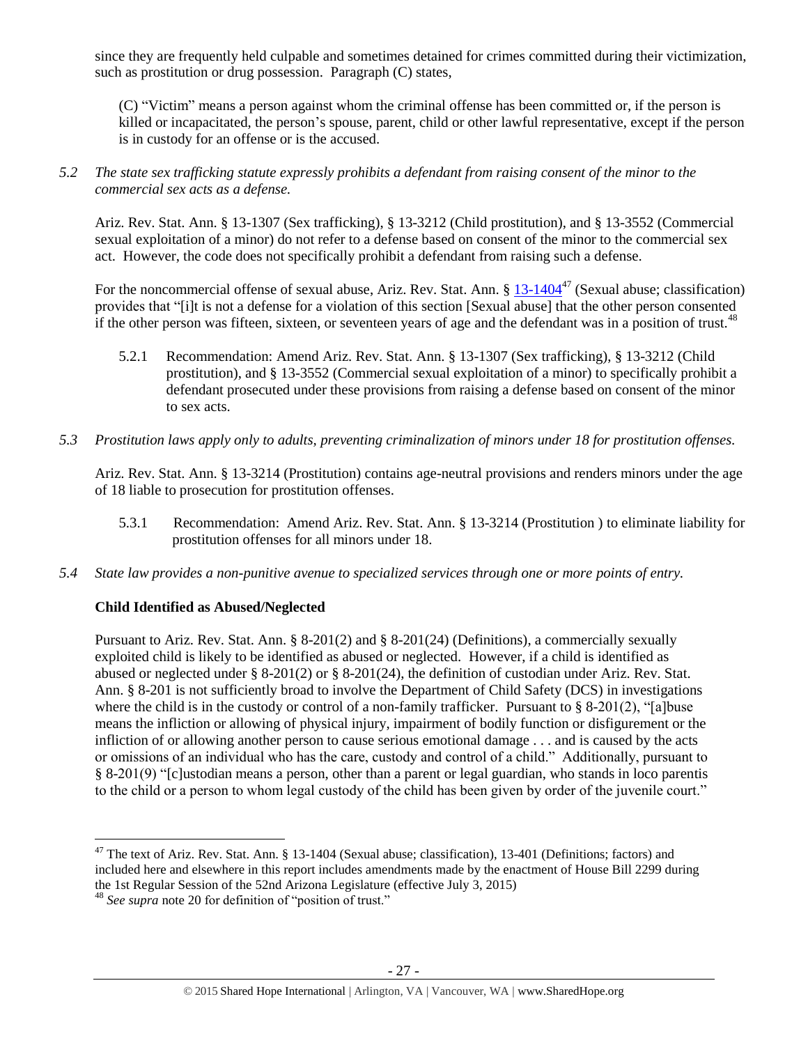since they are frequently held culpable and sometimes detained for crimes committed during their victimization, such as prostitution or drug possession. Paragraph (C) states,

> (C) "Victim" means a person against whom the criminal offense has been committed or, if the person is killed or incapacitated, the person's spouse, parent, child or other lawful representative, except if the person is in custody for an offense or is the accused.

*5.2 The state sex trafficking statute expressly prohibits a defendant from raising consent of the minor to the commercial sex acts as a defense.*

Ariz. Rev. Stat. Ann. § 13-1307 (Sex trafficking), § 13-3212 (Child prostitution), and § 13-3552 (Commercial sexual exploitation of a minor) do not refer to a defense based on consent of the minor to the commercial sex act. However, the code does not specifically prohibit a defendant from raising such a defense.

For the noncommercial offense of sexual abuse, Ariz. Rev. Stat. Ann. § 13-1404[47] (Sexual abuse; classification) provides that "[i]t is not a defense for a violation of this section [Sexual abuse] that the other person consented if the other person was fifteen, sixteen, or seventeen years of age and the defendant was in a position of trust.[48]

5.2.1 Recommendation: Amend Ariz. Rev. Stat. Ann. § 13-1307 (Sex trafficking), § 13-3212 (Child prostitution), and § 13-3552 (Commercial sexual exploitation of a minor) to specifically prohibit a defendant prosecuted under these provisions from raising a defense based on consent of the minor to sex acts.

*5.3 Prostitution laws apply only to adults, preventing criminalization of minors under 18 for prostitution offenses.*

Ariz. Rev. Stat. Ann. § 13-3214 (Prostitution) contains age-neutral provisions and renders minors under the age of 18 liable to prosecution for prostitution offenses.

5.3.1 Recommendation: Amend Ariz. Rev. Stat. Ann. § 13-3214 (Prostitution ) to eliminate liability for prostitution offenses for all minors under 18.

*5.4 State law provides a non-punitive avenue to specialized services through one or more points of entry.*

**Child Identified as Abused/Neglected**

Pursuant to Ariz. Rev. Stat. Ann. § 8-201(2) and § 8-201(24) (Definitions), a commercially sexually exploited child is likely to be identified as abused or neglected. However, if a child is identified as abused or neglected under § 8-201(2) or § 8-201(24), the definition of custodian under Ariz. Rev. Stat. Ann. § 8-201 is not sufficiently broad to involve the Department of Child Safety (DCS) in investigations where the child is in the custody or control of a non-family trafficker. Pursuant to § 8-201(2), "[a]buse means the infliction or allowing of physical injury, impairment of bodily function or disfigurement or the infliction of or allowing another person to cause serious emotional damage . . . and is caused by the acts or omissions of an individual who has the care, custody and control of a child." Additionally, pursuant to § 8-201(9) "[c]ustodian means a person, other than a parent or legal guardian, who stands in loco parentis to the child or a person to whom legal custody of the child has been given by order of the juvenile court."

---

[47] The text of Ariz. Rev. Stat. Ann. § 13-1404 (Sexual abuse; classification), 13-401 (Definitions; factors) and included here and elsewhere in this report includes amendments made by the enactment of House Bill 2299 during the 1st Regular Session of the 52nd Arizona Legislature (effective July 3, 2015)

[48] *See supra* note 20 for definition of "position of trust."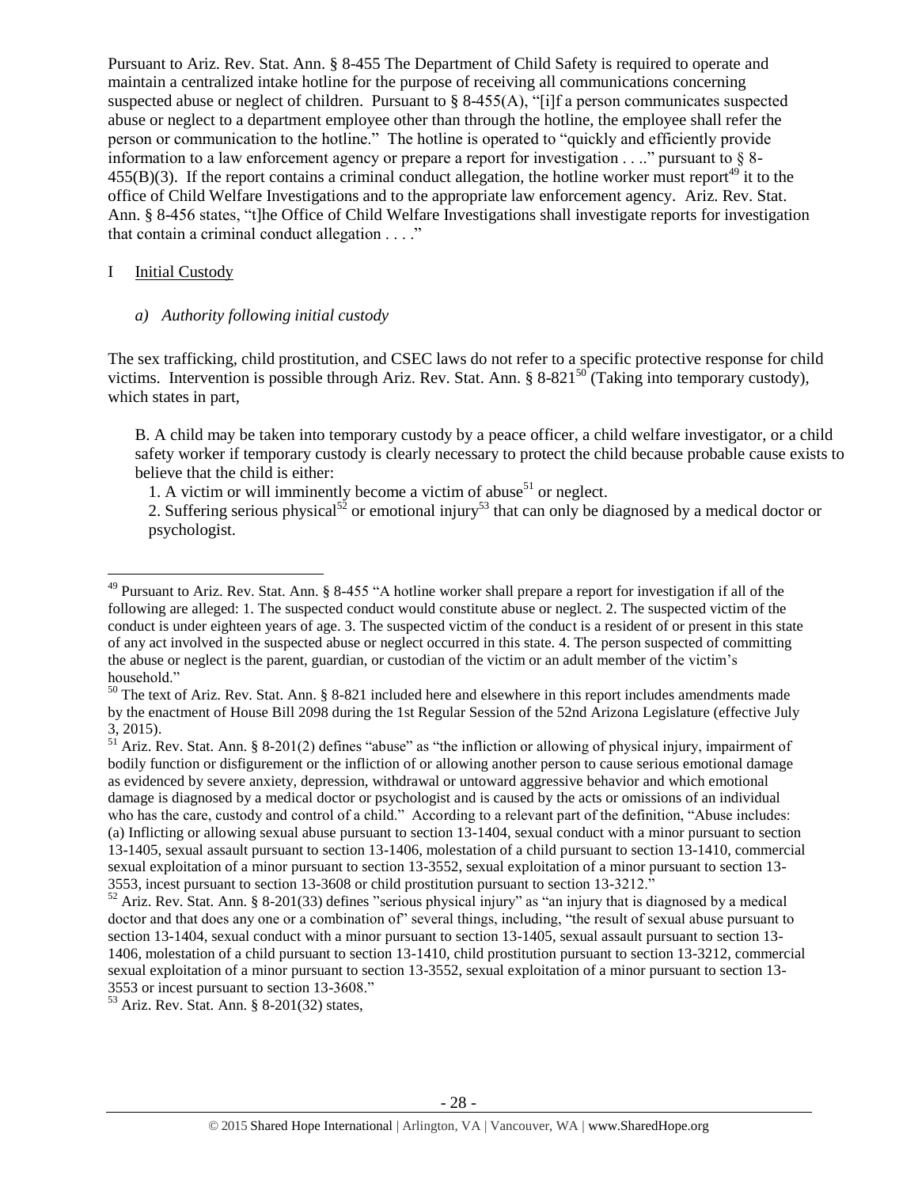Pursuant to Ariz. Rev. Stat. Ann. § 8-455 The Department of Child Safety is required to operate and maintain a centralized intake hotline for the purpose of receiving all communications concerning suspected abuse or neglect of children. Pursuant to § 8-455(A), "[i]f a person communicates suspected abuse or neglect to a department employee other than through the hotline, the employee shall refer the person or communication to the hotline." The hotline is operated to "quickly and efficiently provide information to a law enforcement agency or prepare a report for investigation . . .." pursuant to § 8-455(B)(3). If the report contains a criminal conduct allegation, the hotline worker must report[49] it to the office of Child Welfare Investigations and to the appropriate law enforcement agency. Ariz. Rev. Stat. Ann. § 8-456 states, "t]he Office of Child Welfare Investigations shall investigate reports for investigation that contain a criminal conduct allegation . . . ."

I Initial Custody

*a) Authority following initial custody*

The sex trafficking, child prostitution, and CSEC laws do not refer to a specific protective response for child victims. Intervention is possible through Ariz. Rev. Stat. Ann. § 8-821[50] (Taking into temporary custody), which states in part,

> B. A child may be taken into temporary custody by a peace officer, a child welfare investigator, or a child safety worker if temporary custody is clearly necessary to protect the child because probable cause exists to believe that the child is either:
>
> 1. A victim or will imminently become a victim of abuse[51] or neglect.
> 2. Suffering serious physical[52] or emotional injury[53] that can only be diagnosed by a medical doctor or psychologist.

---

[49] Pursuant to Ariz. Rev. Stat. Ann. § 8-455 "A hotline worker shall prepare a report for investigation if all of the following are alleged: 1. The suspected conduct would constitute abuse or neglect. 2. The suspected victim of the conduct is under eighteen years of age. 3. The suspected victim of the conduct is a resident of or present in this state of any act involved in the suspected abuse or neglect occurred in this state. 4. The person suspected of committing the abuse or neglect is the parent, guardian, or custodian of the victim or an adult member of the victim's household."

[50] The text of Ariz. Rev. Stat. Ann. § 8-821 included here and elsewhere in this report includes amendments made by the enactment of House Bill 2098 during the 1st Regular Session of the 52nd Arizona Legislature (effective July 3, 2015).

[51] Ariz. Rev. Stat. Ann. § 8-201(2) defines "abuse" as "the infliction or allowing of physical injury, impairment of bodily function or disfigurement or the infliction of or allowing another person to cause serious emotional damage as evidenced by severe anxiety, depression, withdrawal or untoward aggressive behavior and which emotional damage is diagnosed by a medical doctor or psychologist and is caused by the acts or omissions of an individual who has the care, custody and control of a child." According to a relevant part of the definition, "Abuse includes: (a) Inflicting or allowing sexual abuse pursuant to section 13-1404, sexual conduct with a minor pursuant to section 13-1405, sexual assault pursuant to section 13-1406, molestation of a child pursuant to section 13-1410, commercial sexual exploitation of a minor pursuant to section 13-3552, sexual exploitation of a minor pursuant to section 13-3553, incest pursuant to section 13-3608 or child prostitution pursuant to section 13-3212."

[52] Ariz. Rev. Stat. Ann. § 8-201(33) defines "serious physical injury" as "an injury that is diagnosed by a medical doctor and that does any one or a combination of" several things, including, "the result of sexual abuse pursuant to section 13-1404, sexual conduct with a minor pursuant to section 13-1405, sexual assault pursuant to section 13-1406, molestation of a child pursuant to section 13-1410, child prostitution pursuant to section 13-3212, commercial sexual exploitation of a minor pursuant to section 13-3552, sexual exploitation of a minor pursuant to section 13-3553 or incest pursuant to section 13-3608."

[53] Ariz. Rev. Stat. Ann. § 8-201(32) states,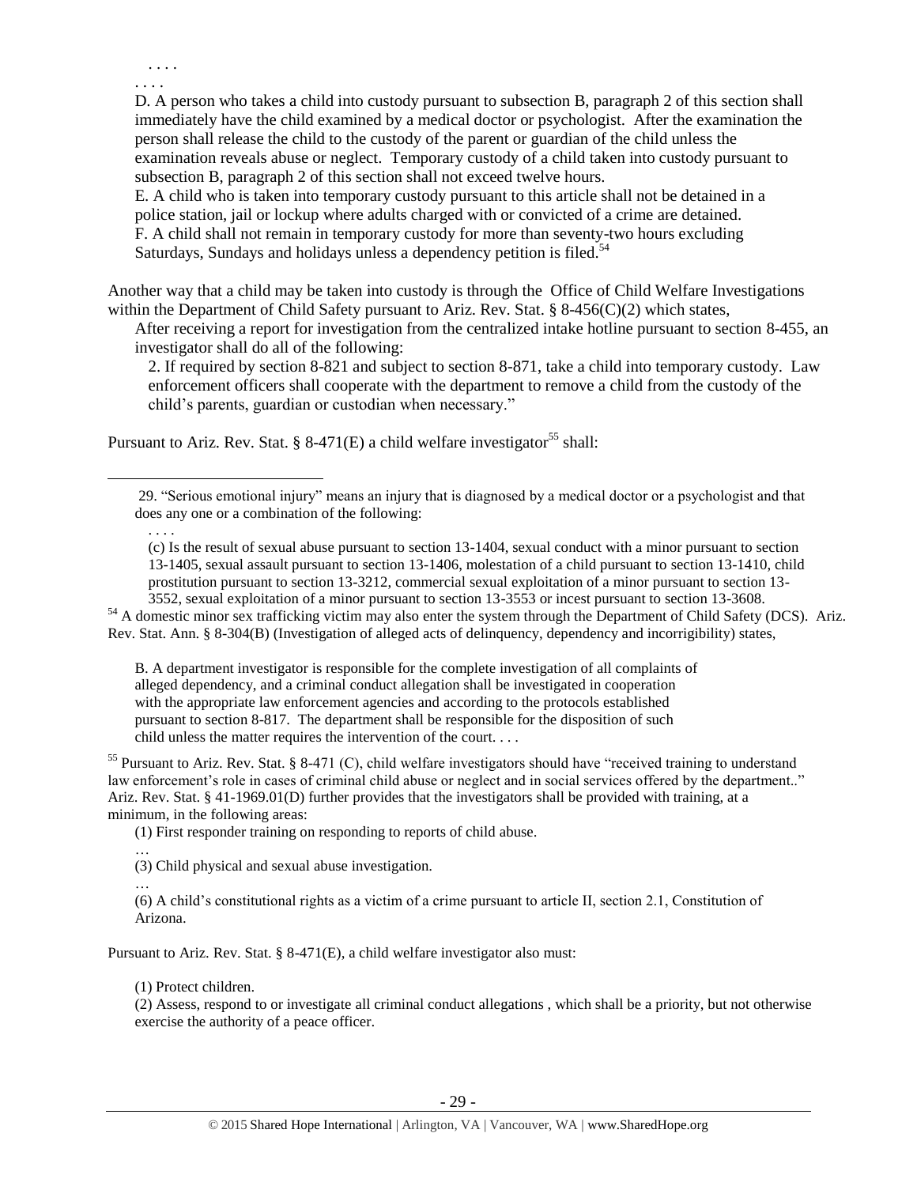. . . .

. . . .

D. A person who takes a child into custody pursuant to subsection B, paragraph 2 of this section shall immediately have the child examined by a medical doctor or psychologist. After the examination the person shall release the child to the custody of the parent or guardian of the child unless the examination reveals abuse or neglect. Temporary custody of a child taken into custody pursuant to subsection B, paragraph 2 of this section shall not exceed twelve hours.

E. A child who is taken into temporary custody pursuant to this article shall not be detained in a police station, jail or lockup where adults charged with or convicted of a crime are detained.

F. A child shall not remain in temporary custody for more than seventy-two hours excluding Saturdays, Sundays and holidays unless a dependency petition is filed.[54]

Another way that a child may be taken into custody is through the Office of Child Welfare Investigations within the Department of Child Safety pursuant to Ariz. Rev. Stat. § 8-456(C)(2) which states,

> After receiving a report for investigation from the centralized intake hotline pursuant to section 8-455, an investigator shall do all of the following:
>
> 2. If required by section 8-821 and subject to section 8-871, take a child into temporary custody. Law enforcement officers shall cooperate with the department to remove a child from the custody of the child's parents, guardian or custodian when necessary."

Pursuant to Ariz. Rev. Stat. § 8-471(E) a child welfare investigator[55] shall:

---

29. "Serious emotional injury" means an injury that is diagnosed by a medical doctor or a psychologist and that does any one or a combination of the following:

. . . .

(c) Is the result of sexual abuse pursuant to section 13-1404, sexual conduct with a minor pursuant to section 13-1405, sexual assault pursuant to section 13-1406, molestation of a child pursuant to section 13-1410, child prostitution pursuant to section 13-3212, commercial sexual exploitation of a minor pursuant to section 13-3552, sexual exploitation of a minor pursuant to section 13-3553 or incest pursuant to section 13-3608.

[54] A domestic minor sex trafficking victim may also enter the system through the Department of Child Safety (DCS). Ariz. Rev. Stat. Ann. § 8-304(B) (Investigation of alleged acts of delinquency, dependency and incorrigibility) states,

> B. A department investigator is responsible for the complete investigation of all complaints of alleged dependency, and a criminal conduct allegation shall be investigated in cooperation with the appropriate law enforcement agencies and according to the protocols established pursuant to section 8-817. The department shall be responsible for the disposition of such child unless the matter requires the intervention of the court. . . .

[55] Pursuant to Ariz. Rev. Stat. § 8-471 (C), child welfare investigators should have "received training to understand law enforcement's role in cases of criminal child abuse or neglect and in social services offered by the department.." Ariz. Rev. Stat. § 41-1969.01(D) further provides that the investigators shall be provided with training, at a minimum, in the following areas:

> (1) First responder training on responding to reports of child abuse.
>
> …
>
> (3) Child physical and sexual abuse investigation.
>
> …
>
> (6) A child's constitutional rights as a victim of a crime pursuant to article II, section 2.1, Constitution of Arizona.

Pursuant to Ariz. Rev. Stat. § 8-471(E), a child welfare investigator also must:

> (1) Protect children.
>
> (2) Assess, respond to or investigate all criminal conduct allegations , which shall be a priority, but not otherwise exercise the authority of a peace officer.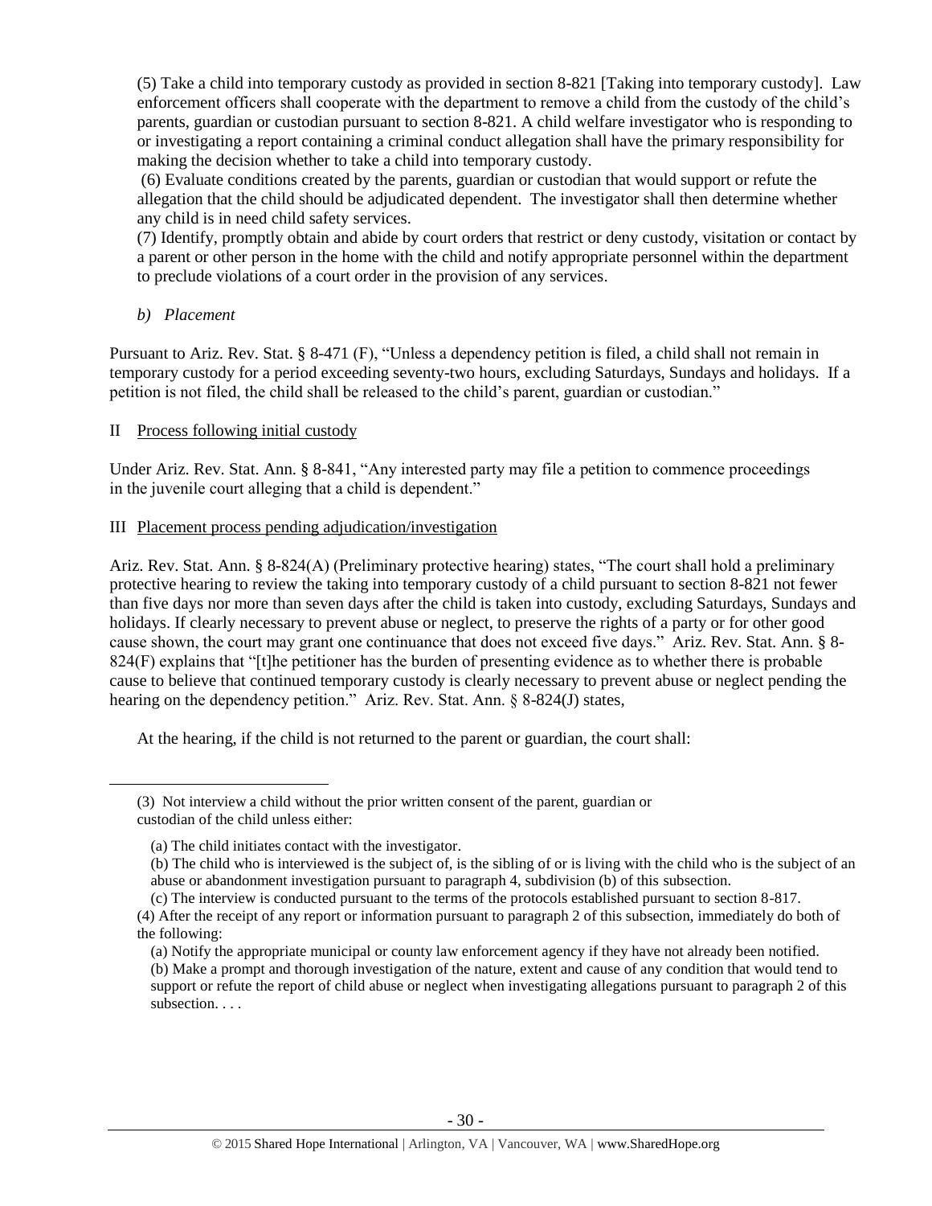(5) Take a child into temporary custody as provided in section 8-821 [Taking into temporary custody]. Law enforcement officers shall cooperate with the department to remove a child from the custody of the child's parents, guardian or custodian pursuant to section 8-821. A child welfare investigator who is responding to or investigating a report containing a criminal conduct allegation shall have the primary responsibility for making the decision whether to take a child into temporary custody.

(6) Evaluate conditions created by the parents, guardian or custodian that would support or refute the allegation that the child should be adjudicated dependent. The investigator shall then determine whether any child is in need child safety services.

(7) Identify, promptly obtain and abide by court orders that restrict or deny custody, visitation or contact by a parent or other person in the home with the child and notify appropriate personnel within the department to preclude violations of a court order in the provision of any services.

*b) Placement*

Pursuant to Ariz. Rev. Stat. § 8-471 (F), "Unless a dependency petition is filed, a child shall not remain in temporary custody for a period exceeding seventy-two hours, excluding Saturdays, Sundays and holidays. If a petition is not filed, the child shall be released to the child's parent, guardian or custodian."

II Process following initial custody

Under Ariz. Rev. Stat. Ann. § 8-841, "Any interested party may file a petition to commence proceedings in the juvenile court alleging that a child is dependent."

III Placement process pending adjudication/investigation

Ariz. Rev. Stat. Ann. § 8-824(A) (Preliminary protective hearing) states, "The court shall hold a preliminary protective hearing to review the taking into temporary custody of a child pursuant to section 8-821 not fewer than five days nor more than seven days after the child is taken into custody, excluding Saturdays, Sundays and holidays. If clearly necessary to prevent abuse or neglect, to preserve the rights of a party or for other good cause shown, the court may grant one continuance that does not exceed five days." Ariz. Rev. Stat. Ann. § 8-824(F) explains that "[t]he petitioner has the burden of presenting evidence as to whether there is probable cause to believe that continued temporary custody is clearly necessary to prevent abuse or neglect pending the hearing on the dependency petition." Ariz. Rev. Stat. Ann. § 8-824(J) states,

> At the hearing, if the child is not returned to the parent or guardian, the court shall:

---

(3) Not interview a child without the prior written consent of the parent, guardian or custodian of the child unless either:

(a) The child initiates contact with the investigator.

(b) The child who is interviewed is the subject of, is the sibling of or is living with the child who is the subject of an abuse or abandonment investigation pursuant to paragraph 4, subdivision (b) of this subsection.

(c) The interview is conducted pursuant to the terms of the protocols established pursuant to section 8-817.

(4) After the receipt of any report or information pursuant to paragraph 2 of this subsection, immediately do both of the following:

(a) Notify the appropriate municipal or county law enforcement agency if they have not already been notified.

(b) Make a prompt and thorough investigation of the nature, extent and cause of any condition that would tend to support or refute the report of child abuse or neglect when investigating allegations pursuant to paragraph 2 of this subsection. . . .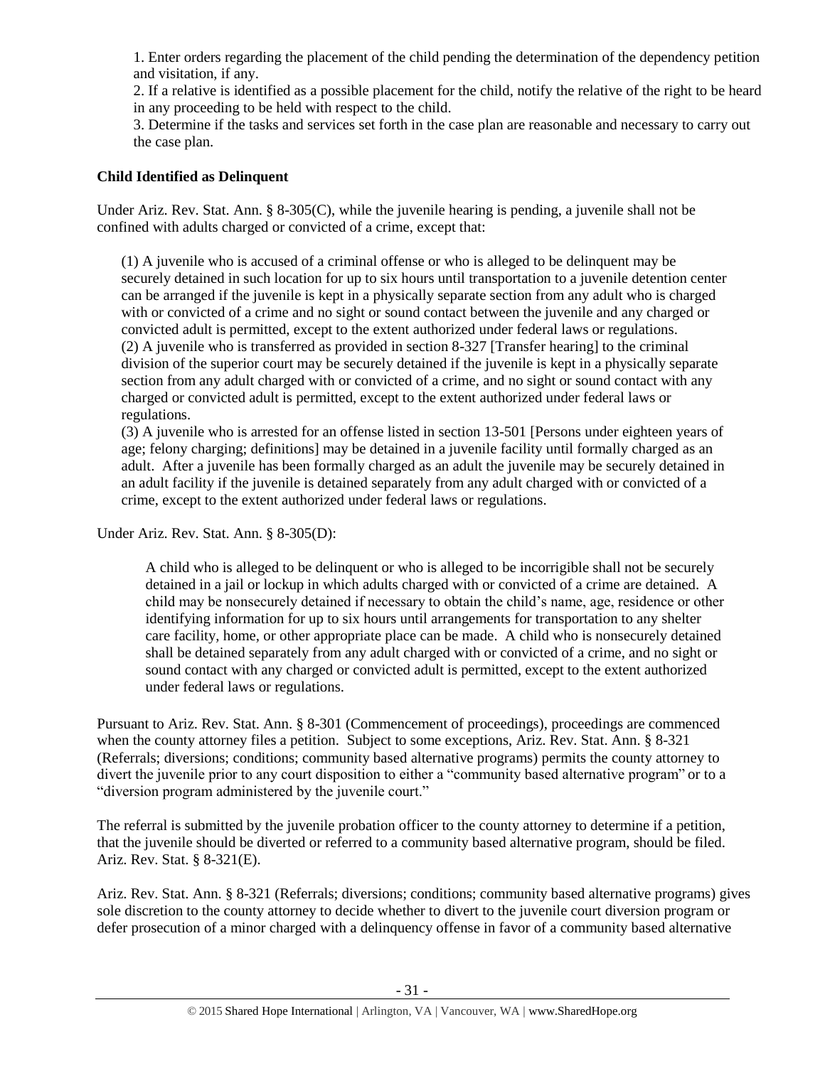1. Enter orders regarding the placement of the child pending the determination of the dependency petition and visitation, if any.
2. If a relative is identified as a possible placement for the child, notify the relative of the right to be heard in any proceeding to be held with respect to the child.
3. Determine if the tasks and services set forth in the case plan are reasonable and necessary to carry out the case plan.

**Child Identified as Delinquent**

Under Ariz. Rev. Stat. Ann. § 8-305(C), while the juvenile hearing is pending, a juvenile shall not be confined with adults charged or convicted of a crime, except that:

> (1) A juvenile who is accused of a criminal offense or who is alleged to be delinquent may be securely detained in such location for up to six hours until transportation to a juvenile detention center can be arranged if the juvenile is kept in a physically separate section from any adult who is charged with or convicted of a crime and no sight or sound contact between the juvenile and any charged or convicted adult is permitted, except to the extent authorized under federal laws or regulations.
> (2) A juvenile who is transferred as provided in section 8-327 [Transfer hearing] to the criminal division of the superior court may be securely detained if the juvenile is kept in a physically separate section from any adult charged with or convicted of a crime, and no sight or sound contact with any charged or convicted adult is permitted, except to the extent authorized under federal laws or regulations.
> (3) A juvenile who is arrested for an offense listed in section 13-501 [Persons under eighteen years of age; felony charging; definitions] may be detained in a juvenile facility until formally charged as an adult. After a juvenile has been formally charged as an adult the juvenile may be securely detained in an adult facility if the juvenile is detained separately from any adult charged with or convicted of a crime, except to the extent authorized under federal laws or regulations.

Under Ariz. Rev. Stat. Ann. § 8-305(D):

> A child who is alleged to be delinquent or who is alleged to be incorrigible shall not be securely detained in a jail or lockup in which adults charged with or convicted of a crime are detained. A child may be nonsecurely detained if necessary to obtain the child's name, age, residence or other identifying information for up to six hours until arrangements for transportation to any shelter care facility, home, or other appropriate place can be made. A child who is nonsecurely detained shall be detained separately from any adult charged with or convicted of a crime, and no sight or sound contact with any charged or convicted adult is permitted, except to the extent authorized under federal laws or regulations.

Pursuant to Ariz. Rev. Stat. Ann. § 8-301 (Commencement of proceedings), proceedings are commenced when the county attorney files a petition. Subject to some exceptions, Ariz. Rev. Stat. Ann. § 8-321 (Referrals; diversions; conditions; community based alternative programs) permits the county attorney to divert the juvenile prior to any court disposition to either a "community based alternative program" or to a "diversion program administered by the juvenile court."

The referral is submitted by the juvenile probation officer to the county attorney to determine if a petition, that the juvenile should be diverted or referred to a community based alternative program, should be filed. Ariz. Rev. Stat. § 8-321(E).

Ariz. Rev. Stat. Ann. § 8-321 (Referrals; diversions; conditions; community based alternative programs) gives sole discretion to the county attorney to decide whether to divert to the juvenile court diversion program or defer prosecution of a minor charged with a delinquency offense in favor of a community based alternative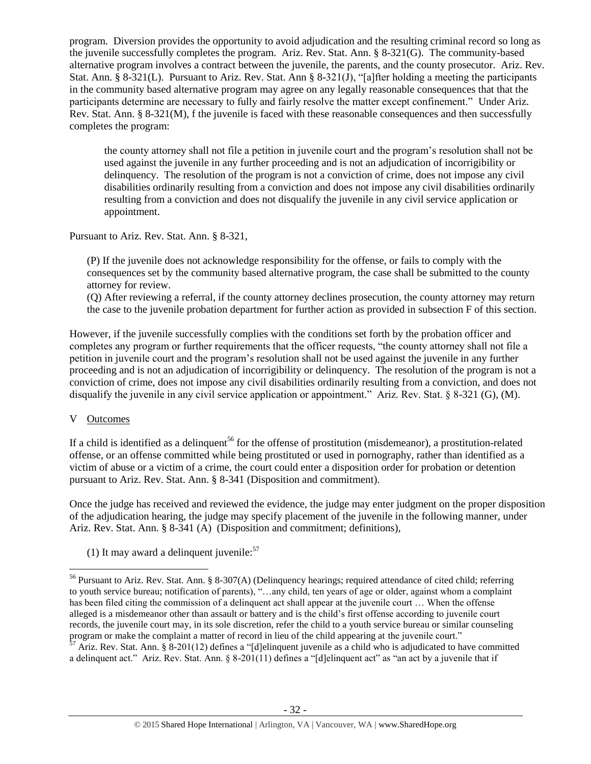program. Diversion provides the opportunity to avoid adjudication and the resulting criminal record so long as the juvenile successfully completes the program. Ariz. Rev. Stat. Ann. § 8-321(G). The community-based alternative program involves a contract between the juvenile, the parents, and the county prosecutor. Ariz. Rev. Stat. Ann. § 8-321(L). Pursuant to Ariz. Rev. Stat. Ann § 8-321(J), "[a]fter holding a meeting the participants in the community based alternative program may agree on any legally reasonable consequences that that the participants determine are necessary to fully and fairly resolve the matter except confinement." Under Ariz. Rev. Stat. Ann. § 8-321(M), f the juvenile is faced with these reasonable consequences and then successfully completes the program:

> the county attorney shall not file a petition in juvenile court and the program's resolution shall not be used against the juvenile in any further proceeding and is not an adjudication of incorrigibility or delinquency. The resolution of the program is not a conviction of crime, does not impose any civil disabilities ordinarily resulting from a conviction and does not impose any civil disabilities ordinarily resulting from a conviction and does not disqualify the juvenile in any civil service application or appointment.

Pursuant to Ariz. Rev. Stat. Ann. § 8-321,

> (P) If the juvenile does not acknowledge responsibility for the offense, or fails to comply with the consequences set by the community based alternative program, the case shall be submitted to the county attorney for review.
>
> (Q) After reviewing a referral, if the county attorney declines prosecution, the county attorney may return the case to the juvenile probation department for further action as provided in subsection F of this section.

However, if the juvenile successfully complies with the conditions set forth by the probation officer and completes any program or further requirements that the officer requests, "the county attorney shall not file a petition in juvenile court and the program's resolution shall not be used against the juvenile in any further proceeding and is not an adjudication of incorrigibility or delinquency. The resolution of the program is not a conviction of crime, does not impose any civil disabilities ordinarily resulting from a conviction, and does not disqualify the juvenile in any civil service application or appointment." Ariz. Rev. Stat. § 8-321 (G), (M).

## V Outcomes

If a child is identified as a delinquent[56] for the offense of prostitution (misdemeanor), a prostitution-related offense, or an offense committed while being prostituted or used in pornography, rather than identified as a victim of abuse or a victim of a crime, the court could enter a disposition order for probation or detention pursuant to Ariz. Rev. Stat. Ann. § 8-341 (Disposition and commitment).

Once the judge has received and reviewed the evidence, the judge may enter judgment on the proper disposition of the adjudication hearing, the judge may specify placement of the juvenile in the following manner, under Ariz. Rev. Stat. Ann. § 8-341 (A) (Disposition and commitment; definitions),

> (1) It may award a delinquent juvenile:[57]

---

[56] Pursuant to Ariz. Rev. Stat. Ann. § 8-307(A) (Delinquency hearings; required attendance of cited child; referring to youth service bureau; notification of parents), "…any child, ten years of age or older, against whom a complaint has been filed citing the commission of a delinquent act shall appear at the juvenile court … When the offense alleged is a misdemeanor other than assault or battery and is the child's first offense according to juvenile court records, the juvenile court may, in its sole discretion, refer the child to a youth service bureau or similar counseling program or make the complaint a matter of record in lieu of the child appearing at the juvenile court."

[57] Ariz. Rev. Stat. Ann. § 8-201(12) defines a "[d]elinquent juvenile as a child who is adjudicated to have committed a delinquent act." Ariz. Rev. Stat. Ann. § 8-201(11) defines a "[d]elinquent act" as "an act by a juvenile that if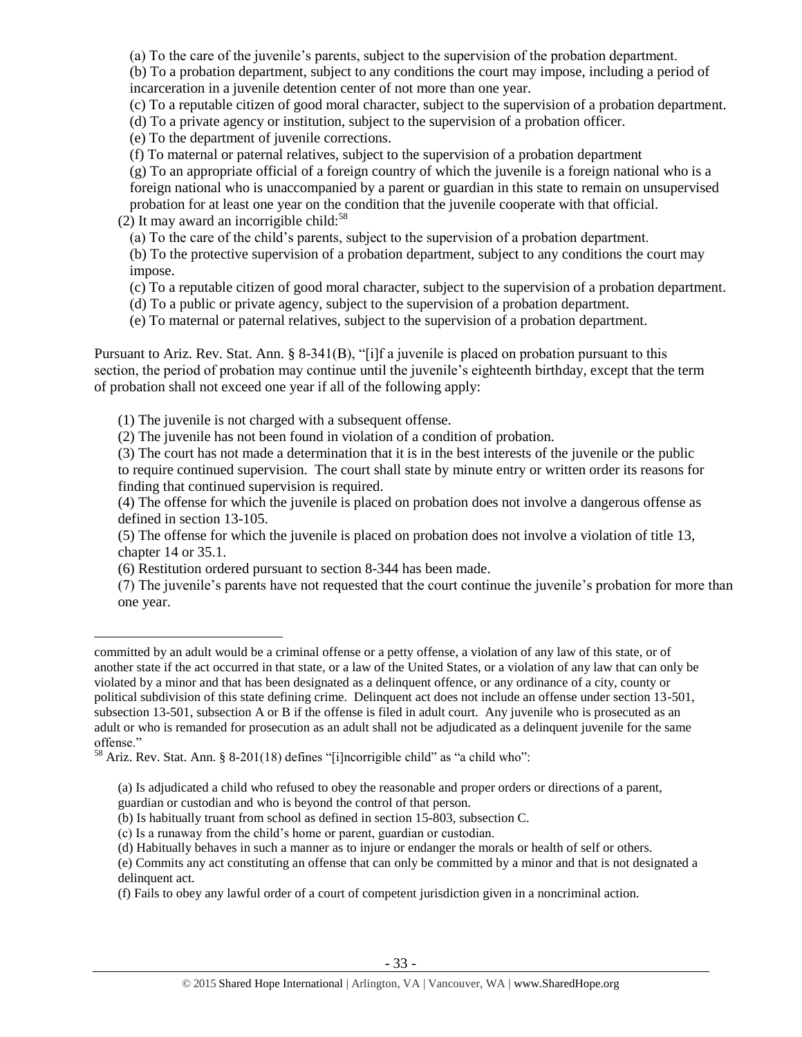(a) To the care of the juvenile's parents, subject to the supervision of the probation department.

(b) To a probation department, subject to any conditions the court may impose, including a period of incarceration in a juvenile detention center of not more than one year.

(c) To a reputable citizen of good moral character, subject to the supervision of a probation department.

(d) To a private agency or institution, subject to the supervision of a probation officer.

(e) To the department of juvenile corrections.

(f) To maternal or paternal relatives, subject to the supervision of a probation department

(g) To an appropriate official of a foreign country of which the juvenile is a foreign national who is a foreign national who is unaccompanied by a parent or guardian in this state to remain on unsupervised probation for at least one year on the condition that the juvenile cooperate with that official.

(2) It may award an incorrigible child:[58]

(a) To the care of the child's parents, subject to the supervision of a probation department.

(b) To the protective supervision of a probation department, subject to any conditions the court may impose.

(c) To a reputable citizen of good moral character, subject to the supervision of a probation department.

(d) To a public or private agency, subject to the supervision of a probation department.

(e) To maternal or paternal relatives, subject to the supervision of a probation department.

Pursuant to Ariz. Rev. Stat. Ann. § 8-341(B), "[i]f a juvenile is placed on probation pursuant to this section, the period of probation may continue until the juvenile's eighteenth birthday, except that the term of probation shall not exceed one year if all of the following apply:

(1) The juvenile is not charged with a subsequent offense.

(2) The juvenile has not been found in violation of a condition of probation.

(3) The court has not made a determination that it is in the best interests of the juvenile or the public to require continued supervision. The court shall state by minute entry or written order its reasons for finding that continued supervision is required.

(4) The offense for which the juvenile is placed on probation does not involve a dangerous offense as defined in section 13-105.

(5) The offense for which the juvenile is placed on probation does not involve a violation of title 13, chapter 14 or 35.1.

(6) Restitution ordered pursuant to section 8-344 has been made.

(7) The juvenile's parents have not requested that the court continue the juvenile's probation for more than one year.

---

committed by an adult would be a criminal offense or a petty offense, a violation of any law of this state, or of another state if the act occurred in that state, or a law of the United States, or a violation of any law that can only be violated by a minor and that has been designated as a delinquent offence, or any ordinance of a city, county or political subdivision of this state defining crime. Delinquent act does not include an offense under section 13-501, subsection 13-501, subsection A or B if the offense is filed in adult court. Any juvenile who is prosecuted as an adult or who is remanded for prosecution as an adult shall not be adjudicated as a delinquent juvenile for the same offense."

[58] Ariz. Rev. Stat. Ann. § 8-201(18) defines "[i]ncorrigible child" as "a child who":

(a) Is adjudicated a child who refused to obey the reasonable and proper orders or directions of a parent, guardian or custodian and who is beyond the control of that person.

(b) Is habitually truant from school as defined in section 15-803, subsection C.

(c) Is a runaway from the child's home or parent, guardian or custodian.

(d) Habitually behaves in such a manner as to injure or endanger the morals or health of self or others.

(e) Commits any act constituting an offense that can only be committed by a minor and that is not designated a delinquent act.

(f) Fails to obey any lawful order of a court of competent jurisdiction given in a noncriminal action.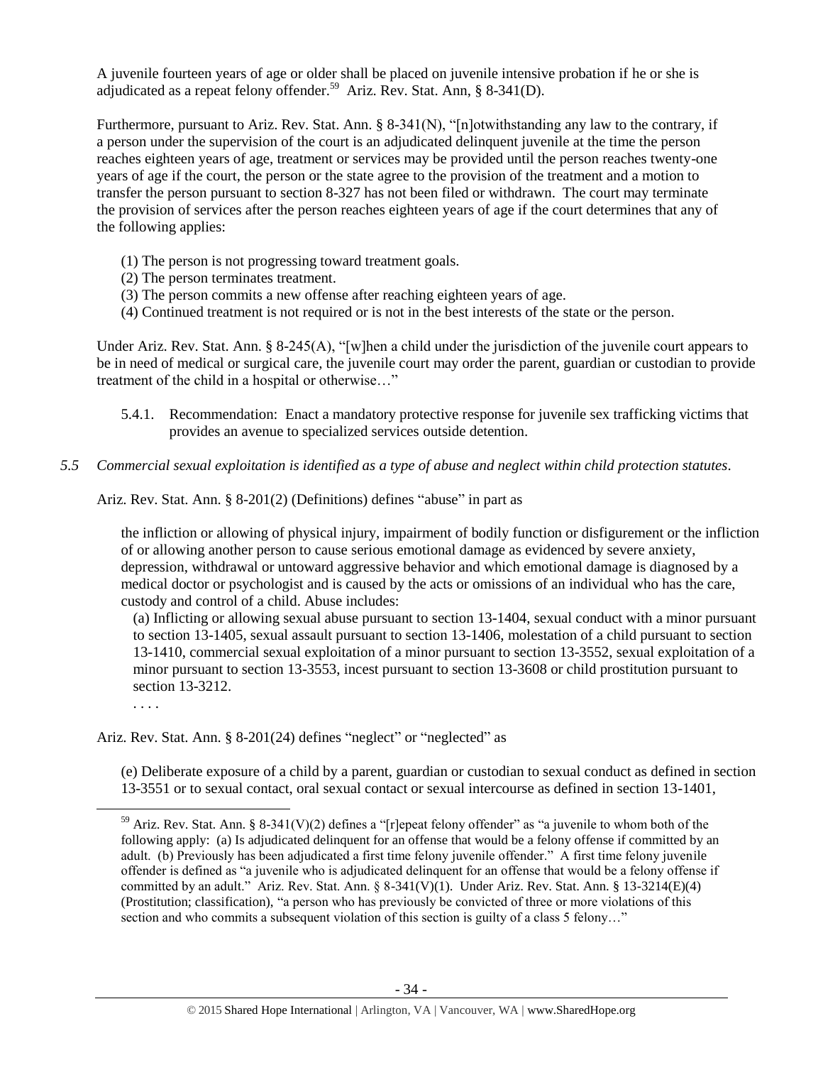A juvenile fourteen years of age or older shall be placed on juvenile intensive probation if he or she is adjudicated as a repeat felony offender.[59] Ariz. Rev. Stat. Ann, § 8-341(D).

Furthermore, pursuant to Ariz. Rev. Stat. Ann. § 8-341(N), "[n]otwithstanding any law to the contrary, if a person under the supervision of the court is an adjudicated delinquent juvenile at the time the person reaches eighteen years of age, treatment or services may be provided until the person reaches twenty-one years of age if the court, the person or the state agree to the provision of the treatment and a motion to transfer the person pursuant to section 8-327 has not been filed or withdrawn. The court may terminate the provision of services after the person reaches eighteen years of age if the court determines that any of the following applies:

(1) The person is not progressing toward treatment goals.
(2) The person terminates treatment.
(3) The person commits a new offense after reaching eighteen years of age.
(4) Continued treatment is not required or is not in the best interests of the state or the person.

Under Ariz. Rev. Stat. Ann. § 8-245(A), "[w]hen a child under the jurisdiction of the juvenile court appears to be in need of medical or surgical care, the juvenile court may order the parent, guardian or custodian to provide treatment of the child in a hospital or otherwise…"

5.4.1. Recommendation: Enact a mandatory protective response for juvenile sex trafficking victims that provides an avenue to specialized services outside detention.

*5.5 Commercial sexual exploitation is identified as a type of abuse and neglect within child protection statutes.*

Ariz. Rev. Stat. Ann. § 8-201(2) (Definitions) defines "abuse" in part as

> the infliction or allowing of physical injury, impairment of bodily function or disfigurement or the infliction of or allowing another person to cause serious emotional damage as evidenced by severe anxiety, depression, withdrawal or untoward aggressive behavior and which emotional damage is diagnosed by a medical doctor or psychologist and is caused by the acts or omissions of an individual who has the care, custody and control of a child. Abuse includes:
>
> (a) Inflicting or allowing sexual abuse pursuant to section 13-1404, sexual conduct with a minor pursuant to section 13-1405, sexual assault pursuant to section 13-1406, molestation of a child pursuant to section 13-1410, commercial sexual exploitation of a minor pursuant to section 13-3552, sexual exploitation of a minor pursuant to section 13-3553, incest pursuant to section 13-3608 or child prostitution pursuant to section 13-3212.
>
> . . . .

Ariz. Rev. Stat. Ann. § 8-201(24) defines "neglect" or "neglected" as

> (e) Deliberate exposure of a child by a parent, guardian or custodian to sexual conduct as defined in section 13-3551 or to sexual contact, oral sexual contact or sexual intercourse as defined in section 13-1401,

---

[59] Ariz. Rev. Stat. Ann. § 8-341(V)(2) defines a "[r]epeat felony offender" as "a juvenile to whom both of the following apply: (a) Is adjudicated delinquent for an offense that would be a felony offense if committed by an adult. (b) Previously has been adjudicated a first time felony juvenile offender." A first time felony juvenile offender is defined as "a juvenile who is adjudicated delinquent for an offense that would be a felony offense if committed by an adult." Ariz. Rev. Stat. Ann. § 8-341(V)(1). Under Ariz. Rev. Stat. Ann. § 13-3214(E)(4) (Prostitution; classification), "a person who has previously be convicted of three or more violations of this section and who commits a subsequent violation of this section is guilty of a class 5 felony…"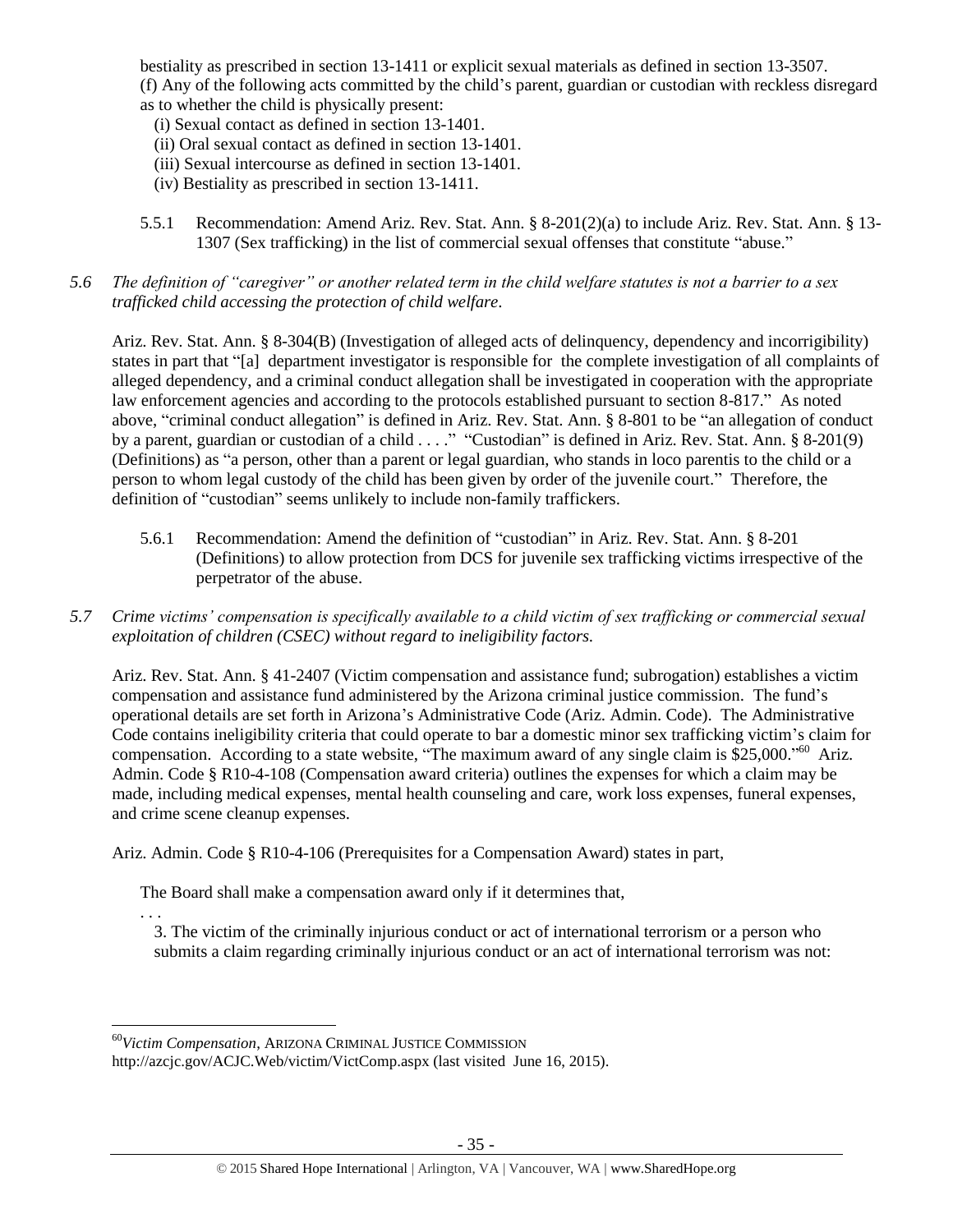bestiality as prescribed in section 13-1411 or explicit sexual materials as defined in section 13-3507.
(f) Any of the following acts committed by the child's parent, guardian or custodian with reckless disregard as to whether the child is physically present:
  (i) Sexual contact as defined in section 13-1401.
  (ii) Oral sexual contact as defined in section 13-1401.
  (iii) Sexual intercourse as defined in section 13-1401.
  (iv) Bestiality as prescribed in section 13-1411.

5.5.1 Recommendation: Amend Ariz. Rev. Stat. Ann. § 8-201(2)(a) to include Ariz. Rev. Stat. Ann. § 13-1307 (Sex trafficking) in the list of commercial sexual offenses that constitute "abuse."

*5.6 The definition of "caregiver" or another related term in the child welfare statutes is not a barrier to a sex trafficked child accessing the protection of child welfare.*

Ariz. Rev. Stat. Ann. § 8-304(B) (Investigation of alleged acts of delinquency, dependency and incorrigibility) states in part that "[a] department investigator is responsible for the complete investigation of all complaints of alleged dependency, and a criminal conduct allegation shall be investigated in cooperation with the appropriate law enforcement agencies and according to the protocols established pursuant to section 8-817." As noted above, "criminal conduct allegation" is defined in Ariz. Rev. Stat. Ann. § 8-801 to be "an allegation of conduct by a parent, guardian or custodian of a child . . . ." "Custodian" is defined in Ariz. Rev. Stat. Ann. § 8-201(9) (Definitions) as "a person, other than a parent or legal guardian, who stands in loco parentis to the child or a person to whom legal custody of the child has been given by order of the juvenile court." Therefore, the definition of "custodian" seems unlikely to include non-family traffickers.

5.6.1 Recommendation: Amend the definition of "custodian" in Ariz. Rev. Stat. Ann. § 8-201 (Definitions) to allow protection from DCS for juvenile sex trafficking victims irrespective of the perpetrator of the abuse.

*5.7 Crime victims' compensation is specifically available to a child victim of sex trafficking or commercial sexual exploitation of children (CSEC) without regard to ineligibility factors.*

Ariz. Rev. Stat. Ann. § 41-2407 (Victim compensation and assistance fund; subrogation) establishes a victim compensation and assistance fund administered by the Arizona criminal justice commission. The fund's operational details are set forth in Arizona's Administrative Code (Ariz. Admin. Code). The Administrative Code contains ineligibility criteria that could operate to bar a domestic minor sex trafficking victim's claim for compensation. According to a state website, "The maximum award of any single claim is $25,000."[60] Ariz. Admin. Code § R10-4-108 (Compensation award criteria) outlines the expenses for which a claim may be made, including medical expenses, mental health counseling and care, work loss expenses, funeral expenses, and crime scene cleanup expenses.

Ariz. Admin. Code § R10-4-106 (Prerequisites for a Compensation Award) states in part,

> The Board shall make a compensation award only if it determines that,
> . . .
> 3. The victim of the criminally injurious conduct or act of international terrorism or a person who submits a claim regarding criminally injurious conduct or an act of international terrorism was not:

---

[60] *Victim Compensation*, ARIZONA CRIMINAL JUSTICE COMMISSION http://azcjc.gov/ACJC.Web/victim/VictComp.aspx (last visited June 16, 2015).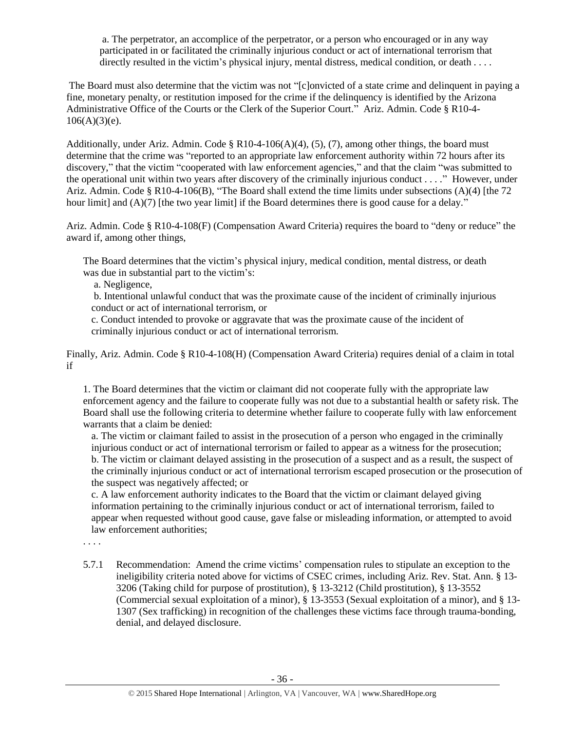a. The perpetrator, an accomplice of the perpetrator, or a person who encouraged or in any way participated in or facilitated the criminally injurious conduct or act of international terrorism that directly resulted in the victim's physical injury, mental distress, medical condition, or death . . . .

The Board must also determine that the victim was not "[c]onvicted of a state crime and delinquent in paying a fine, monetary penalty, or restitution imposed for the crime if the delinquency is identified by the Arizona Administrative Office of the Courts or the Clerk of the Superior Court." Ariz. Admin. Code § R10-4-106(A)(3)(e).

Additionally, under Ariz. Admin. Code § R10-4-106(A)(4), (5), (7), among other things, the board must determine that the crime was "reported to an appropriate law enforcement authority within 72 hours after its discovery," that the victim "cooperated with law enforcement agencies," and that the claim "was submitted to the operational unit within two years after discovery of the criminally injurious conduct . . . ." However, under Ariz. Admin. Code § R10-4-106(B), "The Board shall extend the time limits under subsections (A)(4) [the 72 hour limit] and (A)(7) [the two year limit] if the Board determines there is good cause for a delay."

Ariz. Admin. Code § R10-4-108(F) (Compensation Award Criteria) requires the board to "deny or reduce" the award if, among other things,

> The Board determines that the victim's physical injury, medical condition, mental distress, or death was due in substantial part to the victim's:
>
> a. Negligence,
>
> b. Intentional unlawful conduct that was the proximate cause of the incident of criminally injurious conduct or act of international terrorism, or
>
> c. Conduct intended to provoke or aggravate that was the proximate cause of the incident of criminally injurious conduct or act of international terrorism.

Finally, Ariz. Admin. Code § R10-4-108(H) (Compensation Award Criteria) requires denial of a claim in total if

> 1. The Board determines that the victim or claimant did not cooperate fully with the appropriate law enforcement agency and the failure to cooperate fully was not due to a substantial health or safety risk. The Board shall use the following criteria to determine whether failure to cooperate fully with law enforcement warrants that a claim be denied:
>
> a. The victim or claimant failed to assist in the prosecution of a person who engaged in the criminally injurious conduct or act of international terrorism or failed to appear as a witness for the prosecution;
>
> b. The victim or claimant delayed assisting in the prosecution of a suspect and as a result, the suspect of the criminally injurious conduct or act of international terrorism escaped prosecution or the prosecution of the suspect was negatively affected; or
>
> c. A law enforcement authority indicates to the Board that the victim or claimant delayed giving information pertaining to the criminally injurious conduct or act of international terrorism, failed to appear when requested without good cause, gave false or misleading information, or attempted to avoid law enforcement authorities;
>
> . . . .

5.7.1 Recommendation: Amend the crime victims' compensation rules to stipulate an exception to the ineligibility criteria noted above for victims of CSEC crimes, including Ariz. Rev. Stat. Ann. § 13-3206 (Taking child for purpose of prostitution), § 13-3212 (Child prostitution), § 13-3552 (Commercial sexual exploitation of a minor), § 13-3553 (Sexual exploitation of a minor), and § 13-1307 (Sex trafficking) in recognition of the challenges these victims face through trauma-bonding, denial, and delayed disclosure.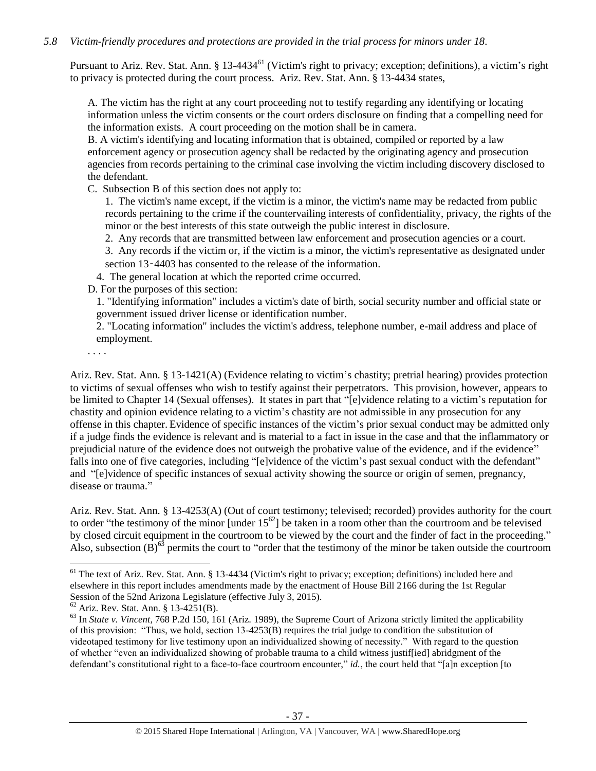*5.8 Victim-friendly procedures and protections are provided in the trial process for minors under 18.*

Pursuant to Ariz. Rev. Stat. Ann. § 13-4434[61] (Victim's right to privacy; exception; definitions), a victim's right to privacy is protected during the court process. Ariz. Rev. Stat. Ann. § 13-4434 states,

> A. The victim has the right at any court proceeding not to testify regarding any identifying or locating information unless the victim consents or the court orders disclosure on finding that a compelling need for the information exists. A court proceeding on the motion shall be in camera.
>
> B. A victim's identifying and locating information that is obtained, compiled or reported by a law enforcement agency or prosecution agency shall be redacted by the originating agency and prosecution agencies from records pertaining to the criminal case involving the victim including discovery disclosed to the defendant.
>
> C. Subsection B of this section does not apply to:
>
> 1. The victim's name except, if the victim is a minor, the victim's name may be redacted from public records pertaining to the crime if the countervailing interests of confidentiality, privacy, the rights of the minor or the best interests of this state outweigh the public interest in disclosure.
> 2. Any records that are transmitted between law enforcement and prosecution agencies or a court.
> 3. Any records if the victim or, if the victim is a minor, the victim's representative as designated under section 13‑4403 has consented to the release of the information.
> 4. The general location at which the reported crime occurred.
>
> D. For the purposes of this section:
>
> 1. "Identifying information" includes a victim's date of birth, social security number and official state or government issued driver license or identification number.
> 2. "Locating information" includes the victim's address, telephone number, e-mail address and place of employment.
>
> . . . .

Ariz. Rev. Stat. Ann. § 13-1421(A) (Evidence relating to victim's chastity; pretrial hearing) provides protection to victims of sexual offenses who wish to testify against their perpetrators. This provision, however, appears to be limited to Chapter 14 (Sexual offenses). It states in part that "[e]vidence relating to a victim's reputation for chastity and opinion evidence relating to a victim's chastity are not admissible in any prosecution for any offense in this chapter. Evidence of specific instances of the victim's prior sexual conduct may be admitted only if a judge finds the evidence is relevant and is material to a fact in issue in the case and that the inflammatory or prejudicial nature of the evidence does not outweigh the probative value of the evidence, and if the evidence" falls into one of five categories, including "[e]vidence of the victim's past sexual conduct with the defendant" and "[e]vidence of specific instances of sexual activity showing the source or origin of semen, pregnancy, disease or trauma."

Ariz. Rev. Stat. Ann. § 13-4253(A) (Out of court testimony; televised; recorded) provides authority for the court to order "the testimony of the minor [under 15[62]] be taken in a room other than the courtroom and be televised by closed circuit equipment in the courtroom to be viewed by the court and the finder of fact in the proceeding." Also, subsection (B)[63] permits the court to "order that the testimony of the minor be taken outside the courtroom

---

[61] The text of Ariz. Rev. Stat. Ann. § 13-4434 (Victim's right to privacy; exception; definitions) included here and elsewhere in this report includes amendments made by the enactment of House Bill 2166 during the 1st Regular Session of the 52nd Arizona Legislature (effective July 3, 2015).

[62] Ariz. Rev. Stat. Ann. § 13-4251(B).

[63] In *State v. Vincent*, 768 P.2d 150, 161 (Ariz. 1989), the Supreme Court of Arizona strictly limited the applicability of this provision: "Thus, we hold, section 13-4253(B) requires the trial judge to condition the substitution of videotaped testimony for live testimony upon an individualized showing of necessity." With regard to the question of whether "even an individualized showing of probable trauma to a child witness justif[ied] abridgment of the defendant's constitutional right to a face-to-face courtroom encounter," *id.*, the court held that "[a]n exception [to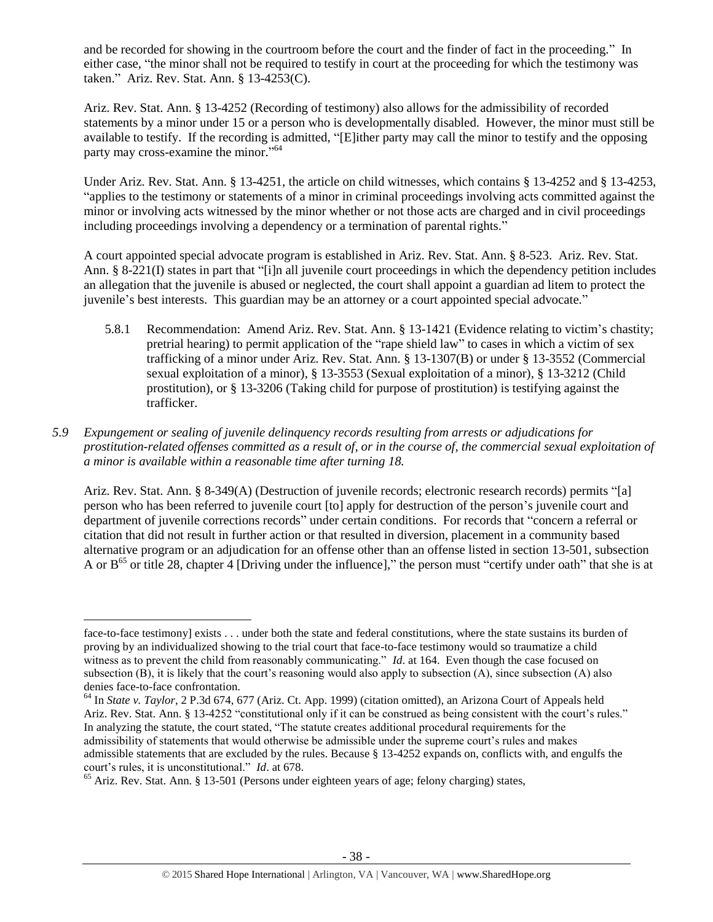and be recorded for showing in the courtroom before the court and the finder of fact in the proceeding." In either case, "the minor shall not be required to testify in court at the proceeding for which the testimony was taken." Ariz. Rev. Stat. Ann. § 13-4253(C).

Ariz. Rev. Stat. Ann. § 13-4252 (Recording of testimony) also allows for the admissibility of recorded statements by a minor under 15 or a person who is developmentally disabled. However, the minor must still be available to testify. If the recording is admitted, "[E]ither party may call the minor to testify and the opposing party may cross-examine the minor."[64]

Under Ariz. Rev. Stat. Ann. § 13-4251, the article on child witnesses, which contains § 13-4252 and § 13-4253, "applies to the testimony or statements of a minor in criminal proceedings involving acts committed against the minor or involving acts witnessed by the minor whether or not those acts are charged and in civil proceedings including proceedings involving a dependency or a termination of parental rights."

A court appointed special advocate program is established in Ariz. Rev. Stat. Ann. § 8-523. Ariz. Rev. Stat. Ann. § 8-221(I) states in part that "[i]n all juvenile court proceedings in which the dependency petition includes an allegation that the juvenile is abused or neglected, the court shall appoint a guardian ad litem to protect the juvenile's best interests. This guardian may be an attorney or a court appointed special advocate."

> 5.8.1 Recommendation: Amend Ariz. Rev. Stat. Ann. § 13-1421 (Evidence relating to victim's chastity; pretrial hearing) to permit application of the "rape shield law" to cases in which a victim of sex trafficking of a minor under Ariz. Rev. Stat. Ann. § 13-1307(B) or under § 13-3552 (Commercial sexual exploitation of a minor), § 13-3553 (Sexual exploitation of a minor), § 13-3212 (Child prostitution), or § 13-3206 (Taking child for purpose of prostitution) is testifying against the trafficker.

*5.9 Expungement or sealing of juvenile delinquency records resulting from arrests or adjudications for prostitution-related offenses committed as a result of, or in the course of, the commercial sexual exploitation of a minor is available within a reasonable time after turning 18.*

Ariz. Rev. Stat. Ann. § 8-349(A) (Destruction of juvenile records; electronic research records) permits "[a] person who has been referred to juvenile court [to] apply for destruction of the person's juvenile court and department of juvenile corrections records" under certain conditions. For records that "concern a referral or citation that did not result in further action or that resulted in diversion, placement in a community based alternative program or an adjudication for an offense other than an offense listed in section 13-501, subsection A or B[65] or title 28, chapter 4 [Driving under the influence]," the person must "certify under oath" that she is at

---

face-to-face testimony] exists . . . under both the state and federal constitutions, where the state sustains its burden of proving by an individualized showing to the trial court that face-to-face testimony would so traumatize a child witness as to prevent the child from reasonably communicating." *Id*. at 164. Even though the case focused on subsection (B), it is likely that the court's reasoning would also apply to subsection (A), since subsection (A) also denies face-to-face confrontation.

[64] In *State v. Taylor*, 2 P.3d 674, 677 (Ariz. Ct. App. 1999) (citation omitted), an Arizona Court of Appeals held Ariz. Rev. Stat. Ann. § 13-4252 "constitutional only if it can be construed as being consistent with the court's rules." In analyzing the statute, the court stated, "The statute creates additional procedural requirements for the admissibility of statements that would otherwise be admissible under the supreme court's rules and makes admissible statements that are excluded by the rules. Because § 13-4252 expands on, conflicts with, and engulfs the court's rules, it is unconstitutional." *Id*. at 678.

[65] Ariz. Rev. Stat. Ann. § 13-501 (Persons under eighteen years of age; felony charging) states,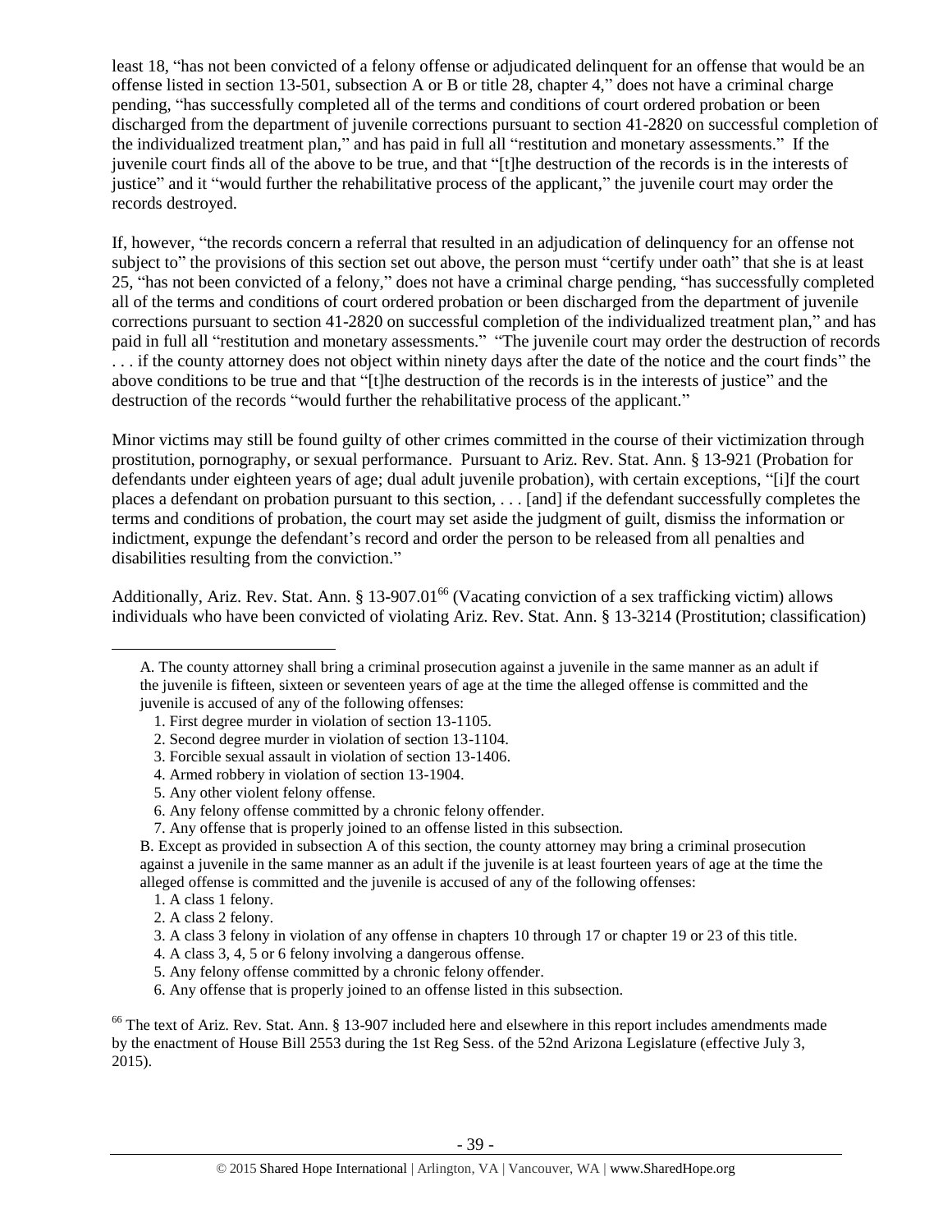least 18, "has not been convicted of a felony offense or adjudicated delinquent for an offense that would be an offense listed in section 13-501, subsection A or B or title 28, chapter 4," does not have a criminal charge pending, "has successfully completed all of the terms and conditions of court ordered probation or been discharged from the department of juvenile corrections pursuant to section 41-2820 on successful completion of the individualized treatment plan," and has paid in full all "restitution and monetary assessments." If the juvenile court finds all of the above to be true, and that "[t]he destruction of the records is in the interests of justice" and it "would further the rehabilitative process of the applicant," the juvenile court may order the records destroyed.

If, however, "the records concern a referral that resulted in an adjudication of delinquency for an offense not subject to" the provisions of this section set out above, the person must "certify under oath" that she is at least 25, "has not been convicted of a felony," does not have a criminal charge pending, "has successfully completed all of the terms and conditions of court ordered probation or been discharged from the department of juvenile corrections pursuant to section 41-2820 on successful completion of the individualized treatment plan," and has paid in full all "restitution and monetary assessments." "The juvenile court may order the destruction of records . . . if the county attorney does not object within ninety days after the date of the notice and the court finds" the above conditions to be true and that "[t]he destruction of the records is in the interests of justice" and the destruction of the records "would further the rehabilitative process of the applicant."

Minor victims may still be found guilty of other crimes committed in the course of their victimization through prostitution, pornography, or sexual performance. Pursuant to Ariz. Rev. Stat. Ann. § 13-921 (Probation for defendants under eighteen years of age; dual adult juvenile probation), with certain exceptions, "[i]f the court places a defendant on probation pursuant to this section, . . . [and] if the defendant successfully completes the terms and conditions of probation, the court may set aside the judgment of guilt, dismiss the information or indictment, expunge the defendant's record and order the person to be released from all penalties and disabilities resulting from the conviction."

Additionally, Ariz. Rev. Stat. Ann. § 13-907.01[66] (Vacating conviction of a sex trafficking victim) allows individuals who have been convicted of violating Ariz. Rev. Stat. Ann. § 13-3214 (Prostitution; classification)

---

A. The county attorney shall bring a criminal prosecution against a juvenile in the same manner as an adult if the juvenile is fifteen, sixteen or seventeen years of age at the time the alleged offense is committed and the juvenile is accused of any of the following offenses:

1. First degree murder in violation of section 13-1105.
2. Second degree murder in violation of section 13-1104.
3. Forcible sexual assault in violation of section 13-1406.
4. Armed robbery in violation of section 13-1904.
5. Any other violent felony offense.
6. Any felony offense committed by a chronic felony offender.
7. Any offense that is properly joined to an offense listed in this subsection.

B. Except as provided in subsection A of this section, the county attorney may bring a criminal prosecution against a juvenile in the same manner as an adult if the juvenile is at least fourteen years of age at the time the alleged offense is committed and the juvenile is accused of any of the following offenses:

1. A class 1 felony.
2. A class 2 felony.
3. A class 3 felony in violation of any offense in chapters 10 through 17 or chapter 19 or 23 of this title.
4. A class 3, 4, 5 or 6 felony involving a dangerous offense.
5. Any felony offense committed by a chronic felony offender.
6. Any offense that is properly joined to an offense listed in this subsection.

[66] The text of Ariz. Rev. Stat. Ann. § 13-907 included here and elsewhere in this report includes amendments made by the enactment of House Bill 2553 during the 1st Reg Sess. of the 52nd Arizona Legislature (effective July 3, 2015).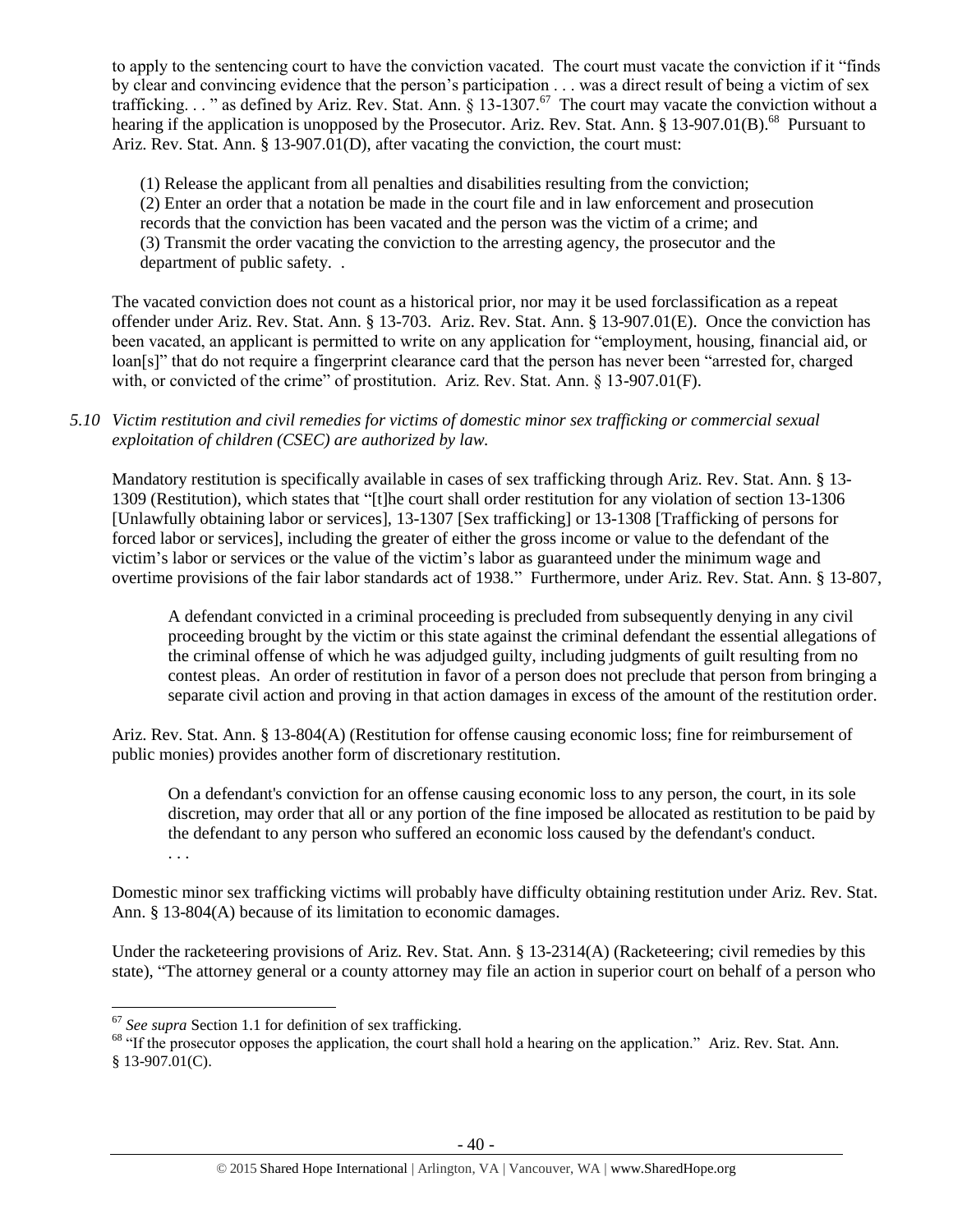to apply to the sentencing court to have the conviction vacated. The court must vacate the conviction if it "finds by clear and convincing evidence that the person's participation . . . was a direct result of being a victim of sex trafficking. . . " as defined by Ariz. Rev. Stat. Ann. § 13-1307.[67] The court may vacate the conviction without a hearing if the application is unopposed by the Prosecutor. Ariz. Rev. Stat. Ann. § 13-907.01(B).[68] Pursuant to Ariz. Rev. Stat. Ann. § 13-907.01(D), after vacating the conviction, the court must:

> (1) Release the applicant from all penalties and disabilities resulting from the conviction;
> (2) Enter an order that a notation be made in the court file and in law enforcement and prosecution records that the conviction has been vacated and the person was the victim of a crime; and
> (3) Transmit the order vacating the conviction to the arresting agency, the prosecutor and the department of public safety. .

The vacated conviction does not count as a historical prior, nor may it be used forclassification as a repeat offender under Ariz. Rev. Stat. Ann. § 13-703. Ariz. Rev. Stat. Ann. § 13-907.01(E). Once the conviction has been vacated, an applicant is permitted to write on any application for "employment, housing, financial aid, or loan[s]" that do not require a fingerprint clearance card that the person has never been "arrested for, charged with, or convicted of the crime" of prostitution. Ariz. Rev. Stat. Ann. § 13-907.01(F).

*5.10 Victim restitution and civil remedies for victims of domestic minor sex trafficking or commercial sexual exploitation of children (CSEC) are authorized by law.*

Mandatory restitution is specifically available in cases of sex trafficking through Ariz. Rev. Stat. Ann. § 13-1309 (Restitution), which states that "[t]he court shall order restitution for any violation of section 13-1306 [Unlawfully obtaining labor or services], 13-1307 [Sex trafficking] or 13-1308 [Trafficking of persons for forced labor or services], including the greater of either the gross income or value to the defendant of the victim's labor or services or the value of the victim's labor as guaranteed under the minimum wage and overtime provisions of the fair labor standards act of 1938." Furthermore, under Ariz. Rev. Stat. Ann. § 13-807,

> A defendant convicted in a criminal proceeding is precluded from subsequently denying in any civil proceeding brought by the victim or this state against the criminal defendant the essential allegations of the criminal offense of which he was adjudged guilty, including judgments of guilt resulting from no contest pleas. An order of restitution in favor of a person does not preclude that person from bringing a separate civil action and proving in that action damages in excess of the amount of the restitution order.

Ariz. Rev. Stat. Ann. § 13-804(A) (Restitution for offense causing economic loss; fine for reimbursement of public monies) provides another form of discretionary restitution.

> On a defendant's conviction for an offense causing economic loss to any person, the court, in its sole discretion, may order that all or any portion of the fine imposed be allocated as restitution to be paid by the defendant to any person who suffered an economic loss caused by the defendant's conduct.
> . . .

Domestic minor sex trafficking victims will probably have difficulty obtaining restitution under Ariz. Rev. Stat. Ann. § 13-804(A) because of its limitation to economic damages.

Under the racketeering provisions of Ariz. Rev. Stat. Ann. § 13-2314(A) (Racketeering; civil remedies by this state), "The attorney general or a county attorney may file an action in superior court on behalf of a person who

---

[67] *See supra* Section 1.1 for definition of sex trafficking.

[68] "If the prosecutor opposes the application, the court shall hold a hearing on the application." Ariz. Rev. Stat. Ann. § 13-907.01(C).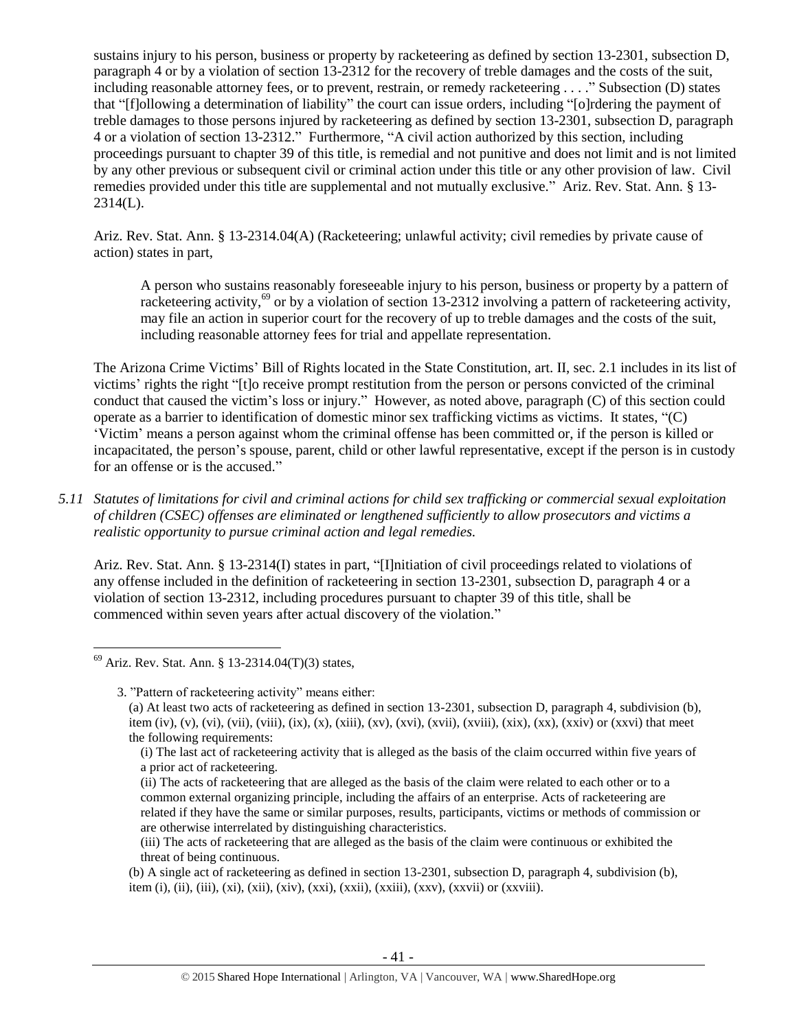sustains injury to his person, business or property by racketeering as defined by section 13-2301, subsection D, paragraph 4 or by a violation of section 13-2312 for the recovery of treble damages and the costs of the suit, including reasonable attorney fees, or to prevent, restrain, or remedy racketeering . . . ." Subsection (D) states that "[f]ollowing a determination of liability" the court can issue orders, including "[o]rdering the payment of treble damages to those persons injured by racketeering as defined by section 13-2301, subsection D, paragraph 4 or a violation of section 13-2312." Furthermore, "A civil action authorized by this section, including proceedings pursuant to chapter 39 of this title, is remedial and not punitive and does not limit and is not limited by any other previous or subsequent civil or criminal action under this title or any other provision of law. Civil remedies provided under this title are supplemental and not mutually exclusive." Ariz. Rev. Stat. Ann. § 13-2314(L).

Ariz. Rev. Stat. Ann. § 13-2314.04(A) (Racketeering; unlawful activity; civil remedies by private cause of action) states in part,

> A person who sustains reasonably foreseeable injury to his person, business or property by a pattern of racketeering activity,[69] or by a violation of section 13-2312 involving a pattern of racketeering activity, may file an action in superior court for the recovery of up to treble damages and the costs of the suit, including reasonable attorney fees for trial and appellate representation.

The Arizona Crime Victims' Bill of Rights located in the State Constitution, art. II, sec. 2.1 includes in its list of victims' rights the right "[t]o receive prompt restitution from the person or persons convicted of the criminal conduct that caused the victim's loss or injury." However, as noted above, paragraph (C) of this section could operate as a barrier to identification of domestic minor sex trafficking victims as victims. It states, "(C) 'Victim' means a person against whom the criminal offense has been committed or, if the person is killed or incapacitated, the person's spouse, parent, child or other lawful representative, except if the person is in custody for an offense or is the accused."

*5.11 Statutes of limitations for civil and criminal actions for child sex trafficking or commercial sexual exploitation of children (CSEC) offenses are eliminated or lengthened sufficiently to allow prosecutors and victims a realistic opportunity to pursue criminal action and legal remedies.*

Ariz. Rev. Stat. Ann. § 13-2314(I) states in part, "[I]nitiation of civil proceedings related to violations of any offense included in the definition of racketeering in section 13-2301, subsection D, paragraph 4 or a violation of section 13-2312, including procedures pursuant to chapter 39 of this title, shall be commenced within seven years after actual discovery of the violation."

---

[69] Ariz. Rev. Stat. Ann. § 13-2314.04(T)(3) states,

> 3. "Pattern of racketeering activity" means either:
>
> (a) At least two acts of racketeering as defined in section 13-2301, subsection D, paragraph 4, subdivision (b), item (iv), (v), (vi), (vii), (viii), (ix), (x), (xiii), (xv), (xvi), (xvii), (xviii), (xix), (xx), (xxiv) or (xxvi) that meet the following requirements:
>
> (i) The last act of racketeering activity that is alleged as the basis of the claim occurred within five years of a prior act of racketeering.
>
> (ii) The acts of racketeering that are alleged as the basis of the claim were related to each other or to a common external organizing principle, including the affairs of an enterprise. Acts of racketeering are related if they have the same or similar purposes, results, participants, victims or methods of commission or are otherwise interrelated by distinguishing characteristics.
>
> (iii) The acts of racketeering that are alleged as the basis of the claim were continuous or exhibited the threat of being continuous.
>
> (b) A single act of racketeering as defined in section 13-2301, subsection D, paragraph 4, subdivision (b), item (i), (ii), (iii), (xi), (xii), (xiv), (xxi), (xxii), (xxiii), (xxv), (xxvii) or (xxviii).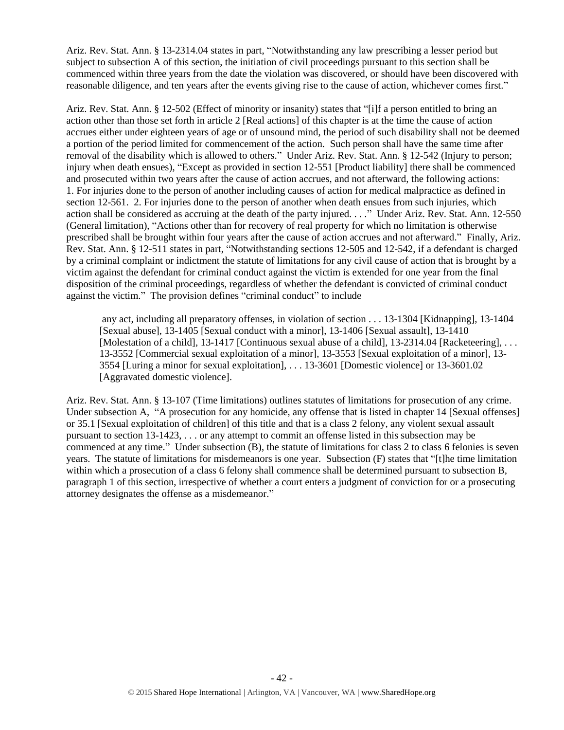Ariz. Rev. Stat. Ann. § 13-2314.04 states in part, "Notwithstanding any law prescribing a lesser period but subject to subsection A of this section, the initiation of civil proceedings pursuant to this section shall be commenced within three years from the date the violation was discovered, or should have been discovered with reasonable diligence, and ten years after the events giving rise to the cause of action, whichever comes first."

Ariz. Rev. Stat. Ann. § 12-502 (Effect of minority or insanity) states that "[i]f a person entitled to bring an action other than those set forth in article 2 [Real actions] of this chapter is at the time the cause of action accrues either under eighteen years of age or of unsound mind, the period of such disability shall not be deemed a portion of the period limited for commencement of the action. Such person shall have the same time after removal of the disability which is allowed to others." Under Ariz. Rev. Stat. Ann. § 12-542 (Injury to person; injury when death ensues), "Except as provided in section 12-551 [Product liability] there shall be commenced and prosecuted within two years after the cause of action accrues, and not afterward, the following actions: 1. For injuries done to the person of another including causes of action for medical malpractice as defined in section 12-561. 2. For injuries done to the person of another when death ensues from such injuries, which action shall be considered as accruing at the death of the party injured. . . ." Under Ariz. Rev. Stat. Ann. 12-550 (General limitation), "Actions other than for recovery of real property for which no limitation is otherwise prescribed shall be brought within four years after the cause of action accrues and not afterward." Finally, Ariz. Rev. Stat. Ann. § 12-511 states in part, "Notwithstanding sections 12-505 and 12-542, if a defendant is charged by a criminal complaint or indictment the statute of limitations for any civil cause of action that is brought by a victim against the defendant for criminal conduct against the victim is extended for one year from the final disposition of the criminal proceedings, regardless of whether the defendant is convicted of criminal conduct against the victim." The provision defines "criminal conduct" to include

> any act, including all preparatory offenses, in violation of section . . . 13-1304 [Kidnapping], 13-1404 [Sexual abuse], 13-1405 [Sexual conduct with a minor], 13-1406 [Sexual assault], 13-1410 [Molestation of a child], 13-1417 [Continuous sexual abuse of a child], 13-2314.04 [Racketeering], . . . 13-3552 [Commercial sexual exploitation of a minor], 13-3553 [Sexual exploitation of a minor], 13-3554 [Luring a minor for sexual exploitation], . . . 13-3601 [Domestic violence] or 13-3601.02 [Aggravated domestic violence].

Ariz. Rev. Stat. Ann. § 13-107 (Time limitations) outlines statutes of limitations for prosecution of any crime. Under subsection A, "A prosecution for any homicide, any offense that is listed in chapter 14 [Sexual offenses] or 35.1 [Sexual exploitation of children] of this title and that is a class 2 felony, any violent sexual assault pursuant to section 13-1423, . . . or any attempt to commit an offense listed in this subsection may be commenced at any time." Under subsection (B), the statute of limitations for class 2 to class 6 felonies is seven years. The statute of limitations for misdemeanors is one year. Subsection (F) states that "[t]he time limitation within which a prosecution of a class 6 felony shall commence shall be determined pursuant to subsection B, paragraph 1 of this section, irrespective of whether a court enters a judgment of conviction for or a prosecuting attorney designates the offense as a misdemeanor."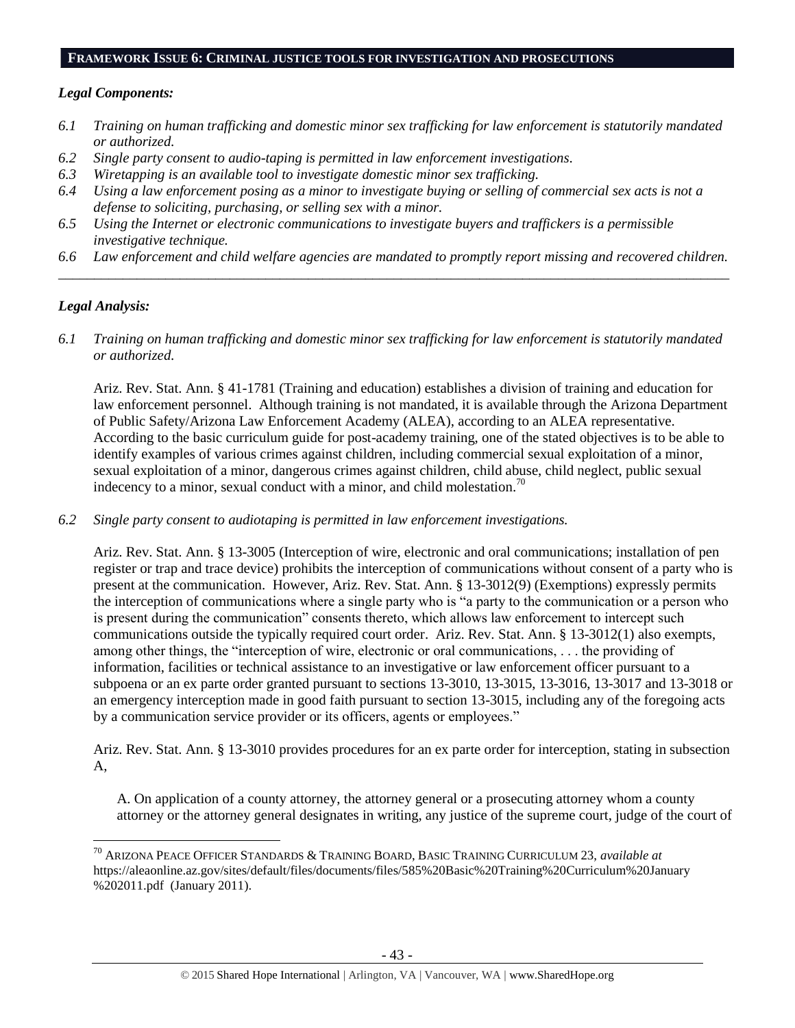## FRAMEWORK ISSUE 6: CRIMINAL JUSTICE TOOLS FOR INVESTIGATION AND PROSECUTIONS

### *Legal Components:*

*6.1 Training on human trafficking and domestic minor sex trafficking for law enforcement is statutorily mandated or authorized.*

*6.2 Single party consent to audio-taping is permitted in law enforcement investigations.*

*6.3 Wiretapping is an available tool to investigate domestic minor sex trafficking.*

*6.4 Using a law enforcement posing as a minor to investigate buying or selling of commercial sex acts is not a defense to soliciting, purchasing, or selling sex with a minor.*

*6.5 Using the Internet or electronic communications to investigate buyers and traffickers is a permissible investigative technique.*

*6.6 Law enforcement and child welfare agencies are mandated to promptly report missing and recovered children.*

---

### *Legal Analysis:*

*6.1 Training on human trafficking and domestic minor sex trafficking for law enforcement is statutorily mandated or authorized.*

Ariz. Rev. Stat. Ann. § 41-1781 (Training and education) establishes a division of training and education for law enforcement personnel. Although training is not mandated, it is available through the Arizona Department of Public Safety/Arizona Law Enforcement Academy (ALEA), according to an ALEA representative. According to the basic curriculum guide for post-academy training, one of the stated objectives is to be able to identify examples of various crimes against children, including commercial sexual exploitation of a minor, sexual exploitation of a minor, dangerous crimes against children, child abuse, child neglect, public sexual indecency to a minor, sexual conduct with a minor, and child molestation.[70]

*6.2 Single party consent to audiotaping is permitted in law enforcement investigations.*

Ariz. Rev. Stat. Ann. § 13-3005 (Interception of wire, electronic and oral communications; installation of pen register or trap and trace device) prohibits the interception of communications without consent of a party who is present at the communication. However, Ariz. Rev. Stat. Ann. § 13-3012(9) (Exemptions) expressly permits the interception of communications where a single party who is "a party to the communication or a person who is present during the communication" consents thereto, which allows law enforcement to intercept such communications outside the typically required court order. Ariz. Rev. Stat. Ann. § 13-3012(1) also exempts, among other things, the "interception of wire, electronic or oral communications, . . . the providing of information, facilities or technical assistance to an investigative or law enforcement officer pursuant to a subpoena or an ex parte order granted pursuant to sections 13-3010, 13-3015, 13-3016, 13-3017 and 13-3018 or an emergency interception made in good faith pursuant to section 13-3015, including any of the foregoing acts by a communication service provider or its officers, agents or employees."

Ariz. Rev. Stat. Ann. § 13-3010 provides procedures for an ex parte order for interception, stating in subsection A,

> A. On application of a county attorney, the attorney general or a prosecuting attorney whom a county attorney or the attorney general designates in writing, any justice of the supreme court, judge of the court of

---

[70] ARIZONA PEACE OFFICER STANDARDS & TRAINING BOARD, BASIC TRAINING CURRICULUM 23, *available at* https://aleaonline.az.gov/sites/default/files/documents/files/585%20Basic%20Training%20Curriculum%20January%202011.pdf (January 2011).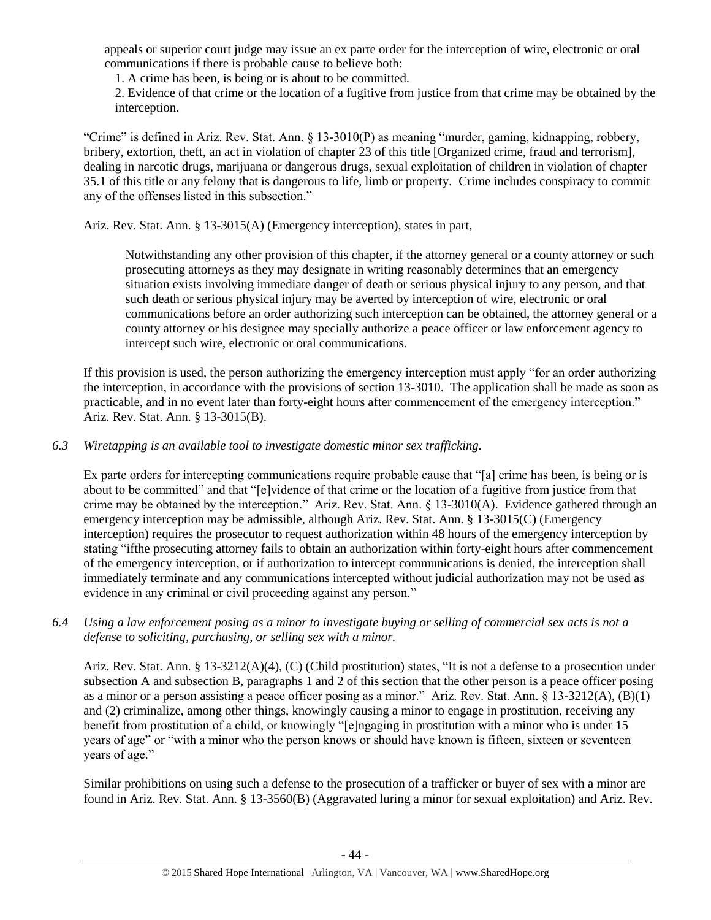appeals or superior court judge may issue an ex parte order for the interception of wire, electronic or oral communications if there is probable cause to believe both:

> 1. A crime has been, is being or is about to be committed.
> 2. Evidence of that crime or the location of a fugitive from justice from that crime may be obtained by the interception.

"Crime" is defined in Ariz. Rev. Stat. Ann. § 13-3010(P) as meaning "murder, gaming, kidnapping, robbery, bribery, extortion, theft, an act in violation of chapter 23 of this title [Organized crime, fraud and terrorism], dealing in narcotic drugs, marijuana or dangerous drugs, sexual exploitation of children in violation of chapter 35.1 of this title or any felony that is dangerous to life, limb or property. Crime includes conspiracy to commit any of the offenses listed in this subsection."

Ariz. Rev. Stat. Ann. § 13-3015(A) (Emergency interception), states in part,

> Notwithstanding any other provision of this chapter, if the attorney general or a county attorney or such prosecuting attorneys as they may designate in writing reasonably determines that an emergency situation exists involving immediate danger of death or serious physical injury to any person, and that such death or serious physical injury may be averted by interception of wire, electronic or oral communications before an order authorizing such interception can be obtained, the attorney general or a county attorney or his designee may specially authorize a peace officer or law enforcement agency to intercept such wire, electronic or oral communications.

If this provision is used, the person authorizing the emergency interception must apply "for an order authorizing the interception, in accordance with the provisions of section 13-3010. The application shall be made as soon as practicable, and in no event later than forty-eight hours after commencement of the emergency interception." Ariz. Rev. Stat. Ann. § 13-3015(B).

*6.3 Wiretapping is an available tool to investigate domestic minor sex trafficking.*

Ex parte orders for intercepting communications require probable cause that "[a] crime has been, is being or is about to be committed" and that "[e]vidence of that crime or the location of a fugitive from justice from that crime may be obtained by the interception." Ariz. Rev. Stat. Ann. § 13-3010(A). Evidence gathered through an emergency interception may be admissible, although Ariz. Rev. Stat. Ann. § 13-3015(C) (Emergency interception) requires the prosecutor to request authorization within 48 hours of the emergency interception by stating "ifthe prosecuting attorney fails to obtain an authorization within forty-eight hours after commencement of the emergency interception, or if authorization to intercept communications is denied, the interception shall immediately terminate and any communications intercepted without judicial authorization may not be used as evidence in any criminal or civil proceeding against any person."

*6.4 Using a law enforcement posing as a minor to investigate buying or selling of commercial sex acts is not a defense to soliciting, purchasing, or selling sex with a minor.*

Ariz. Rev. Stat. Ann. § 13-3212(A)(4), (C) (Child prostitution) states, "It is not a defense to a prosecution under subsection A and subsection B, paragraphs 1 and 2 of this section that the other person is a peace officer posing as a minor or a person assisting a peace officer posing as a minor." Ariz. Rev. Stat. Ann. § 13-3212(A), (B)(1) and (2) criminalize, among other things, knowingly causing a minor to engage in prostitution, receiving any benefit from prostitution of a child, or knowingly "[e]ngaging in prostitution with a minor who is under 15 years of age" or "with a minor who the person knows or should have known is fifteen, sixteen or seventeen years of age."

Similar prohibitions on using such a defense to the prosecution of a trafficker or buyer of sex with a minor are found in Ariz. Rev. Stat. Ann. § 13-3560(B) (Aggravated luring a minor for sexual exploitation) and Ariz. Rev.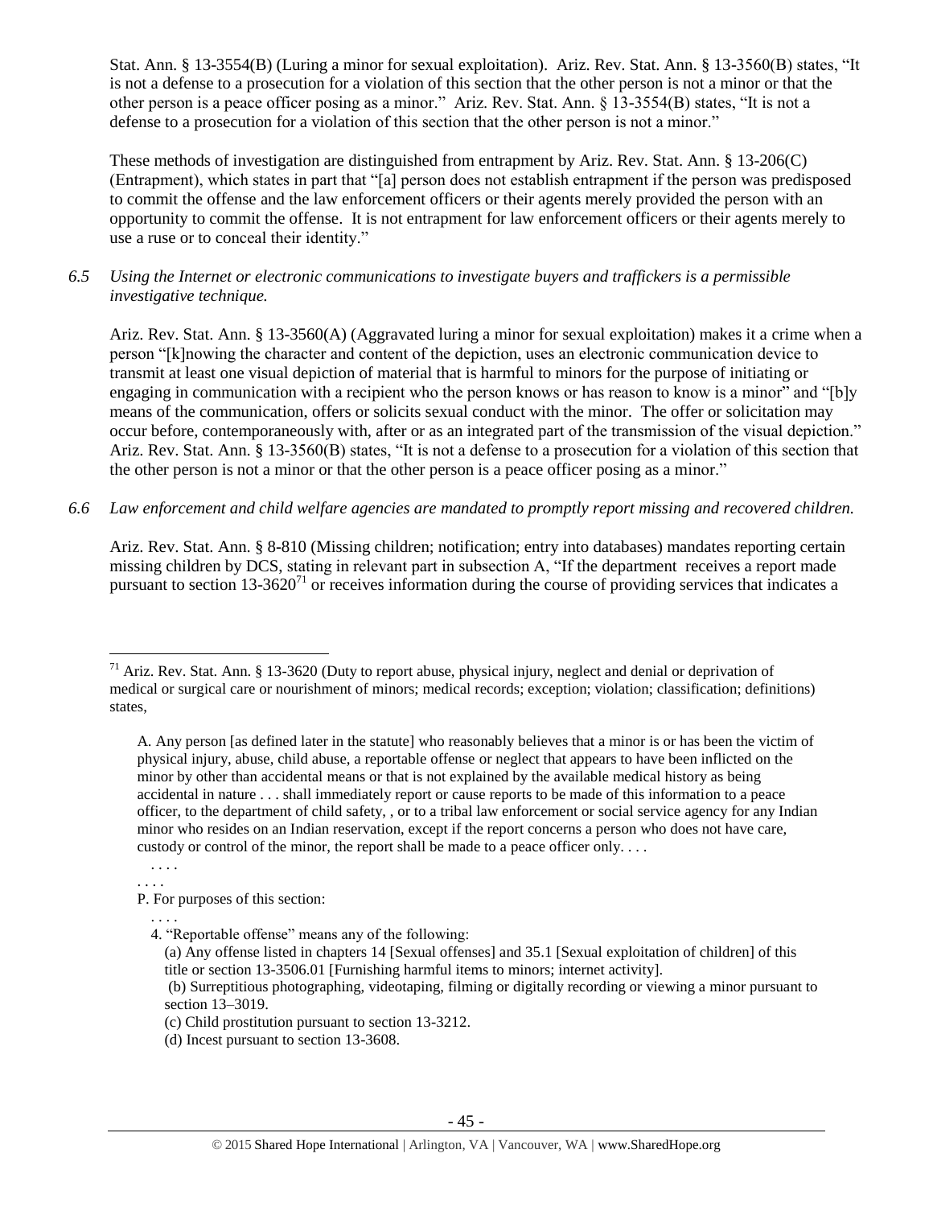Stat. Ann. § 13-3554(B) (Luring a minor for sexual exploitation). Ariz. Rev. Stat. Ann. § 13-3560(B) states, "It is not a defense to a prosecution for a violation of this section that the other person is not a minor or that the other person is a peace officer posing as a minor." Ariz. Rev. Stat. Ann. § 13-3554(B) states, "It is not a defense to a prosecution for a violation of this section that the other person is not a minor."

These methods of investigation are distinguished from entrapment by Ariz. Rev. Stat. Ann. § 13-206(C) (Entrapment), which states in part that "[a] person does not establish entrapment if the person was predisposed to commit the offense and the law enforcement officers or their agents merely provided the person with an opportunity to commit the offense. It is not entrapment for law enforcement officers or their agents merely to use a ruse or to conceal their identity."

*6.5 Using the Internet or electronic communications to investigate buyers and traffickers is a permissible investigative technique.*

Ariz. Rev. Stat. Ann. § 13-3560(A) (Aggravated luring a minor for sexual exploitation) makes it a crime when a person "[k]nowing the character and content of the depiction, uses an electronic communication device to transmit at least one visual depiction of material that is harmful to minors for the purpose of initiating or engaging in communication with a recipient who the person knows or has reason to know is a minor" and "[b]y means of the communication, offers or solicits sexual conduct with the minor. The offer or solicitation may occur before, contemporaneously with, after or as an integrated part of the transmission of the visual depiction." Ariz. Rev. Stat. Ann. § 13-3560(B) states, "It is not a defense to a prosecution for a violation of this section that the other person is not a minor or that the other person is a peace officer posing as a minor."

*6.6 Law enforcement and child welfare agencies are mandated to promptly report missing and recovered children.*

Ariz. Rev. Stat. Ann. § 8-810 (Missing children; notification; entry into databases) mandates reporting certain missing children by DCS, stating in relevant part in subsection A, "If the department receives a report made pursuant to section 13-3620[71] or receives information during the course of providing services that indicates a

---

[71] Ariz. Rev. Stat. Ann. § 13-3620 (Duty to report abuse, physical injury, neglect and denial or deprivation of medical or surgical care or nourishment of minors; medical records; exception; violation; classification; definitions) states,

> A. Any person [as defined later in the statute] who reasonably believes that a minor is or has been the victim of physical injury, abuse, child abuse, a reportable offense or neglect that appears to have been inflicted on the minor by other than accidental means or that is not explained by the available medical history as being accidental in nature . . . shall immediately report or cause reports to be made of this information to a peace officer, to the department of child safety, , or to a tribal law enforcement or social service agency for any Indian minor who resides on an Indian reservation, except if the report concerns a person who does not have care, custody or control of the minor, the report shall be made to a peace officer only. . . .
>
> . . . .
>
> . . . .
>
> P. For purposes of this section:
>
> . . . .
>
> 4. "Reportable offense" means any of the following:
>
> (a) Any offense listed in chapters 14 [Sexual offenses] and 35.1 [Sexual exploitation of children] of this title or section 13-3506.01 [Furnishing harmful items to minors; internet activity].
>
> (b) Surreptitious photographing, videotaping, filming or digitally recording or viewing a minor pursuant to section 13–3019.
>
> (c) Child prostitution pursuant to section 13-3212.
>
> (d) Incest pursuant to section 13-3608.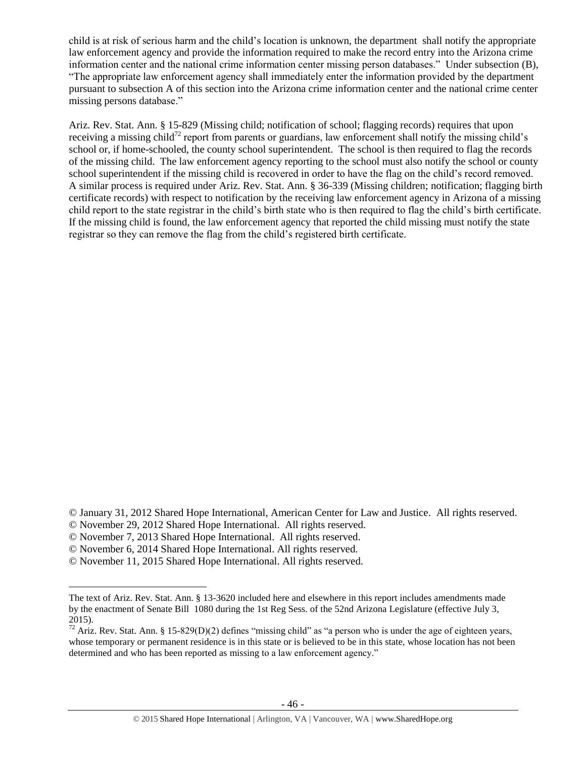child is at risk of serious harm and the child's location is unknown, the department shall notify the appropriate law enforcement agency and provide the information required to make the record entry into the Arizona crime information center and the national crime information center missing person databases." Under subsection (B), "The appropriate law enforcement agency shall immediately enter the information provided by the department pursuant to subsection A of this section into the Arizona crime information center and the national crime center missing persons database."

Ariz. Rev. Stat. Ann. § 15-829 (Missing child; notification of school; flagging records) requires that upon receiving a missing child[72] report from parents or guardians, law enforcement shall notify the missing child's school or, if home-schooled, the county school superintendent. The school is then required to flag the records of the missing child. The law enforcement agency reporting to the school must also notify the school or county school superintendent if the missing child is recovered in order to have the flag on the child's record removed. A similar process is required under Ariz. Rev. Stat. Ann. § 36-339 (Missing children; notification; flagging birth certificate records) with respect to notification by the receiving law enforcement agency in Arizona of a missing child report to the state registrar in the child's birth state who is then required to flag the child's birth certificate. If the missing child is found, the law enforcement agency that reported the child missing must notify the state registrar so they can remove the flag from the child's registered birth certificate.

© January 31, 2012 Shared Hope International, American Center for Law and Justice. All rights reserved.
© November 29, 2012 Shared Hope International. All rights reserved.
© November 7, 2013 Shared Hope International. All rights reserved.
© November 6, 2014 Shared Hope International. All rights reserved.
© November 11, 2015 Shared Hope International. All rights reserved.

---

The text of Ariz. Rev. Stat. Ann. § 13-3620 included here and elsewhere in this report includes amendments made by the enactment of Senate Bill 1080 during the 1st Reg Sess. of the 52nd Arizona Legislature (effective July 3, 2015).

[72] Ariz. Rev. Stat. Ann. § 15-829(D)(2) defines "missing child" as "a person who is under the age of eighteen years, whose temporary or permanent residence is in this state or is believed to be in this state, whose location has not been determined and who has been reported as missing to a law enforcement agency."